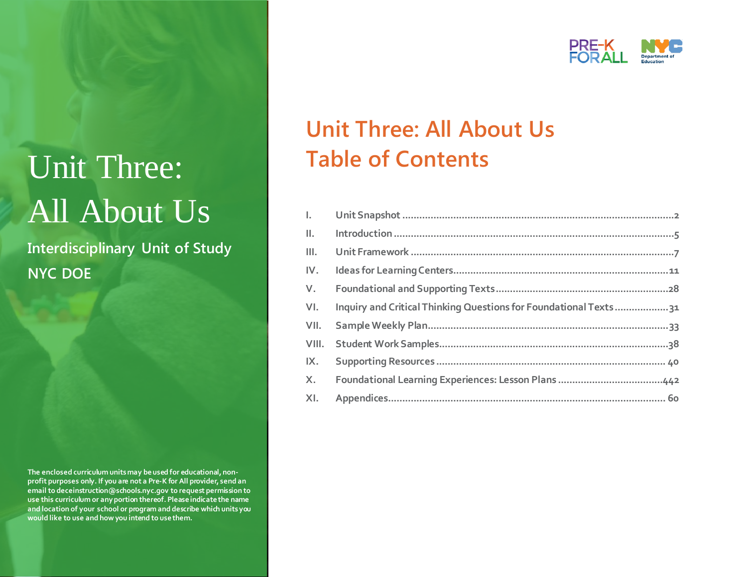# Unit Three: All About Us

**Interdisciplinary Unit of Study**

**NYC DOE**

The enclosed curriculum units may be used for educational, non-profit purposes only. If you are not a Pre-K for All provider, send an email to deceinstruction@schools.nyc.gov to request permission to use this curriculum or any portion thereof. Please indicate the name and location of your school or program and describe which units you would like to use and how you intend to use them.

PRE-K FOR ALL

NYC Department of Education

## Unit Three: All About Us Table of Contents

| | | |
|---|---|---|
| I. | Unit Snapshot | 2 |
| II. | Introduction | 5 |
| III. | Unit Framework | 7 |
| IV. | Ideas for Learning Centers | 11 |
| V. | Foundational and Supporting Texts | 28 |
| VI. | Inquiry and Critical Thinking Questions for Foundational Texts | 31 |
| VII. | Sample Weekly Plan | 33 |
| VIII. | Student Work Samples | 38 |
| IX. | Supporting Resources | 40 |
| X. | Foundational Learning Experiences: Lesson Plans | 442 |
| XI. | Appendices | 60 |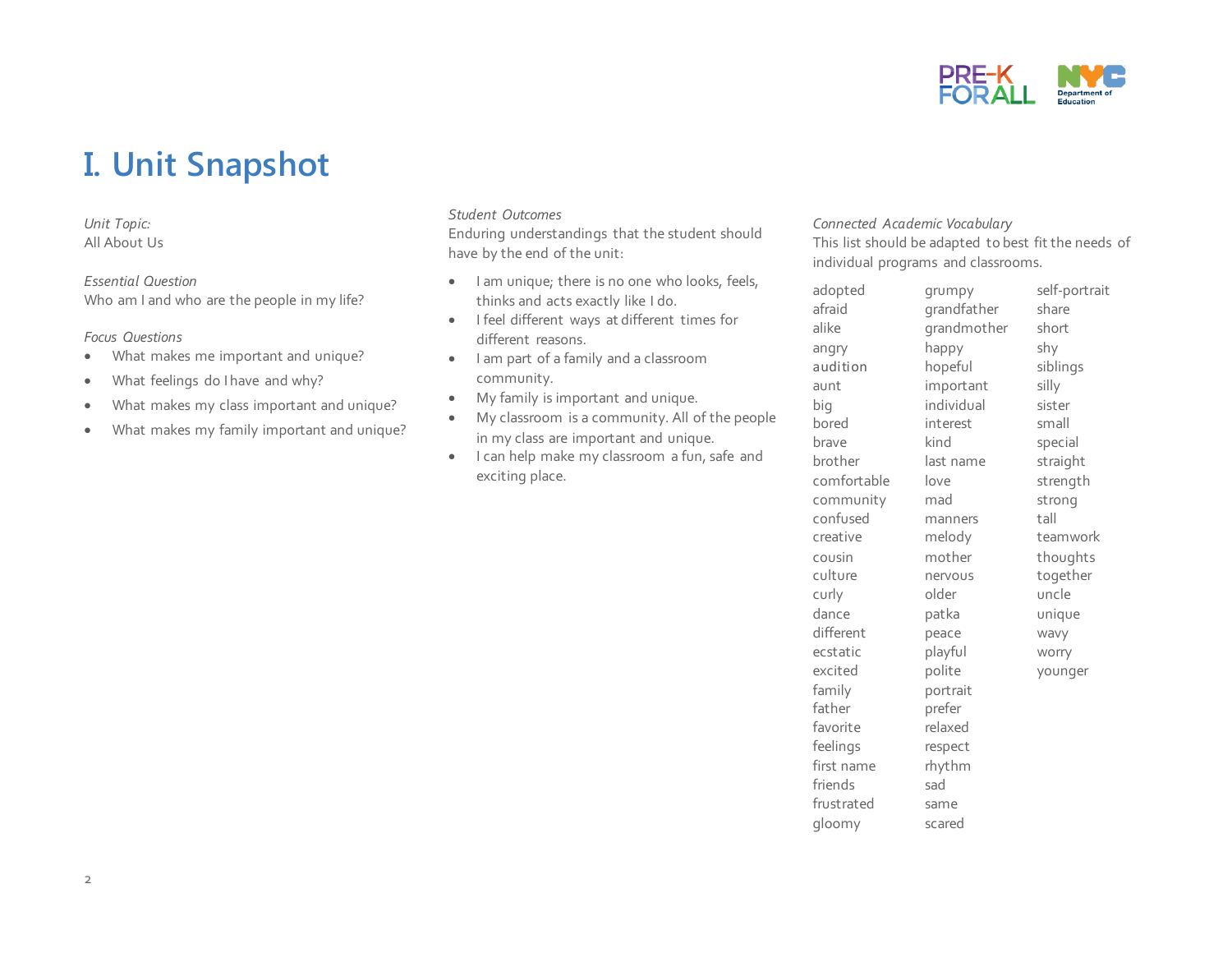# I. Unit Snapshot

*Unit Topic:*
All About Us

*Essential Question*
Who am I and who are the people in my life?

*Focus Questions*

- What makes me important and unique?
- What feelings do I have and why?
- What makes my class important and unique?
- What makes my family important and unique?

*Student Outcomes*
Enduring understandings that the student should have by the end of the unit:

- I am unique; there is no one who looks, feels, thinks and acts exactly like I do.
- I feel different ways at different times for different reasons.
- I am part of a family and a classroom community.
- My family is important and unique.
- My classroom is a community. All of the people in my class are important and unique.
- I can help make my classroom a fun, safe and exciting place.

*Connected Academic Vocabulary*
This list should be adapted to best fit the needs of individual programs and classrooms.

adopted
afraid
alike
angry
audition
aunt
big
bored
brave
brother
comfortable
community
confused
creative
cousin
culture
curly
dance
different
ecstatic
excited
family
father
favorite
feelings
first name
friends
frustrated
gloomy
grumpy
grandfather
grandmother
happy
hopeful
important
individual
interest
kind
last name
love
mad
manners
melody
mother
nervous
older
patka
peace
playful
polite
portrait
prefer
relaxed
respect
rhythm
sad
same
scared
self-portrait
share
short
shy
siblings
silly
sister
small
special
straight
strength
strong
tall
teamwork
thoughts
together
uncle
unique
wavy
worry
younger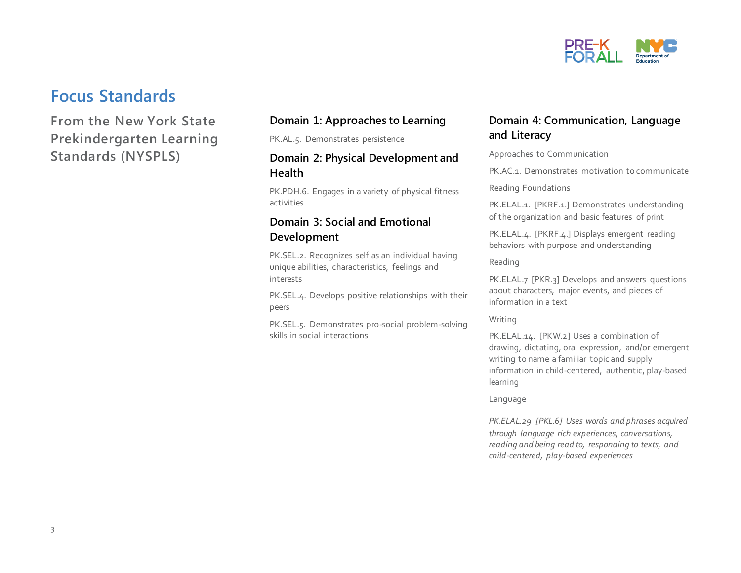# Focus Standards

## From the New York State Prekindergarten Learning Standards (NYSPLS)

### Domain 1: Approaches to Learning

PK.AL.5. Demonstrates persistence

### Domain 2: Physical Development and Health

PK.PDH.6. Engages in a variety of physical fitness activities

### Domain 3: Social and Emotional Development

PK.SEL.2. Recognizes self as an individual having unique abilities, characteristics, feelings and interests

PK.SEL.4. Develops positive relationships with their peers

PK.SEL.5. Demonstrates pro-social problem-solving skills in social interactions

### Domain 4: Communication, Language and Literacy

Approaches to Communication

PK.AC.1. Demonstrates motivation to communicate

Reading Foundations

PK.ELAL.1. [PKRF.1.] Demonstrates understanding of the organization and basic features of print

PK.ELAL.4. [PKRF.4.] Displays emergent reading behaviors with purpose and understanding

Reading

PK.ELAL.7 [PKR.3] Develops and answers questions about characters, major events, and pieces of information in a text

Writing

PK.ELAL.14. [PKW.2] Uses a combination of drawing, dictating, oral expression, and/or emergent writing to name a familiar topic and supply information in child-centered, authentic, play-based learning

Language

*PK.ELAL.29 [PKL.6] Uses words and phrases acquired through language rich experiences, conversations, reading and being read to, responding to texts, and child-centered, play-based experiences*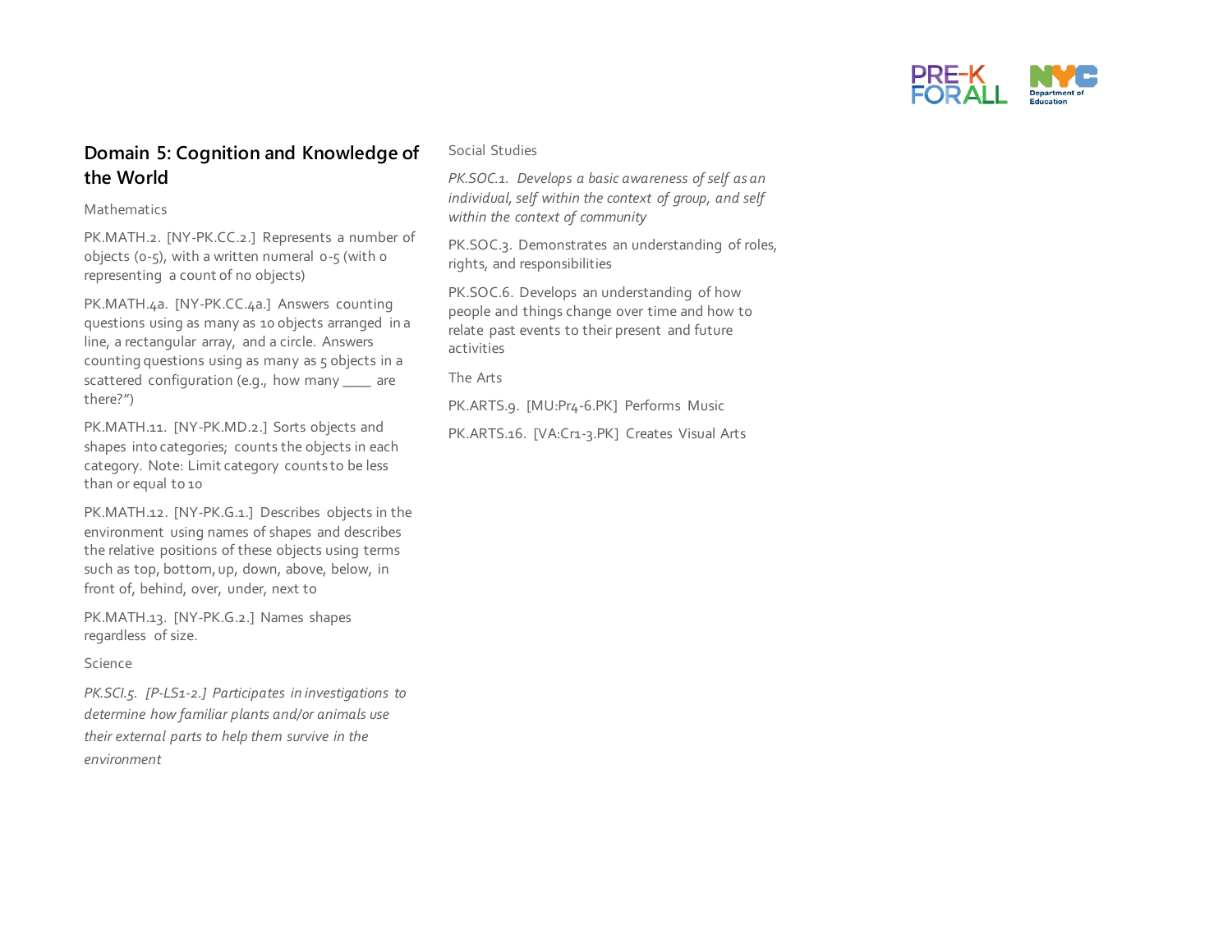## Domain 5: Cognition and Knowledge of the World

Mathematics

PK.MATH.2. [NY-PK.CC.2.] Represents a number of objects (0-5), with a written numeral 0-5 (with 0 representing a count of no objects)

PK.MATH.4a. [NY-PK.CC.4a.] Answers counting questions using as many as 10 objects arranged in a line, a rectangular array, and a circle. Answers counting questions using as many as 5 objects in a scattered configuration (e.g., how many ____ are there?")

PK.MATH.11. [NY-PK.MD.2.] Sorts objects and shapes into categories; counts the objects in each category. Note: Limit category counts to be less than or equal to 10

PK.MATH.12. [NY-PK.G.1.] Describes objects in the environment using names of shapes and describes the relative positions of these objects using terms such as top, bottom, up, down, above, below, in front of, behind, over, under, next to

PK.MATH.13. [NY-PK.G.2.] Names shapes regardless of size.

Science

*PK.SCI.5. [P-LS1-2.] Participates in investigations to determine how familiar plants and/or animals use their external parts to help them survive in the environment*

Social Studies

*PK.SOC.1. Develops a basic awareness of self as an individual, self within the context of group, and self within the context of community*

PK.SOC.3. Demonstrates an understanding of roles, rights, and responsibilities

PK.SOC.6. Develops an understanding of how people and things change over time and how to relate past events to their present and future activities

The Arts

PK.ARTS.9. [MU:Pr4-6.PK] Performs Music

PK.ARTS.16. [VA:Cr1-3.PK] Creates Visual Arts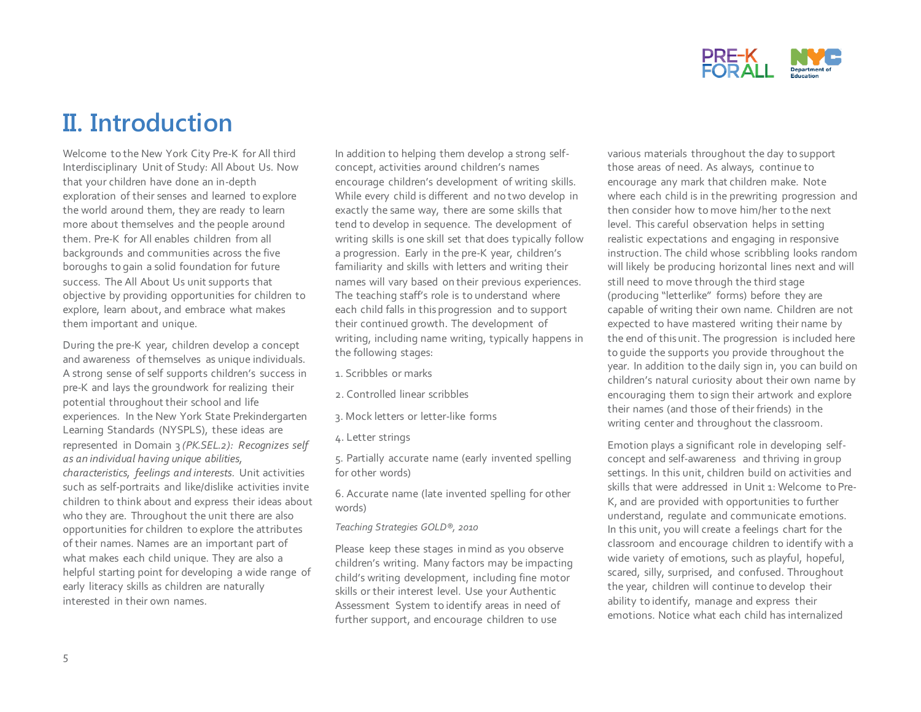# II. Introduction

Welcome to the New York City Pre-K for All third Interdisciplinary Unit of Study: All About Us. Now that your children have done an in-depth exploration of their senses and learned to explore the world around them, they are ready to learn more about themselves and the people around them. Pre-K for All enables children from all backgrounds and communities across the five boroughs to gain a solid foundation for future success. The All About Us unit supports that objective by providing opportunities for children to explore, learn about, and embrace what makes them important and unique.

During the pre-K year, children develop a concept and awareness of themselves as unique individuals. A strong sense of self supports children's success in pre-K and lays the groundwork for realizing their potential throughout their school and life experiences. In the New York State Prekindergarten Learning Standards (NYSPLS), these ideas are represented in Domain 3 *(PK.SEL.2): Recognizes self as an individual having unique abilities, characteristics, feelings and interests.* Unit activities such as self-portraits and like/dislike activities invite children to think about and express their ideas about who they are. Throughout the unit there are also opportunities for children to explore the attributes of their names. Names are an important part of what makes each child unique. They are also a helpful starting point for developing a wide range of early literacy skills as children are naturally interested in their own names.

In addition to helping them develop a strong self-concept, activities around children's names encourage children's development of writing skills. While every child is different and no two develop in exactly the same way, there are some skills that tend to develop in sequence. The development of writing skills is one skill set that does typically follow a progression. Early in the pre-K year, children's familiarity and skills with letters and writing their names will vary based on their previous experiences. The teaching staff's role is to understand where each child falls in this progression and to support their continued growth. The development of writing, including name writing, typically happens in the following stages:

1. Scribbles or marks
2. Controlled linear scribbles
3. Mock letters or letter-like forms
4. Letter strings
5. Partially accurate name (early invented spelling for other words)
6. Accurate name (late invented spelling for other words)

*Teaching Strategies GOLD®, 2010*

Please keep these stages in mind as you observe children's writing. Many factors may be impacting child's writing development, including fine motor skills or their interest level. Use your Authentic Assessment System to identify areas in need of further support, and encourage children to use various materials throughout the day to support those areas of need. As always, continue to encourage any mark that children make. Note where each child is in the prewriting progression and then consider how to move him/her to the next level. This careful observation helps in setting realistic expectations and engaging in responsive instruction. The child whose scribbling looks random will likely be producing horizontal lines next and will still need to move through the third stage (producing "letterlike" forms) before they are capable of writing their own name. Children are not expected to have mastered writing their name by the end of this unit. The progression is included here to guide the supports you provide throughout the year. In addition to the daily sign in, you can build on children's natural curiosity about their own name by encouraging them to sign their artwork and explore their names (and those of their friends) in the writing center and throughout the classroom.

Emotion plays a significant role in developing self-concept and self-awareness and thriving in group settings. In this unit, children build on activities and skills that were addressed in Unit 1: Welcome to Pre-K, and are provided with opportunities to further understand, regulate and communicate emotions. In this unit, you will create a feelings chart for the classroom and encourage children to identify with a wide variety of emotions, such as playful, hopeful, scared, silly, surprised, and confused. Throughout the year, children will continue to develop their ability to identify, manage and express their emotions. Notice what each child has internalized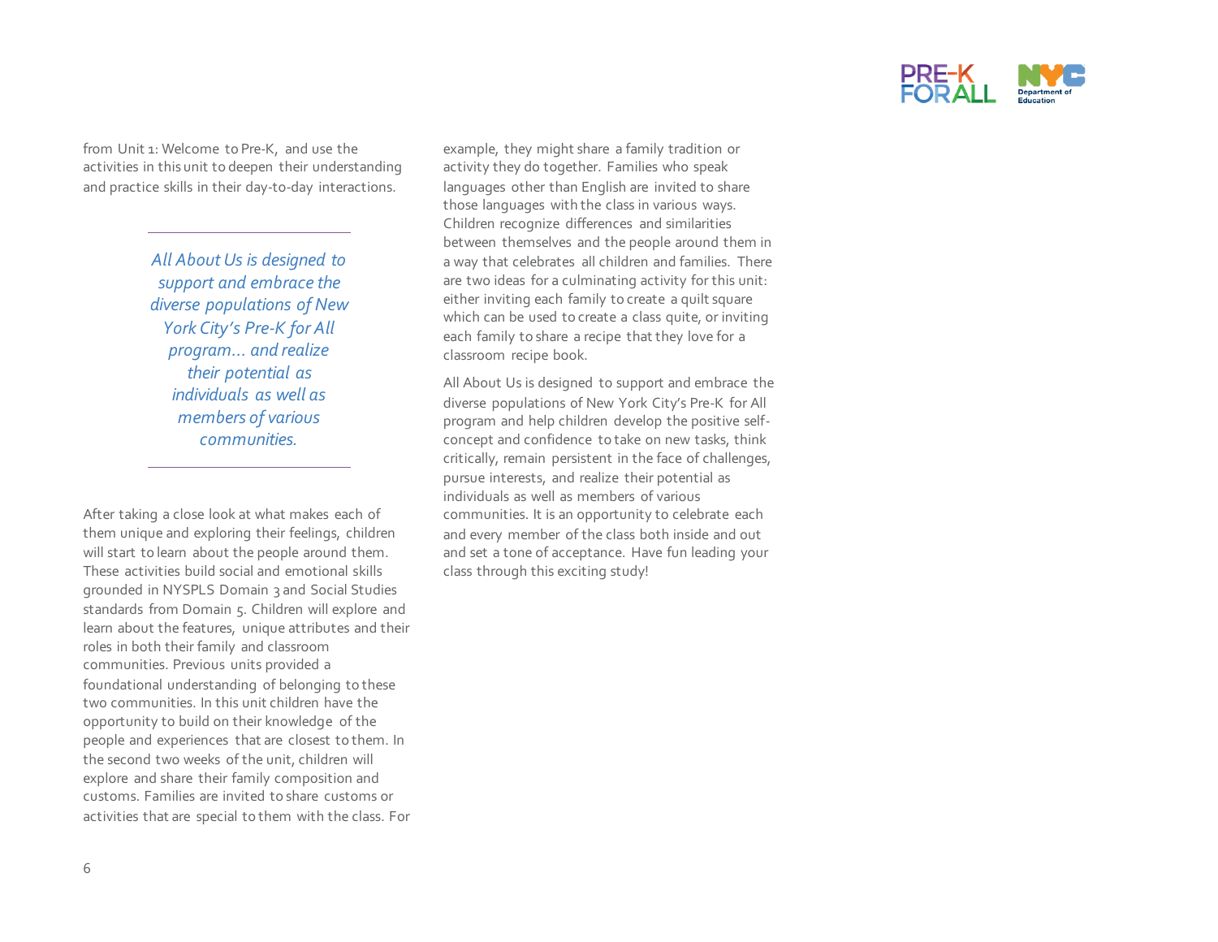from Unit 1: Welcome to Pre-K, and use the activities in this unit to deepen their understanding and practice skills in their day-to-day interactions.

---

*All About Us is designed to support and embrace the diverse populations of New York City's Pre-K for All program... and realize their potential as individuals as well as members of various communities.*

---

After taking a close look at what makes each of them unique and exploring their feelings, children will start to learn about the people around them. These activities build social and emotional skills grounded in NYSPLS Domain 3 and Social Studies standards from Domain 5. Children will explore and learn about the features, unique attributes and their roles in both their family and classroom communities. Previous units provided a foundational understanding of belonging to these two communities. In this unit children have the opportunity to build on their knowledge of the people and experiences that are closest to them. In the second two weeks of the unit, children will explore and share their family composition and customs. Families are invited to share customs or activities that are special to them with the class. For example, they might share a family tradition or activity they do together. Families who speak languages other than English are invited to share those languages with the class in various ways. Children recognize differences and similarities between themselves and the people around them in a way that celebrates all children and families. There are two ideas for a culminating activity for this unit: either inviting each family to create a quilt square which can be used to create a class quite, or inviting each family to share a recipe that they love for a classroom recipe book.

All About Us is designed to support and embrace the diverse populations of New York City's Pre-K for All program and help children develop the positive self-concept and confidence to take on new tasks, think critically, remain persistent in the face of challenges, pursue interests, and realize their potential as individuals as well as members of various communities. It is an opportunity to celebrate each and every member of the class both inside and out and set a tone of acceptance. Have fun leading your class through this exciting study!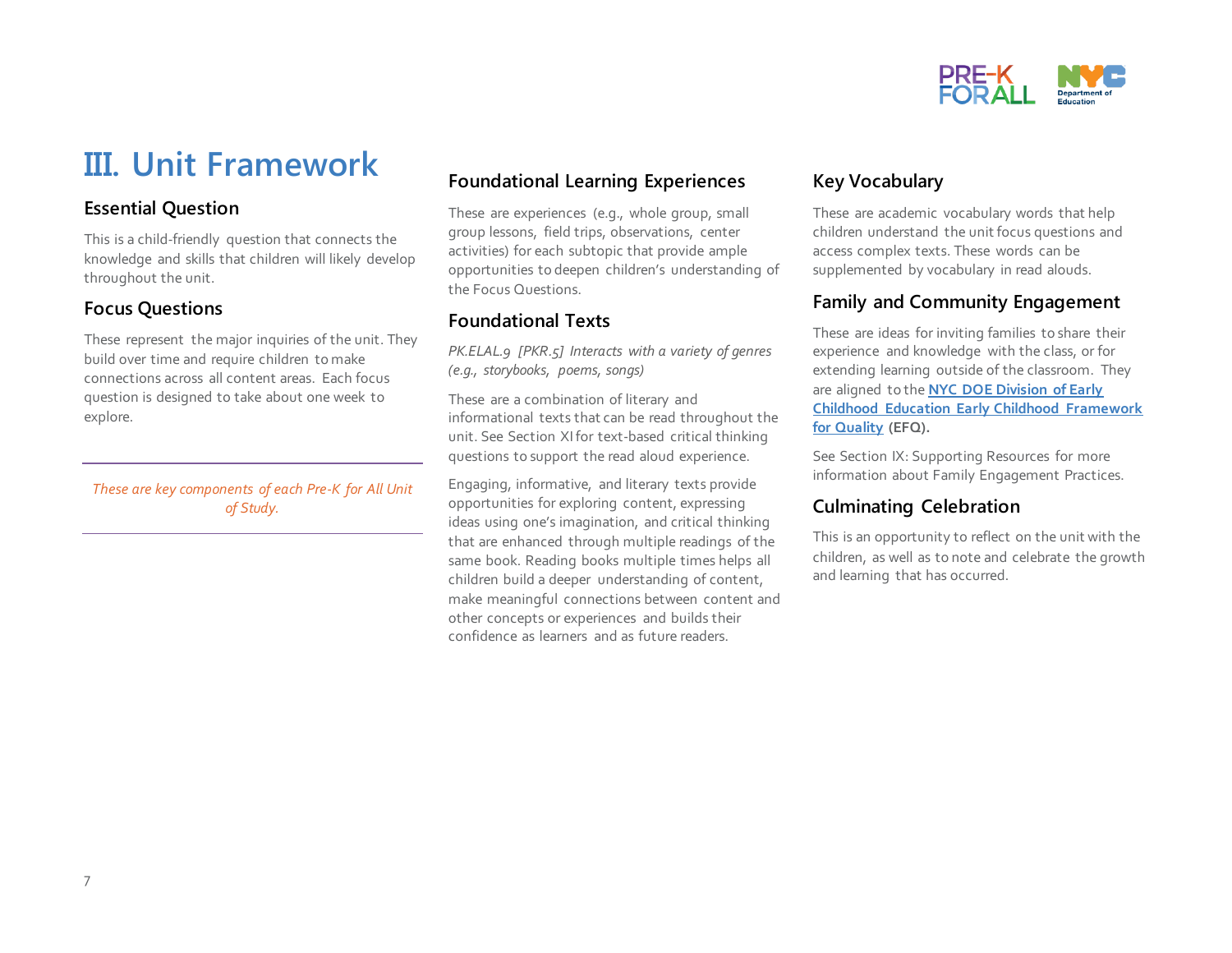# III. Unit Framework

## Essential Question

This is a child-friendly question that connects the knowledge and skills that children will likely develop throughout the unit.

## Focus Questions

These represent the major inquiries of the unit. They build over time and require children to make connections across all content areas. Each focus question is designed to take about one week to explore.

*These are key components of each Pre-K for All Unit of Study.*

## Foundational Learning Experiences

These are experiences (e.g., whole group, small group lessons, field trips, observations, center activities) for each subtopic that provide ample opportunities to deepen children's understanding of the Focus Questions.

## Foundational Texts

*PK.ELAL.9 [PKR.5] Interacts with a variety of genres (e.g., storybooks, poems, songs)*

These are a combination of literary and informational texts that can be read throughout the unit. See Section XI for text-based critical thinking questions to support the read aloud experience.

Engaging, informative, and literary texts provide opportunities for exploring content, expressing ideas using one's imagination, and critical thinking that are enhanced through multiple readings of the same book. Reading books multiple times helps all children build a deeper understanding of content, make meaningful connections between content and other concepts or experiences and builds their confidence as learners and as future readers.

## Key Vocabulary

These are academic vocabulary words that help children understand the unit focus questions and access complex texts. These words can be supplemented by vocabulary in read alouds.

## Family and Community Engagement

These are ideas for inviting families to share their experience and knowledge with the class, or for extending learning outside of the classroom. They are aligned to the **NYC DOE Division of Early Childhood Education Early Childhood Framework for Quality** **(EFQ).**

See Section IX: Supporting Resources for more information about Family Engagement Practices.

## Culminating Celebration

This is an opportunity to reflect on the unit with the children, as well as to note and celebrate the growth and learning that has occurred.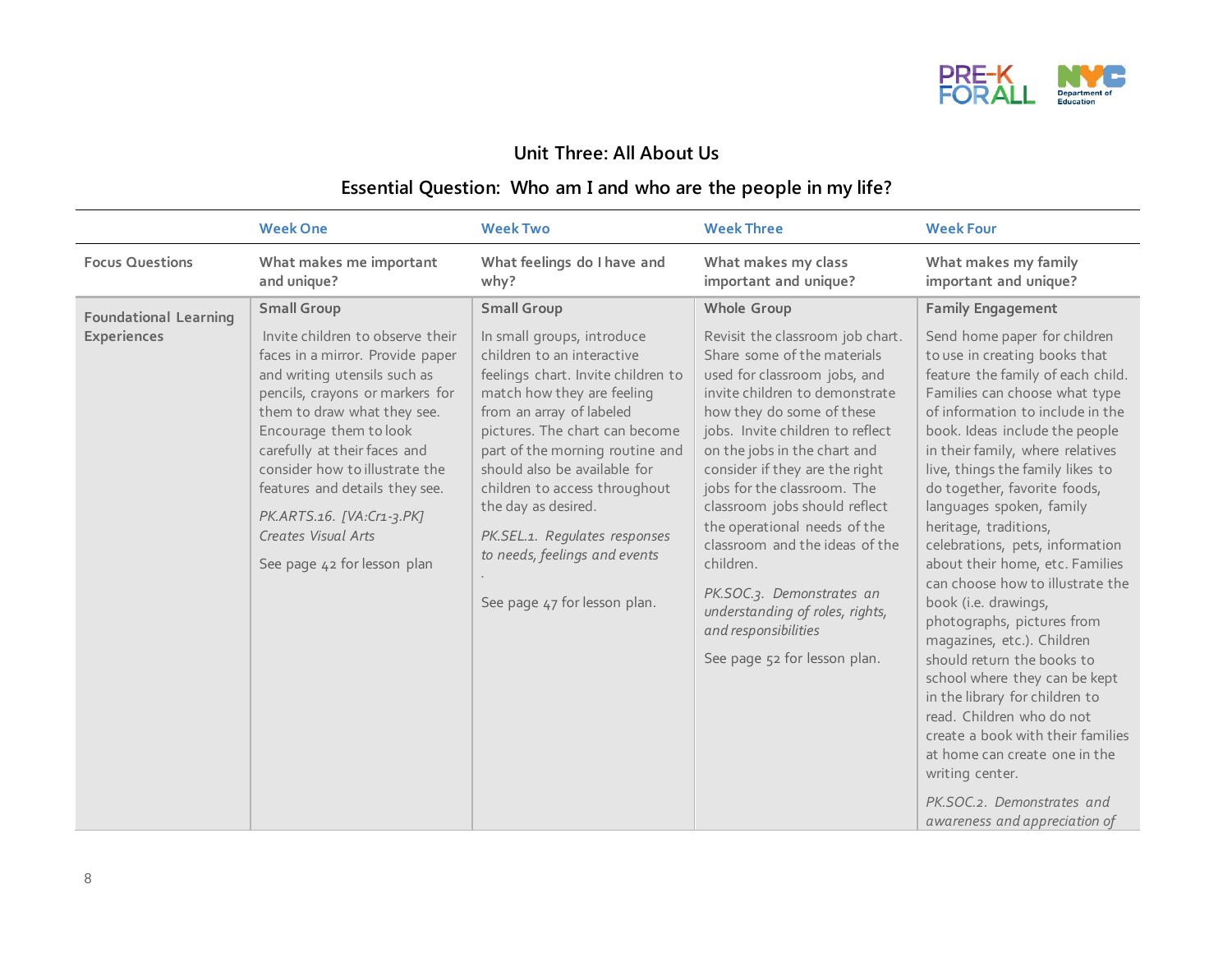## Unit Three: All About Us

### Essential Question: Who am I and who are the people in my life?

| | Week One | Week Two | Week Three | Week Four |
|---|---|---|---|---|
| Focus Questions | What makes me important and unique? | What feelings do I have and why? | What makes my class important and unique? | What makes my family important and unique? |
| Foundational Learning Experiences | **Small Group**<br><br>Invite children to observe their faces in a mirror. Provide paper and writing utensils such as pencils, crayons or markers for them to draw what they see. Encourage them to look carefully at their faces and consider how to illustrate the features and details they see.<br><br>*PK.ARTS.16. [VA:Cr1-3.PK] Creates Visual Arts*<br><br>See page 42 for lesson plan | **Small Group**<br><br>In small groups, introduce children to an interactive feelings chart. Invite children to match how they are feeling from an array of labeled pictures. The chart can become part of the morning routine and should also be available for children to access throughout the day as desired.<br><br>*PK.SEL.1. Regulates responses to needs, feelings and events*<br><br>.<br><br>See page 47 for lesson plan. | **Whole Group**<br><br>Revisit the classroom job chart. Share some of the materials used for classroom jobs, and invite children to demonstrate how they do some of these jobs. Invite children to reflect on the jobs in the chart and consider if they are the right jobs for the classroom. The classroom jobs should reflect the operational needs of the classroom and the ideas of the children.<br><br>*PK.SOC.3. Demonstrates an understanding of roles, rights, and responsibilities*<br><br>See page 52 for lesson plan. | **Family Engagement**<br><br>Send home paper for children to use in creating books that feature the family of each child. Families can choose what type of information to include in the book. Ideas include the people in their family, where relatives live, things the family likes to do together, favorite foods, languages spoken, family heritage, traditions, celebrations, pets, information about their home, etc. Families can choose how to illustrate the book (i.e. drawings, photographs, pictures from magazines, etc.). Children should return the books to school where they can be kept in the library for children to read. Children who do not create a book with their families at home can create one in the writing center.<br><br>*PK.SOC.2. Demonstrates and awareness and appreciation of* |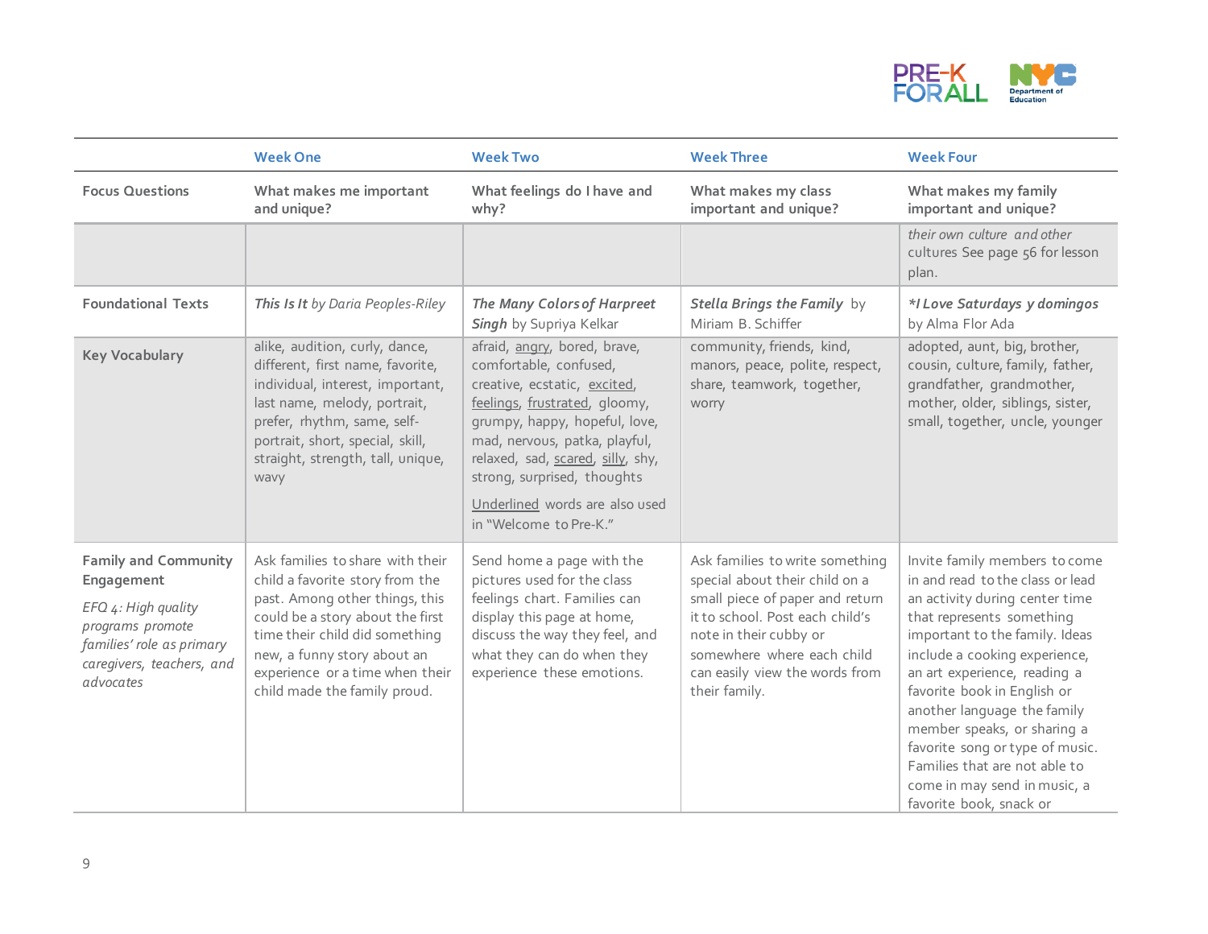| | Week One | Week Two | Week Three | Week Four |
|---|---|---|---|---|
| **Focus Questions** | What makes me important and unique? | What feelings do I have and why? | What makes my class important and unique? | What makes my family important and unique? |
| | | | | *their own culture and other* cultures See page 56 for lesson plan. |
| **Foundational Texts** | ***This Is It*** *by Daria Peoples-Riley* | ***The Many Colors of Harpreet Singh*** by Supriya Kelkar | ***Stella Brings the Family*** by Miriam B. Schiffer | ***\*I Love Saturdays y domingos*** by Alma Flor Ada |
| **Key Vocabulary** | alike, audition, curly, dance, different, first name, favorite, individual, interest, important, last name, melody, portrait, prefer, rhythm, same, self-portrait, short, special, skill, straight, strength, tall, unique, wavy | afraid, <u>angry</u>, bored, brave, comfortable, confused, creative, ecstatic, <u>excited</u>, <u>feelings</u>, <u>frustrated</u>, gloomy, grumpy, happy, hopeful, love, mad, nervous, patka, playful, relaxed, sad, <u>scared</u>, <u>silly</u>, shy, strong, surprised, thoughts<br><br><u>Underlined</u> words are also used in "Welcome to Pre-K." | community, friends, kind, manors, peace, polite, respect, share, teamwork, together, worry | adopted, aunt, big, brother, cousin, culture, family, father, grandfather, grandmother, mother, older, siblings, sister, small, together, uncle, younger |
| **Family and Community Engagement**<br><br>*EFQ 4: High quality programs promote families' role as primary caregivers, teachers, and advocates* | Ask families to share with their child a favorite story from the past. Among other things, this could be a story about the first time their child did something new, a funny story about an experience or a time when their child made the family proud. | Send home a page with the pictures used for the class feelings chart. Families can display this page at home, discuss the way they feel, and what they can do when they experience these emotions. | Ask families to write something special about their child on a small piece of paper and return it to school. Post each child's note in their cubby or somewhere where each child can easily view the words from their family. | Invite family members to come in and read to the class or lead an activity during center time that represents something important to the family. Ideas include a cooking experience, an art experience, reading a favorite book in English or another language the family member speaks, or sharing a favorite song or type of music. Families that are not able to come in may send in music, a favorite book, snack or |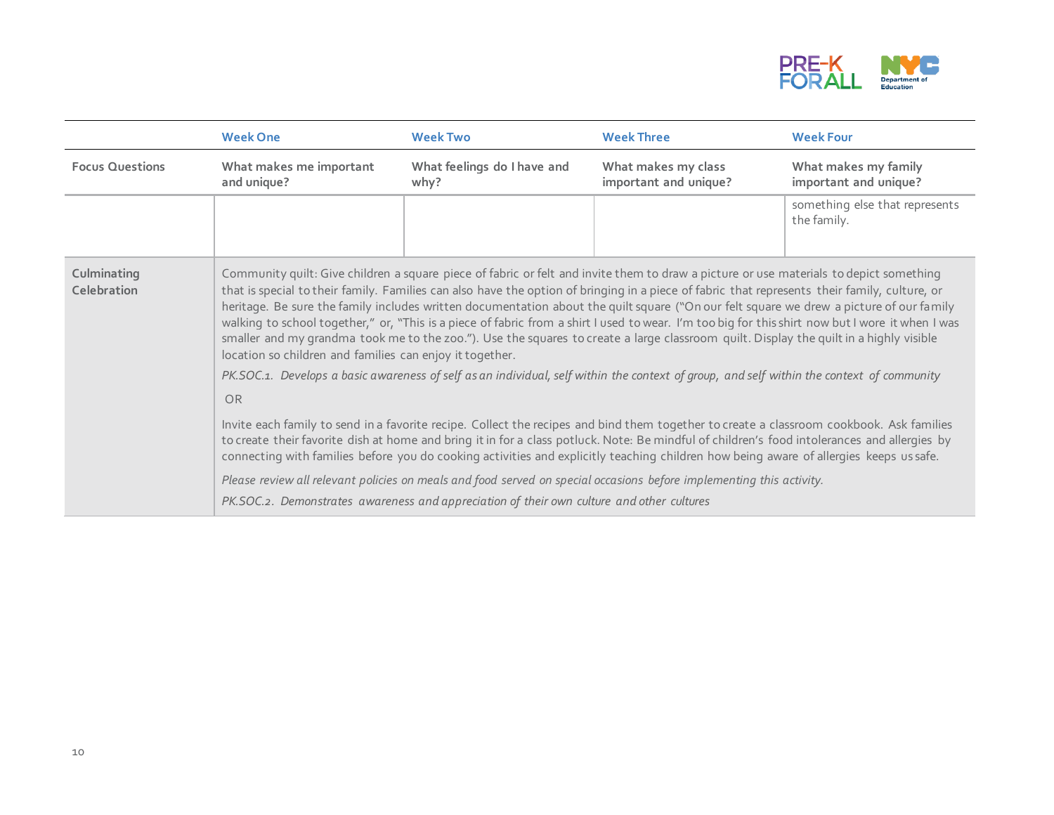| | Week One | Week Two | Week Three | Week Four |
|---|---|---|---|---|
| **Focus Questions** | What makes me important and unique? | What feelings do I have and why? | What makes my class important and unique? | What makes my family important and unique? |
| | | | | something else that represents the family. |
| **Culminating Celebration** | Community quilt: Give children a square piece of fabric or felt and invite them to draw a picture or use materials to depict something that is special to their family. Families can also have the option of bringing in a piece of fabric that represents their family, culture, or heritage. Be sure the family includes written documentation about the quilt square ("On our felt square we drew a picture of our family walking to school together," or, "This is a piece of fabric from a shirt I used to wear. I'm too big for this shirt now but I wore it when I was smaller and my grandma took me to the zoo."). Use the squares to create a large classroom quilt. Display the quilt in a highly visible location so children and families can enjoy it together. <br><br> *PK.SOC.1. Develops a basic awareness of self as an individual, self within the context of group, and self within the context of community* <br><br> OR <br><br> Invite each family to send in a favorite recipe. Collect the recipes and bind them together to create a classroom cookbook. Ask families to create their favorite dish at home and bring it in for a class potluck. Note: Be mindful of children's food intolerances and allergies by connecting with families before you do cooking activities and explicitly teaching children how being aware of allergies keeps us safe. <br><br> *Please review all relevant policies on meals and food served on special occasions before implementing this activity.* <br><br> *PK.SOC.2. Demonstrates awareness and appreciation of their own culture and other cultures* | | | |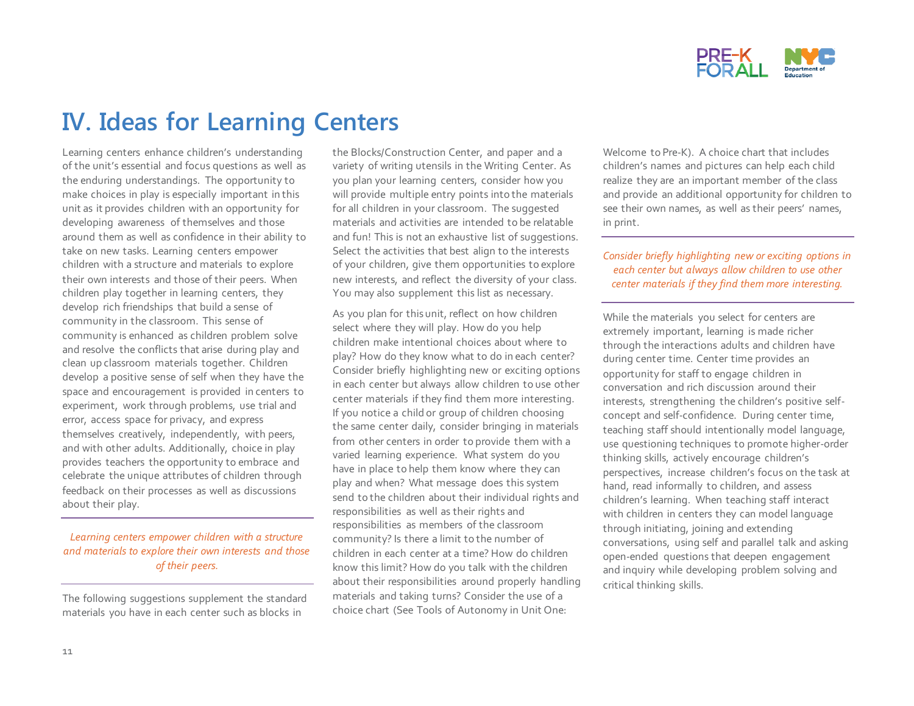# IV. Ideas for Learning Centers

Learning centers enhance children's understanding of the unit's essential and focus questions as well as the enduring understandings. The opportunity to make choices in play is especially important in this unit as it provides children with an opportunity for developing awareness of themselves and those around them as well as confidence in their ability to take on new tasks. Learning centers empower children with a structure and materials to explore their own interests and those of their peers. When children play together in learning centers, they develop rich friendships that build a sense of community in the classroom. This sense of community is enhanced as children problem solve and resolve the conflicts that arise during play and clean up classroom materials together. Children develop a positive sense of self when they have the space and encouragement is provided in centers to experiment, work through problems, use trial and error, access space for privacy, and express themselves creatively, independently, with peers, and with other adults. Additionally, choice in play provides teachers the opportunity to embrace and celebrate the unique attributes of children through feedback on their processes as well as discussions about their play.

*Learning centers empower children with a structure and materials to explore their own interests and those of their peers.*

The following suggestions supplement the standard materials you have in each center such as blocks in the Blocks/Construction Center, and paper and a variety of writing utensils in the Writing Center. As you plan your learning centers, consider how you will provide multiple entry points into the materials for all children in your classroom. The suggested materials and activities are intended to be relatable and fun! This is not an exhaustive list of suggestions. Select the activities that best align to the interests of your children, give them opportunities to explore new interests, and reflect the diversity of your class. You may also supplement this list as necessary.

As you plan for this unit, reflect on how children select where they will play. How do you help children make intentional choices about where to play? How do they know what to do in each center? Consider briefly highlighting new or exciting options in each center but always allow children to use other center materials if they find them more interesting. If you notice a child or group of children choosing the same center daily, consider bringing in materials from other centers in order to provide them with a varied learning experience. What system do you have in place to help them know where they can play and when? What message does this system send to the children about their individual rights and responsibilities as well as their rights and responsibilities as members of the classroom community? Is there a limit to the number of children in each center at a time? How do children know this limit? How do you talk with the children about their responsibilities around properly handling materials and taking turns? Consider the use of a choice chart (See Tools of Autonomy in Unit One: Welcome to Pre-K). A choice chart that includes children's names and pictures can help each child realize they are an important member of the class and provide an additional opportunity for children to see their own names, as well as their peers' names, in print.

*Consider briefly highlighting new or exciting options in each center but always allow children to use other center materials if they find them more interesting.*

While the materials you select for centers are extremely important, learning is made richer through the interactions adults and children have during center time. Center time provides an opportunity for staff to engage children in conversation and rich discussion around their interests, strengthening the children's positive self-concept and self-confidence. During center time, teaching staff should intentionally model language, use questioning techniques to promote higher-order thinking skills, actively encourage children's perspectives, increase children's focus on the task at hand, read informally to children, and assess children's learning. When teaching staff interact with children in centers they can model language through initiating, joining and extending conversations, using self and parallel talk and asking open-ended questions that deepen engagement and inquiry while developing problem solving and critical thinking skills.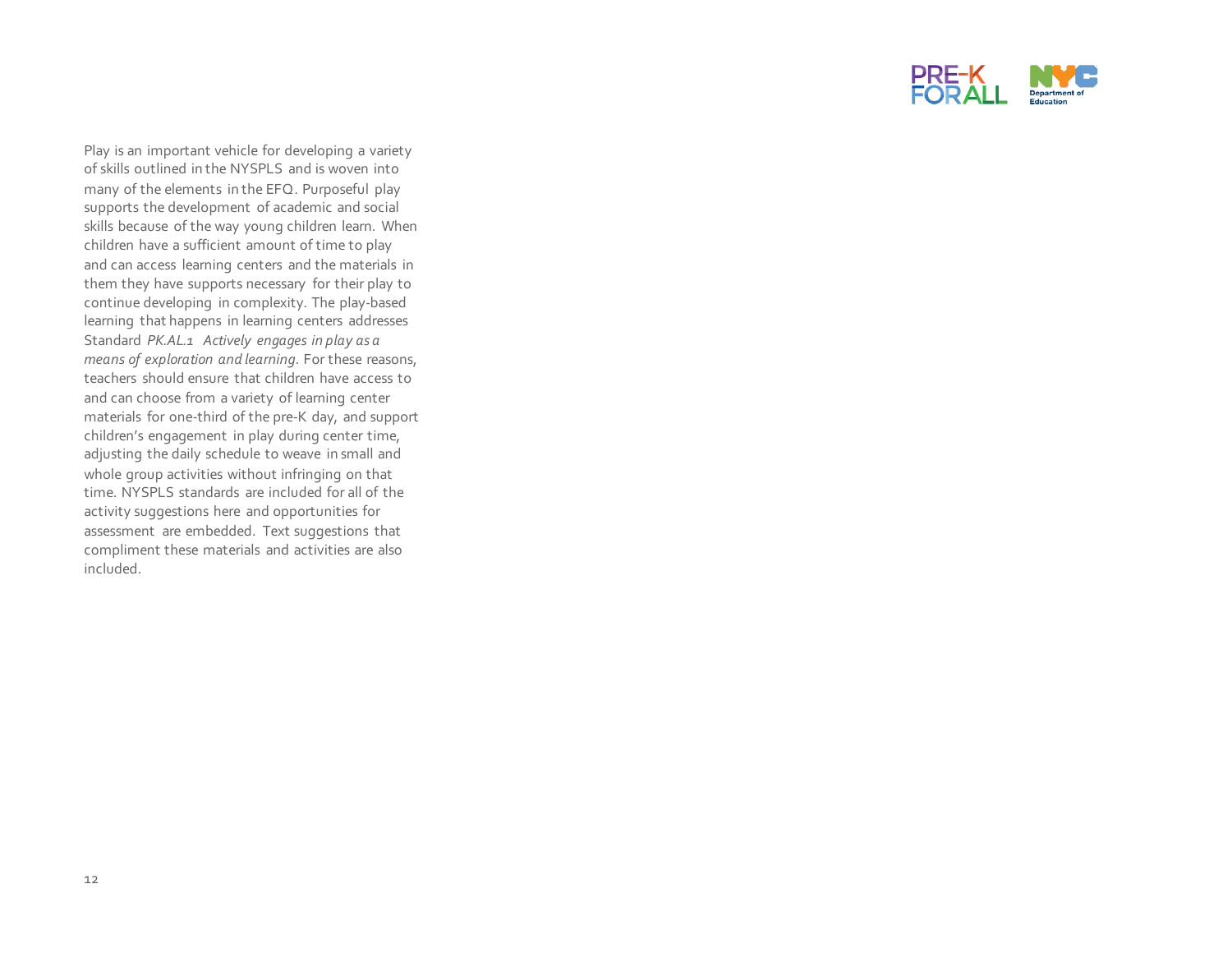Play is an important vehicle for developing a variety of skills outlined in the NYSPLS and is woven into many of the elements in the EFQ. Purposeful play supports the development of academic and social skills because of the way young children learn. When children have a sufficient amount of time to play and can access learning centers and the materials in them they have supports necessary for their play to continue developing in complexity. The play-based learning that happens in learning centers addresses Standard *PK.AL.1 Actively engages in play as a means of exploration and learning*. For these reasons, teachers should ensure that children have access to and can choose from a variety of learning center materials for one-third of the pre-K day, and support children's engagement in play during center time, adjusting the daily schedule to weave in small and whole group activities without infringing on that time. NYSPLS standards are included for all of the activity suggestions here and opportunities for assessment are embedded. Text suggestions that compliment these materials and activities are also included.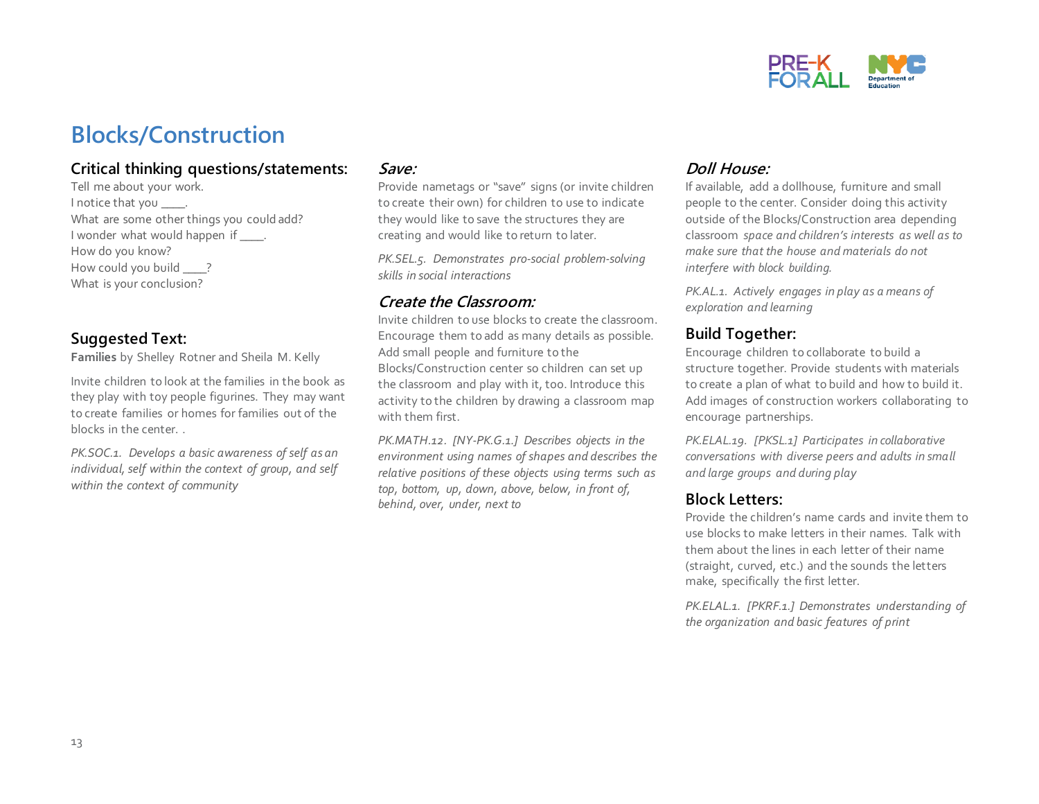# Blocks/Construction

## Critical thinking questions/statements:

Tell me about your work.
I notice that you ____.
What are some other things you could add?
I wonder what would happen if ____.
How do you know?
How could you build ____?
What is your conclusion?

## Suggested Text:

**Families** by Shelley Rotner and Sheila M. Kelly

Invite children to look at the families in the book as they play with toy people figurines. They may want to create families or homes for families out of the blocks in the center. .

*PK.SOC.1. Develops a basic awareness of self as an individual, self within the context of group, and self within the context of community*

## *Save:*

Provide nametags or "save" signs (or invite children to create their own) for children to use to indicate they would like to save the structures they are creating and would like to return to later.

*PK.SEL.5. Demonstrates pro-social problem-solving skills in social interactions*

## *Create the Classroom:*

Invite children to use blocks to create the classroom. Encourage them to add as many details as possible. Add small people and furniture to the Blocks/Construction center so children can set up the classroom and play with it, too. Introduce this activity to the children by drawing a classroom map with them first.

*PK.MATH.12. [NY-PK.G.1.] Describes objects in the environment using names of shapes and describes the relative positions of these objects using terms such as top, bottom, up, down, above, below, in front of, behind, over, under, next to*

## *Doll House:*

If available, add a dollhouse, furniture and small people to the center. Consider doing this activity outside of the Blocks/Construction area depending classroom *space and children's interests as well as to make sure that the house and materials do not interfere with block building.*

*PK.AL.1. Actively engages in play as a means of exploration and learning*

## Build Together:

Encourage children to collaborate to build a structure together. Provide students with materials to create a plan of what to build and how to build it. Add images of construction workers collaborating to encourage partnerships.

*PK.ELAL.19. [PKSL.1] Participates in collaborative conversations with diverse peers and adults in small and large groups and during play*

## Block Letters:

Provide the children's name cards and invite them to use blocks to make letters in their names. Talk with them about the lines in each letter of their name (straight, curved, etc.) and the sounds the letters make, specifically the first letter.

*PK.ELAL.1. [PKRF.1.] Demonstrates understanding of the organization and basic features of print*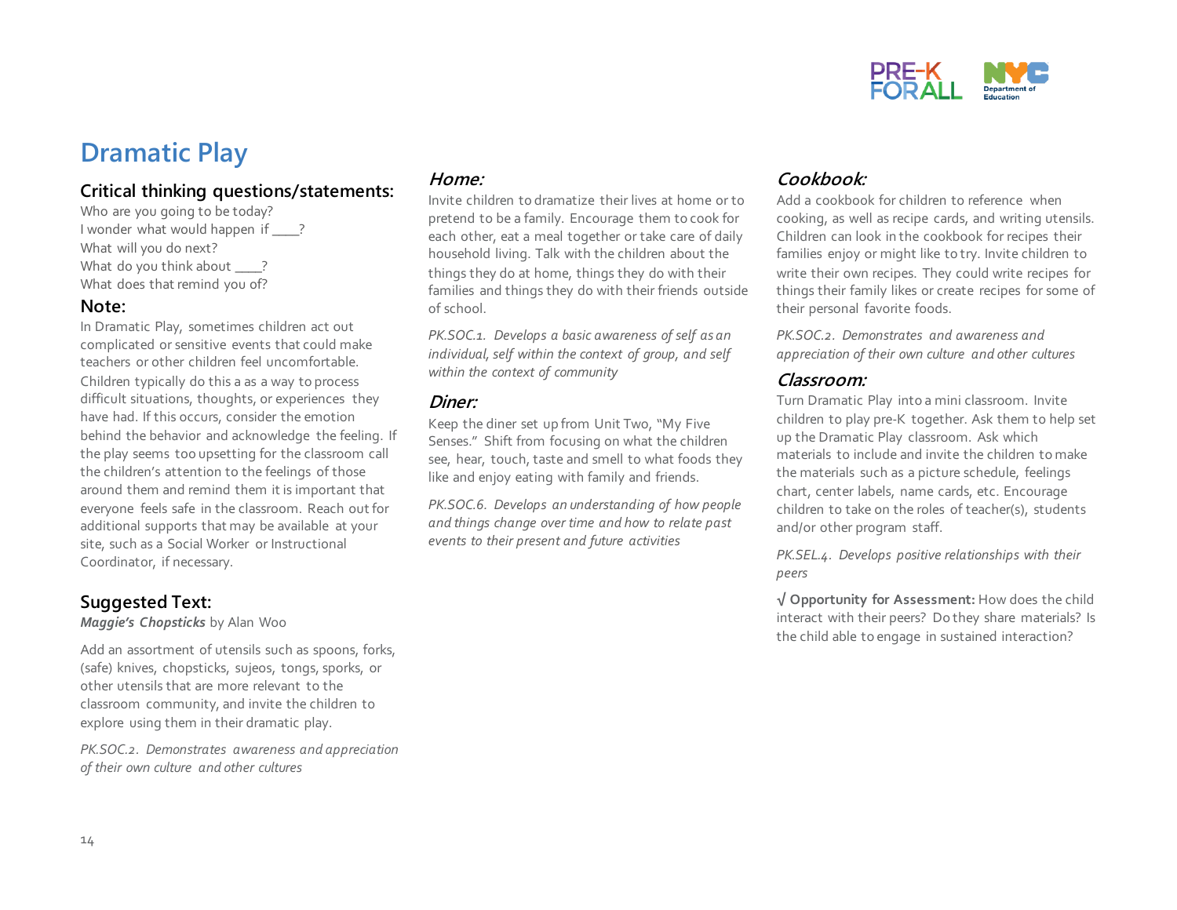# Dramatic Play

## Critical thinking questions/statements:

Who are you going to be today?
I wonder what would happen if ____?
What will you do next?
What do you think about ____?
What does that remind you of?

## Note:

In Dramatic Play, sometimes children act out complicated or sensitive events that could make teachers or other children feel uncomfortable. Children typically do this a as a way to process difficult situations, thoughts, or experiences they have had. If this occurs, consider the emotion behind the behavior and acknowledge the feeling. If the play seems too upsetting for the classroom call the children's attention to the feelings of those around them and remind them it is important that everyone feels safe in the classroom. Reach out for additional supports that may be available at your site, such as a Social Worker or Instructional Coordinator, if necessary.

## Suggested Text:

***Maggie's Chopsticks*** by Alan Woo

Add an assortment of utensils such as spoons, forks, (safe) knives, chopsticks, sujeos, tongs, sporks, or other utensils that are more relevant to the classroom community, and invite the children to explore using them in their dramatic play.

*PK.SOC.2. Demonstrates awareness and appreciation of their own culture and other cultures*

### *Home:*

Invite children to dramatize their lives at home or to pretend to be a family. Encourage them to cook for each other, eat a meal together or take care of daily household living. Talk with the children about the things they do at home, things they do with their families and things they do with their friends outside of school.

*PK.SOC.1. Develops a basic awareness of self as an individual, self within the context of group, and self within the context of community*

### *Diner:*

Keep the diner set up from Unit Two, "My Five Senses." Shift from focusing on what the children see, hear, touch, taste and smell to what foods they like and enjoy eating with family and friends.

*PK.SOC.6. Develops an understanding of how people and things change over time and how to relate past events to their present and future activities*

### *Cookbook:*

Add a cookbook for children to reference when cooking, as well as recipe cards, and writing utensils. Children can look in the cookbook for recipes their families enjoy or might like to try. Invite children to write their own recipes. They could write recipes for things their family likes or create recipes for some of their personal favorite foods.

*PK.SOC.2. Demonstrates and awareness and appreciation of their own culture and other cultures*

### *Classroom:*

Turn Dramatic Play into a mini classroom. Invite children to play pre-K together. Ask them to help set up the Dramatic Play classroom. Ask which materials to include and invite the children to make the materials such as a picture schedule, feelings chart, center labels, name cards, etc. Encourage children to take on the roles of teacher(s), students and/or other program staff.

*PK.SEL.4. Develops positive relationships with their peers*

√ **Opportunity for Assessment:** How does the child interact with their peers? Do they share materials? Is the child able to engage in sustained interaction?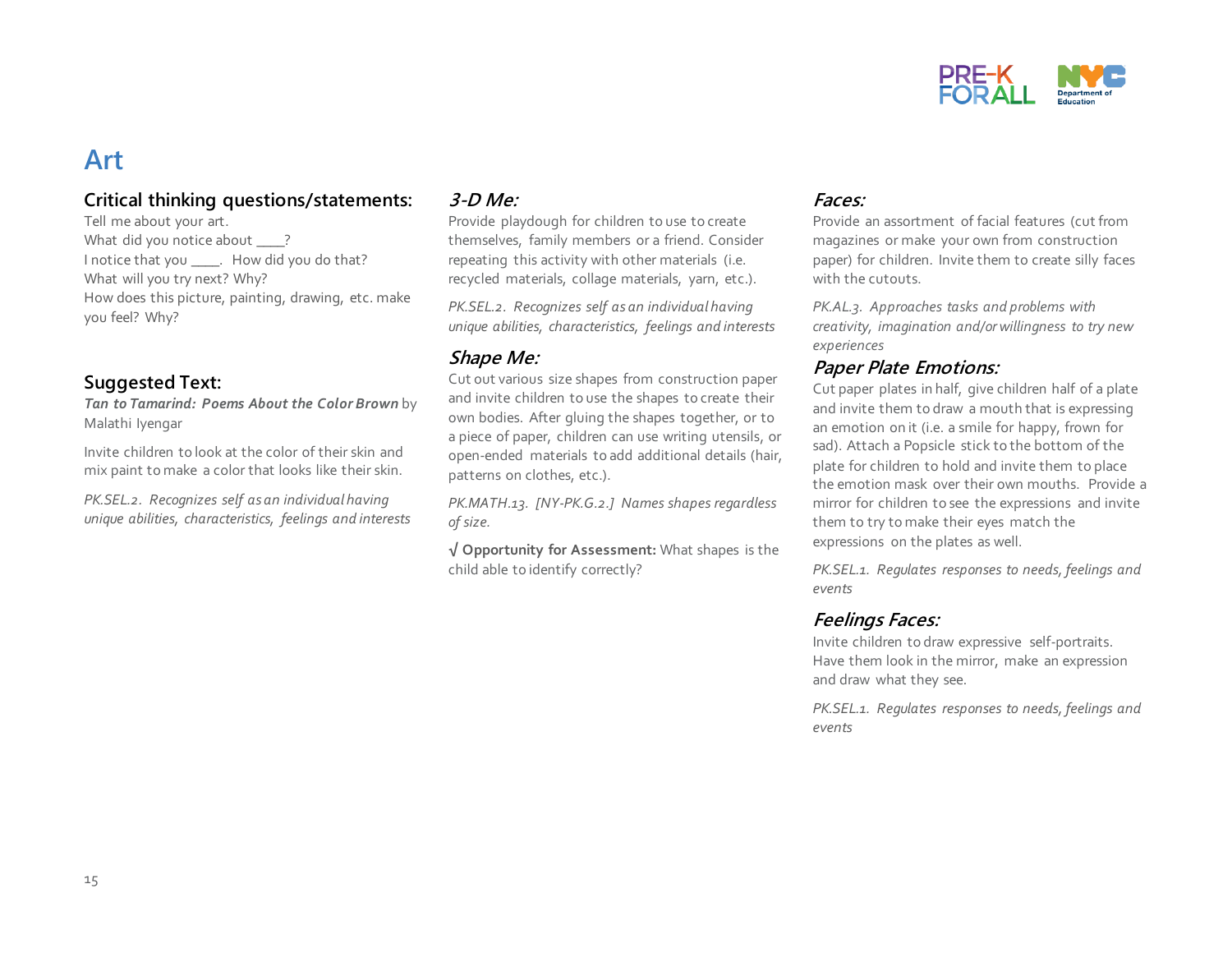# Art

## Critical thinking questions/statements:

Tell me about your art.
What did you notice about ____?
I notice that you ____. How did you do that?
What will you try next? Why?
How does this picture, painting, drawing, etc. make you feel? Why?

## Suggested Text:

***Tan to Tamarind: Poems About the Color Brown*** by Malathi Iyengar

Invite children to look at the color of their skin and mix paint to make a color that looks like their skin.

*PK.SEL.2. Recognizes self as an individual having unique abilities, characteristics, feelings and interests*

### *3-D Me:*

Provide playdough for children to use to create themselves, family members or a friend. Consider repeating this activity with other materials (i.e. recycled materials, collage materials, yarn, etc.).

*PK.SEL.2. Recognizes self as an individual having unique abilities, characteristics, feelings and interests*

### *Shape Me:*

Cut out various size shapes from construction paper and invite children to use the shapes to create their own bodies. After gluing the shapes together, or to a piece of paper, children can use writing utensils, or open-ended materials to add additional details (hair, patterns on clothes, etc.).

*PK.MATH.13. [NY-PK.G.2.] Names shapes regardless of size.*

√ **Opportunity for Assessment:** What shapes is the child able to identify correctly?

### *Faces:*

Provide an assortment of facial features (cut from magazines or make your own from construction paper) for children. Invite them to create silly faces with the cutouts.

*PK.AL.3. Approaches tasks and problems with creativity, imagination and/or willingness to try new experiences*

### *Paper Plate Emotions:*

Cut paper plates in half, give children half of a plate and invite them to draw a mouth that is expressing an emotion on it (i.e. a smile for happy, frown for sad). Attach a Popsicle stick to the bottom of the plate for children to hold and invite them to place the emotion mask over their own mouths. Provide a mirror for children to see the expressions and invite them to try to make their eyes match the expressions on the plates as well.

*PK.SEL.1. Regulates responses to needs, feelings and events*

### *Feelings Faces:*

Invite children to draw expressive self-portraits. Have them look in the mirror, make an expression and draw what they see.

*PK.SEL.1. Regulates responses to needs, feelings and events*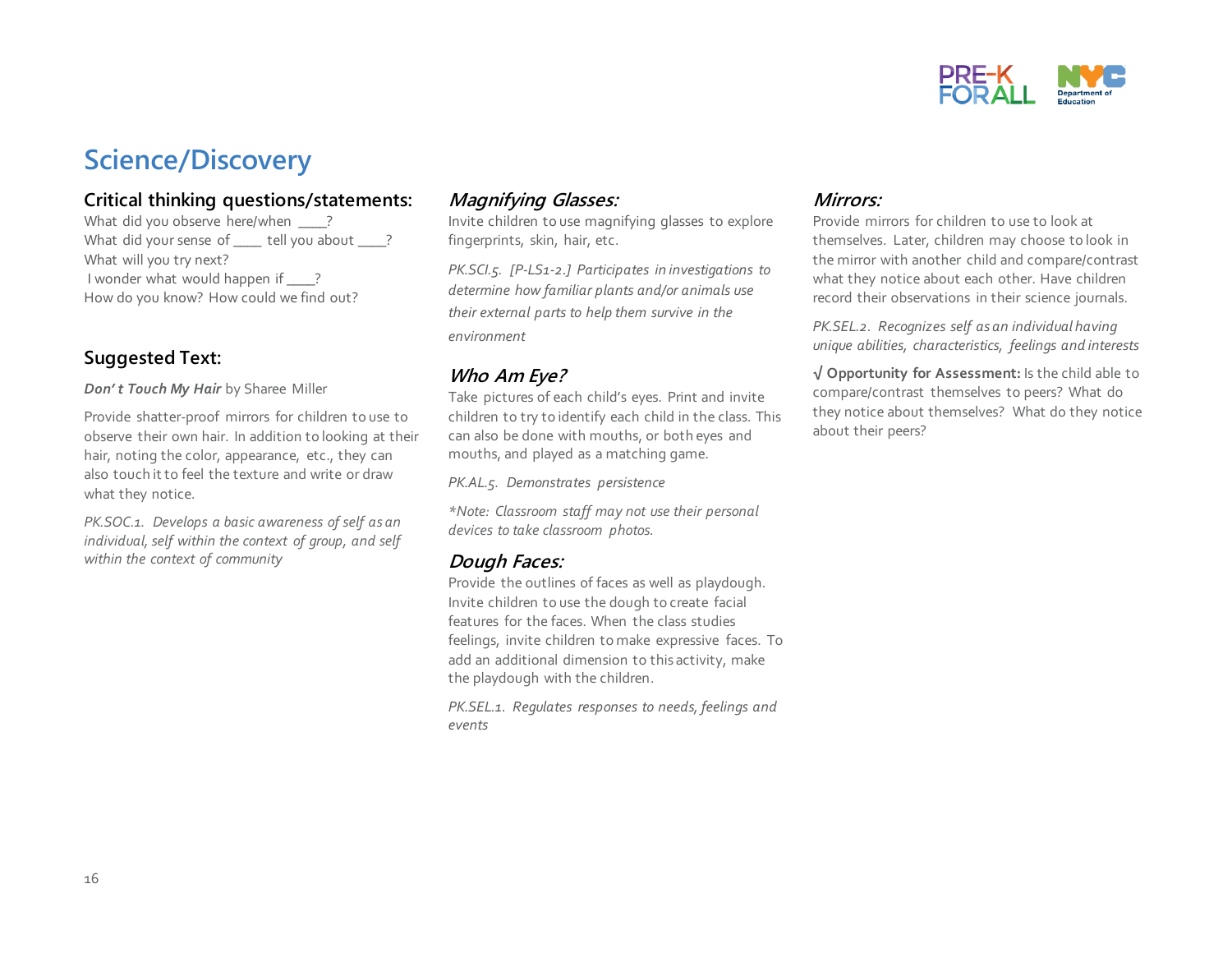# Science/Discovery

## Critical thinking questions/statements:

What did you observe here/when ____?
What did your sense of ____ tell you about ____?
What will you try next?
I wonder what would happen if ____?
How do you know? How could we find out?

## Suggested Text:

***Don't Touch My Hair*** by Sharee Miller

Provide shatter-proof mirrors for children to use to observe their own hair. In addition to looking at their hair, noting the color, appearance, etc., they can also touch it to feel the texture and write or draw what they notice.

*PK.SOC.1. Develops a basic awareness of self as an individual, self within the context of group, and self within the context of community*

## *Magnifying Glasses:*

Invite children to use magnifying glasses to explore fingerprints, skin, hair, etc.

*PK.SCI.5. [P-LS1-2.] Participates in investigations to determine how familiar plants and/or animals use their external parts to help them survive in the environment*

## *Who Am Eye?*

Take pictures of each child's eyes. Print and invite children to try to identify each child in the class. This can also be done with mouths, or both eyes and mouths, and played as a matching game.

*PK.AL.5. Demonstrates persistence*

*\*Note: Classroom staff may not use their personal devices to take classroom photos.*

## *Dough Faces:*

Provide the outlines of faces as well as playdough. Invite children to use the dough to create facial features for the faces. When the class studies feelings, invite children to make expressive faces. To add an additional dimension to this activity, make the playdough with the children.

*PK.SEL.1. Regulates responses to needs, feelings and events*

## *Mirrors:*

Provide mirrors for children to use to look at themselves. Later, children may choose to look in the mirror with another child and compare/contrast what they notice about each other. Have children record their observations in their science journals.

*PK.SEL.2. Recognizes self as an individual having unique abilities, characteristics, feelings and interests*

√ **Opportunity for Assessment:** Is the child able to compare/contrast themselves to peers? What do they notice about themselves? What do they notice about their peers?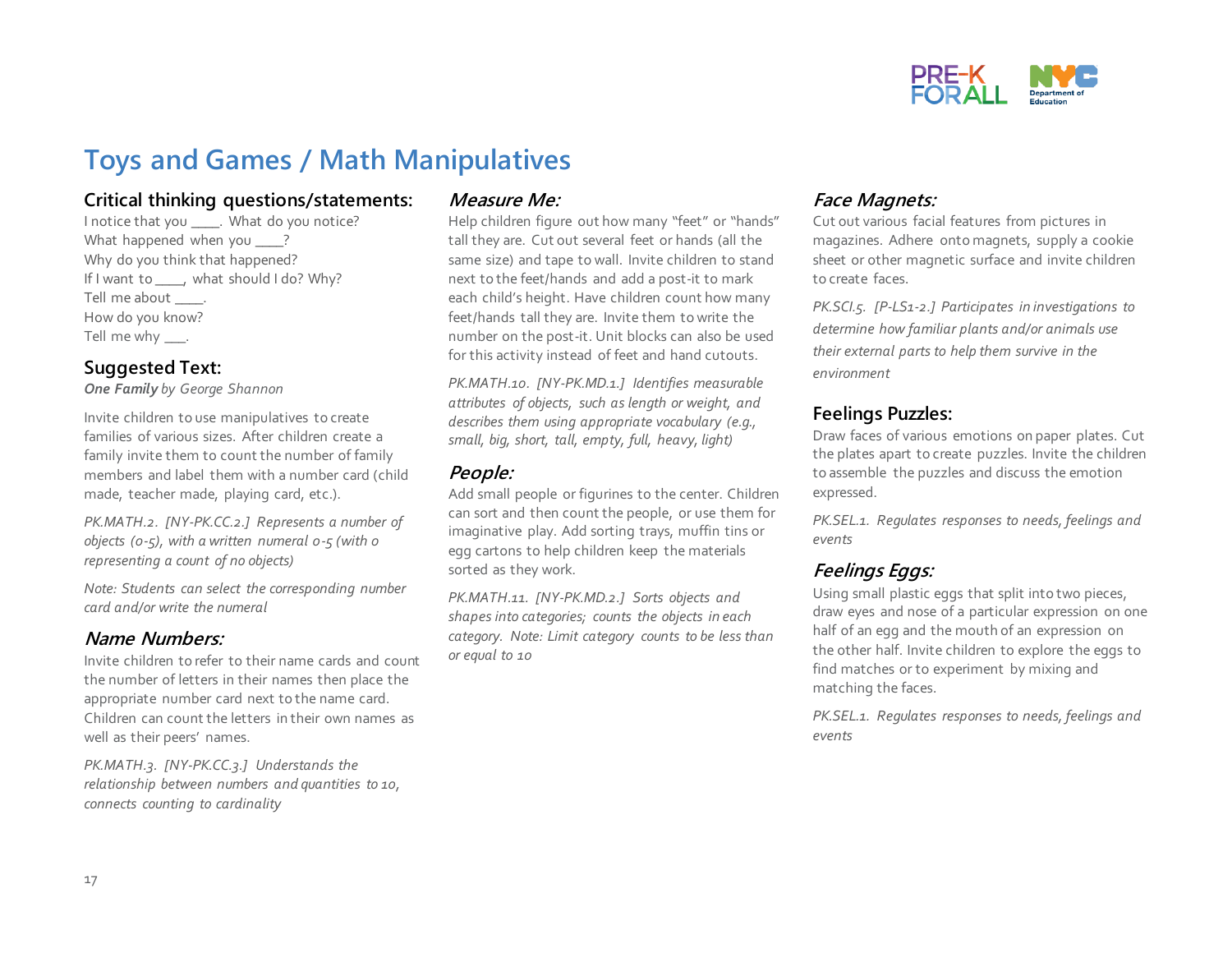# Toys and Games / Math Manipulatives

## Critical thinking questions/statements:

I notice that you ____. What do you notice?
What happened when you ____?
Why do you think that happened?
If I want to ____, what should I do? Why?
Tell me about ____.
How do you know?
Tell me why ___.

## Suggested Text:

***One Family*** *by George Shannon*

Invite children to use manipulatives to create families of various sizes. After children create a family invite them to count the number of family members and label them with a number card (child made, teacher made, playing card, etc.).

*PK.MATH.2. [NY-PK.CC.2.] Represents a number of objects (0-5), with a written numeral 0-5 (with 0 representing a count of no objects)*

*Note: Students can select the corresponding number card and/or write the numeral*

## *Name Numbers:*

Invite children to refer to their name cards and count the number of letters in their names then place the appropriate number card next to the name card. Children can count the letters in their own names as well as their peers' names.

*PK.MATH.3. [NY-PK.CC.3.] Understands the relationship between numbers and quantities to 10, connects counting to cardinality*

## *Measure Me:*

Help children figure out how many "feet" or "hands" tall they are. Cut out several feet or hands (all the same size) and tape to wall. Invite children to stand next to the feet/hands and add a post-it to mark each child's height. Have children count how many feet/hands tall they are. Invite them to write the number on the post-it. Unit blocks can also be used for this activity instead of feet and hand cutouts.

*PK.MATH.10. [NY-PK.MD.1.] Identifies measurable attributes of objects, such as length or weight, and describes them using appropriate vocabulary (e.g., small, big, short, tall, empty, full, heavy, light)*

## *People:*

Add small people or figurines to the center. Children can sort and then count the people, or use them for imaginative play. Add sorting trays, muffin tins or egg cartons to help children keep the materials sorted as they work.

*PK.MATH.11. [NY-PK.MD.2.] Sorts objects and shapes into categories; counts the objects in each category. Note: Limit category counts to be less than or equal to 10*

## *Face Magnets:*

Cut out various facial features from pictures in magazines. Adhere onto magnets, supply a cookie sheet or other magnetic surface and invite children to create faces.

*PK.SCI.5. [P-LS1-2.] Participates in investigations to determine how familiar plants and/or animals use their external parts to help them survive in the environment*

## Feelings Puzzles:

Draw faces of various emotions on paper plates. Cut the plates apart to create puzzles. Invite the children to assemble the puzzles and discuss the emotion expressed.

*PK.SEL.1. Regulates responses to needs, feelings and events*

## *Feelings Eggs:*

Using small plastic eggs that split into two pieces, draw eyes and nose of a particular expression on one half of an egg and the mouth of an expression on the other half. Invite children to explore the eggs to find matches or to experiment by mixing and matching the faces.

*PK.SEL.1. Regulates responses to needs, feelings and events*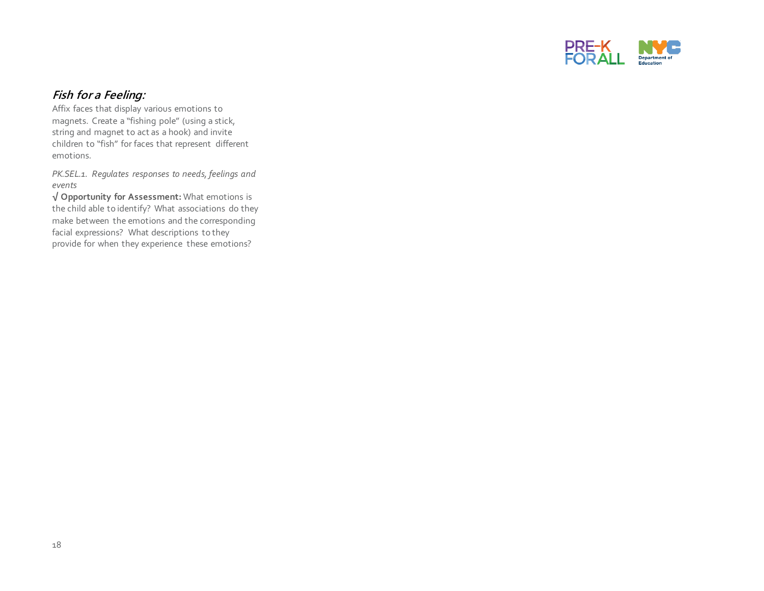### *Fish for a Feeling:*

Affix faces that display various emotions to magnets. Create a "fishing pole" (using a stick, string and magnet to act as a hook) and invite children to "fish" for faces that represent different emotions.

*PK.SEL.1. Regulates responses to needs, feelings and events*

**√ Opportunity for Assessment:** What emotions is the child able to identify? What associations do they make between the emotions and the corresponding facial expressions? What descriptions to they provide for when they experience these emotions?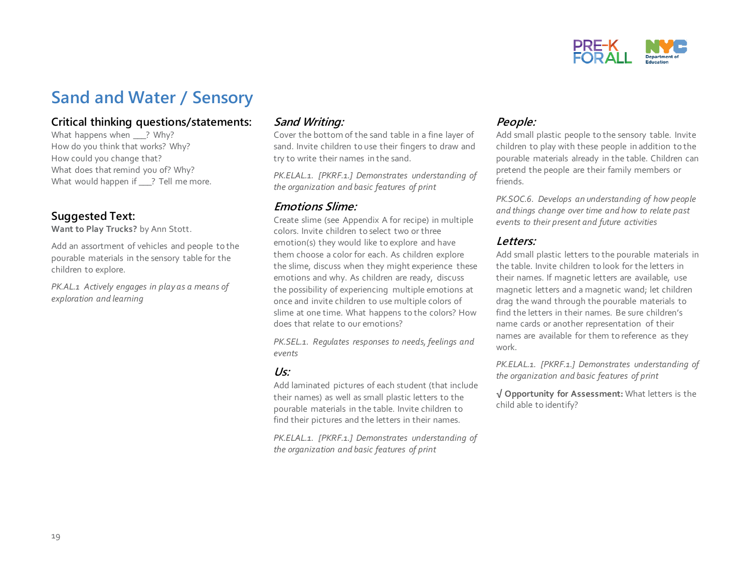# Sand and Water / Sensory

## Critical thinking questions/statements:

What happens when ___? Why?
How do you think that works? Why?
How could you change that?
What does that remind you of? Why?
What would happen if ___? Tell me more.

## Suggested Text:

**Want to Play Trucks?** by Ann Stott.

Add an assortment of vehicles and people to the pourable materials in the sensory table for the children to explore.

*PK.AL.1 Actively engages in play as a means of exploration and learning*

### *Sand Writing:*

Cover the bottom of the sand table in a fine layer of sand. Invite children to use their fingers to draw and try to write their names in the sand.

*PK.ELAL.1. [PKRF.1.] Demonstrates understanding of the organization and basic features of print*

### *Emotions Slime:*

Create slime (see Appendix A for recipe) in multiple colors. Invite children to select two or three emotion(s) they would like to explore and have them choose a color for each. As children explore the slime, discuss when they might experience these emotions and why. As children are ready, discuss the possibility of experiencing multiple emotions at once and invite children to use multiple colors of slime at one time. What happens to the colors? How does that relate to our emotions?

*PK.SEL.1. Regulates responses to needs, feelings and events*

### *Us:*

Add laminated pictures of each student (that include their names) as well as small plastic letters to the pourable materials in the table. Invite children to find their pictures and the letters in their names.

*PK.ELAL.1. [PKRF.1.] Demonstrates understanding of the organization and basic features of print*

### *People:*

Add small plastic people to the sensory table. Invite children to play with these people in addition to the pourable materials already in the table. Children can pretend the people are their family members or friends.

*PK.SOC.6. Develops an understanding of how people and things change over time and how to relate past events to their present and future activities*

### *Letters:*

Add small plastic letters to the pourable materials in the table. Invite children to look for the letters in their names. If magnetic letters are available, use magnetic letters and a magnetic wand; let children drag the wand through the pourable materials to find the letters in their names. Be sure children's name cards or another representation of their names are available for them to reference as they work.

*PK.ELAL.1. [PKRF.1.] Demonstrates understanding of the organization and basic features of print*

√ **Opportunity for Assessment:** What letters is the child able to identify?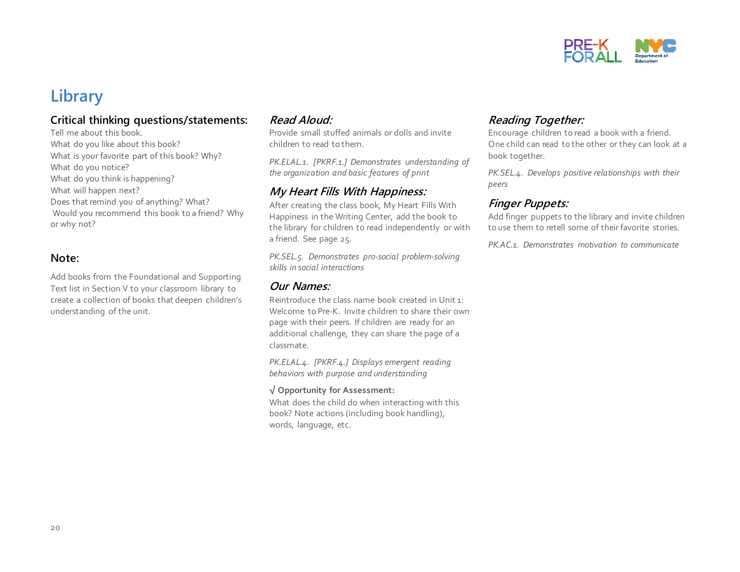# Library

## Critical thinking questions/statements:

Tell me about this book.
What do you like about this book?
What is your favorite part of this book? Why?
What do you notice?
What do you think is happening?
What will happen next?
Does that remind you of anything? What?
Would you recommend this book to a friend? Why or why not?

## Note:

Add books from the Foundational and Supporting Text list in Section V to your classroom library to create a collection of books that deepen children's understanding of the unit.

### *Read Aloud:*

Provide small stuffed animals or dolls and invite children to read to them.

*PK.ELAL.1. [PKRF.1.] Demonstrates understanding of the organization and basic features of print*

### *My Heart Fills With Happiness:*

After creating the class book, My Heart Fills With Happiness in the Writing Center, add the book to the library for children to read independently or with a friend. See page 25.

*PK.SEL.5. Demonstrates pro-social problem-solving skills in social interactions*

### *Our Names:*

Reintroduce the class name book created in Unit 1: Welcome to Pre-K. Invite children to share their own page with their peers. If children are ready for an additional challenge, they can share the page of a classmate.

*PK.ELAL.4. [PKRF.4.] Displays emergent reading behaviors with purpose and understanding*

**√ Opportunity for Assessment:**
What does the child do when interacting with this book? Note actions (including book handling), words, language, etc.

### *Reading Together:*

Encourage children to read a book with a friend. One child can read to the other or they can look at a book together.

*PK.SEL.4. Develops positive relationships with their peers*

### *Finger Puppets:*

Add finger puppets to the library and invite children to use them to retell some of their favorite stories.

*PK.AC.1. Demonstrates motivation to communicate*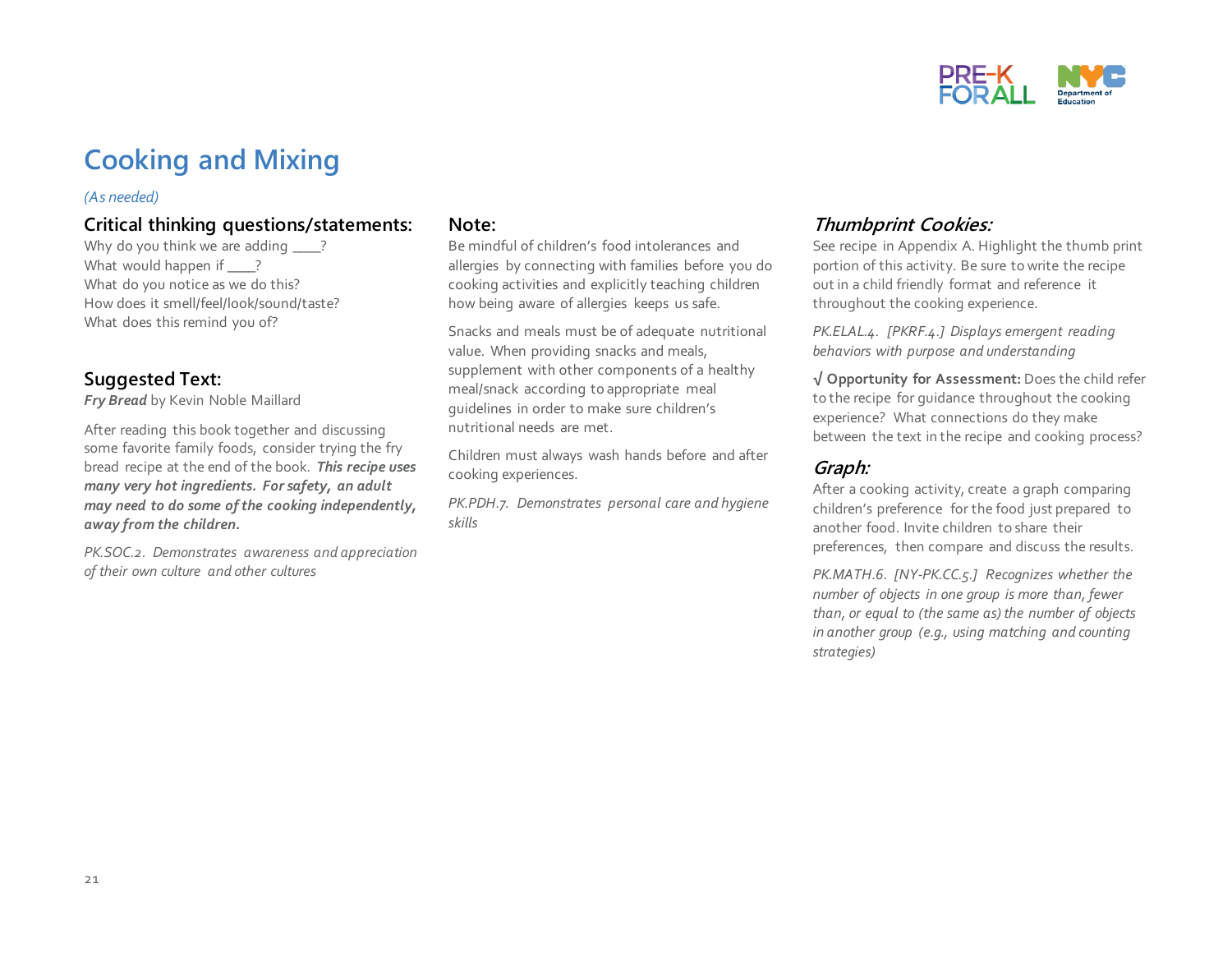# Cooking and Mixing

*(As needed)*

### Critical thinking questions/statements:

Why do you think we are adding ____?
What would happen if ____?
What do you notice as we do this?
How does it smell/feel/look/sound/taste?
What does this remind you of?

### Suggested Text:

***Fry Bread*** by Kevin Noble Maillard

After reading this book together and discussing some favorite family foods, consider trying the fry bread recipe at the end of the book. ***This recipe uses many very hot ingredients. For safety, an adult may need to do some of the cooking independently, away from the children.***

*PK.SOC.2. Demonstrates awareness and appreciation of their own culture and other cultures*

### Note:

Be mindful of children's food intolerances and allergies by connecting with families before you do cooking activities and explicitly teaching children how being aware of allergies keeps us safe.

Snacks and meals must be of adequate nutritional value. When providing snacks and meals, supplement with other components of a healthy meal/snack according to appropriate meal guidelines in order to make sure children's nutritional needs are met.

Children must always wash hands before and after cooking experiences.

*PK.PDH.7. Demonstrates personal care and hygiene skills*

### *Thumbprint Cookies:*

See recipe in Appendix A. Highlight the thumb print portion of this activity. Be sure to write the recipe out in a child friendly format and reference it throughout the cooking experience.

*PK.ELAL.4. [PKRF.4.] Displays emergent reading behaviors with purpose and understanding*

√ **Opportunity for Assessment:** Does the child refer to the recipe for guidance throughout the cooking experience? What connections do they make between the text in the recipe and cooking process?

### *Graph:*

After a cooking activity, create a graph comparing children's preference for the food just prepared to another food. Invite children to share their preferences, then compare and discuss the results.

*PK.MATH.6. [NY-PK.CC.5.] Recognizes whether the number of objects in one group is more than, fewer than, or equal to (the same as) the number of objects in another group (e.g., using matching and counting strategies)*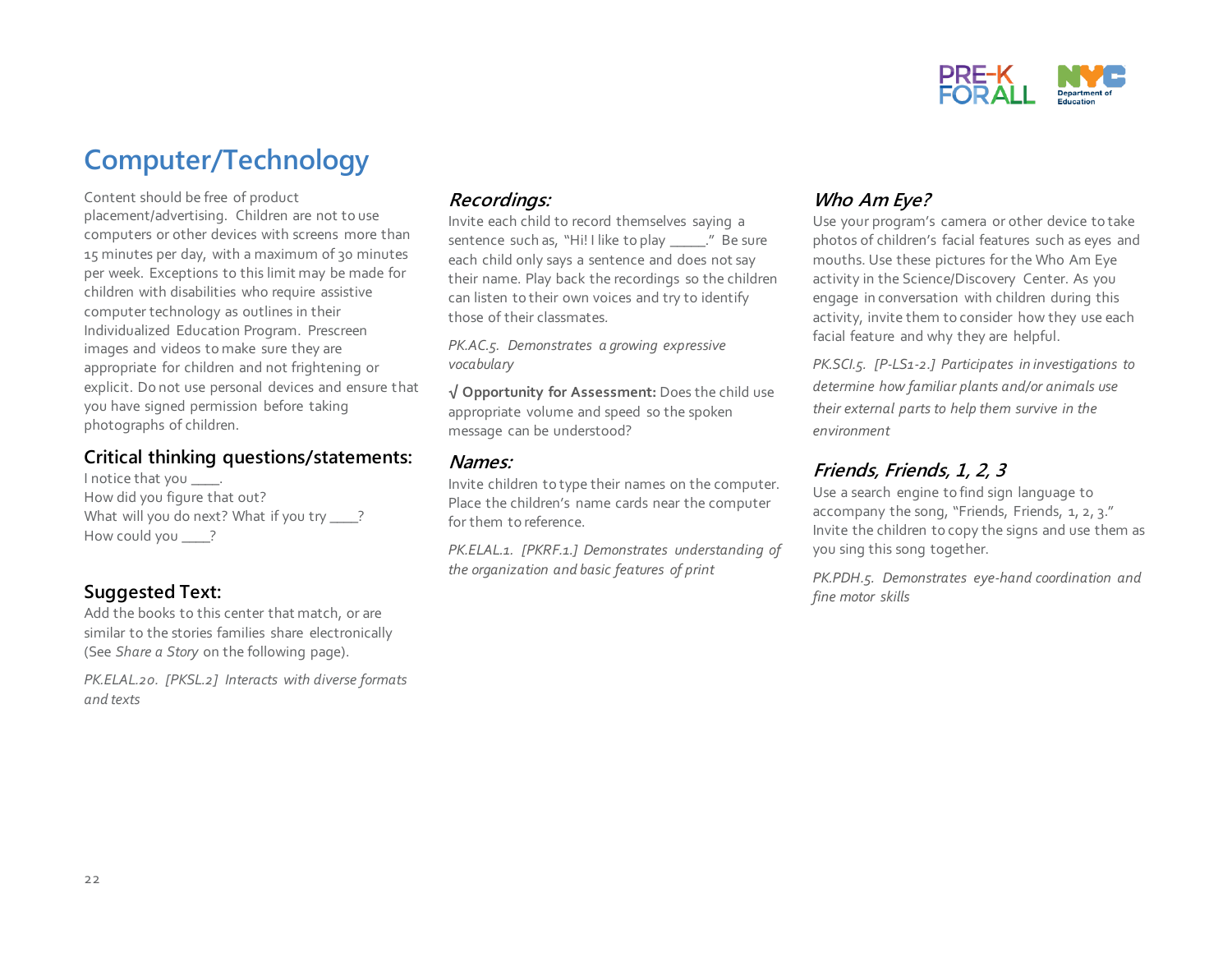# Computer/Technology

Content should be free of product placement/advertising. Children are not to use computers or other devices with screens more than 15 minutes per day, with a maximum of 30 minutes per week. Exceptions to this limit may be made for children with disabilities who require assistive computer technology as outlines in their Individualized Education Program. Prescreen images and videos to make sure they are appropriate for children and not frightening or explicit. Do not use personal devices and ensure that you have signed permission before taking photographs of children.

## Critical thinking questions/statements:

I notice that you ____.
How did you figure that out?
What will you do next? What if you try ____?
How could you ____?

## Suggested Text:

Add the books to this center that match, or are similar to the stories families share electronically (See *Share a Story* on the following page).

*PK.ELAL.20. [PKSL.2] Interacts with diverse formats and texts*

### *Recordings:*

Invite each child to record themselves saying a sentence such as, "Hi! I like to play _____." Be sure each child only says a sentence and does not say their name. Play back the recordings so the children can listen to their own voices and try to identify those of their classmates.

*PK.AC.5. Demonstrates a growing expressive vocabulary*

√ **Opportunity for Assessment:** Does the child use appropriate volume and speed so the spoken message can be understood?

### *Names:*

Invite children to type their names on the computer. Place the children's name cards near the computer for them to reference.

*PK.ELAL.1. [PKRF.1.] Demonstrates understanding of the organization and basic features of print*

### *Who Am Eye?*

Use your program's camera or other device to take photos of children's facial features such as eyes and mouths. Use these pictures for the Who Am Eye activity in the Science/Discovery Center. As you engage in conversation with children during this activity, invite them to consider how they use each facial feature and why they are helpful.

*PK.SCI.5. [P-LS1-2.] Participates in investigations to determine how familiar plants and/or animals use their external parts to help them survive in the environment*

### *Friends, Friends, 1, 2, 3*

Use a search engine to find sign language to accompany the song, "Friends, Friends, 1, 2, 3." Invite the children to copy the signs and use them as you sing this song together.

*PK.PDH.5. Demonstrates eye-hand coordination and fine motor skills*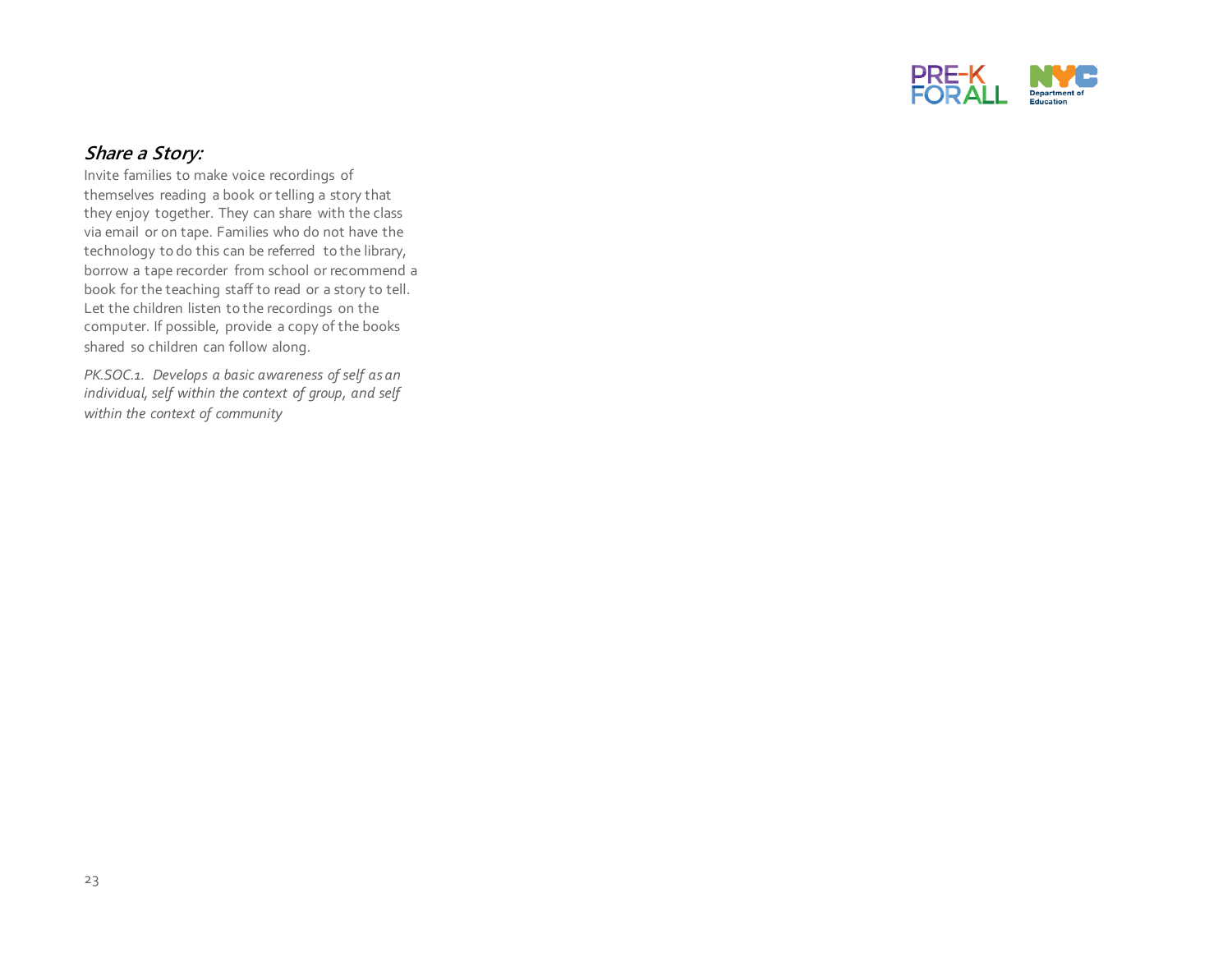### ***Share a Story:***

Invite families to make voice recordings of themselves reading a book or telling a story that they enjoy together. They can share with the class via email or on tape. Families who do not have the technology to do this can be referred to the library, borrow a tape recorder from school or recommend a book for the teaching staff to read or a story to tell. Let the children listen to the recordings on the computer. If possible, provide a copy of the books shared so children can follow along.

*PK.SOC.1. Develops a basic awareness of self as an individual, self within the context of group, and self within the context of community*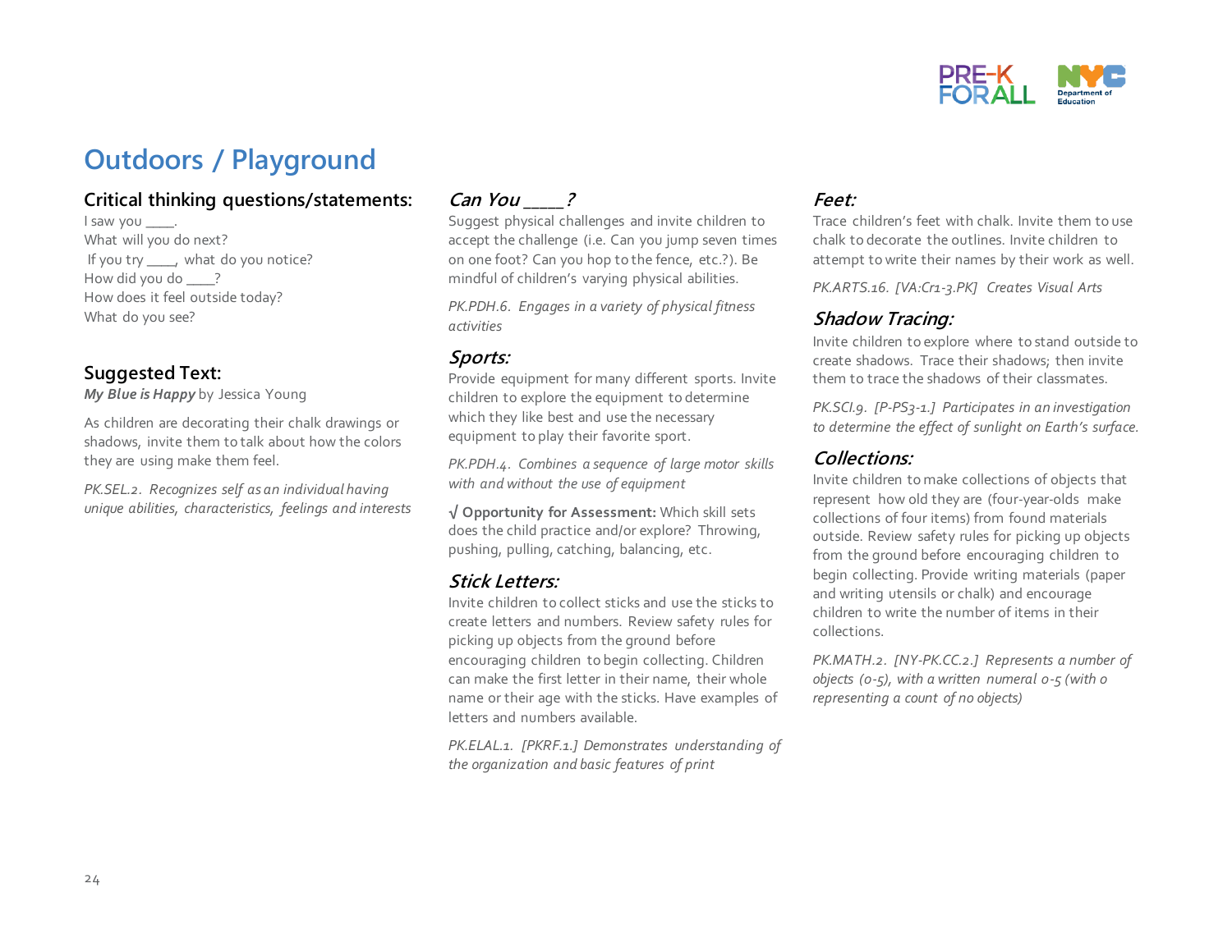# Outdoors / Playground

## Critical thinking questions/statements:

I saw you ____.
What will you do next?
If you try ____, what do you notice?
How did you do ____?
How does it feel outside today?
What do you see?

## Suggested Text:

***My Blue is Happy*** by Jessica Young

As children are decorating their chalk drawings or shadows, invite them to talk about how the colors they are using make them feel.

*PK.SEL.2. Recognizes self as an individual having unique abilities, characteristics, feelings and interests*

### *Can You ____?*

Suggest physical challenges and invite children to accept the challenge (i.e. Can you jump seven times on one foot? Can you hop to the fence, etc.?). Be mindful of children's varying physical abilities.

*PK.PDH.6. Engages in a variety of physical fitness activities*

### *Sports:*

Provide equipment for many different sports. Invite children to explore the equipment to determine which they like best and use the necessary equipment to play their favorite sport.

*PK.PDH.4. Combines a sequence of large motor skills with and without the use of equipment*

**√ Opportunity for Assessment:** Which skill sets does the child practice and/or explore? Throwing, pushing, pulling, catching, balancing, etc.

### *Stick Letters:*

Invite children to collect sticks and use the sticks to create letters and numbers. Review safety rules for picking up objects from the ground before encouraging children to begin collecting. Children can make the first letter in their name, their whole name or their age with the sticks. Have examples of letters and numbers available.

*PK.ELAL.1. [PKRF.1.] Demonstrates understanding of the organization and basic features of print*

### *Feet:*

Trace children's feet with chalk. Invite them to use chalk to decorate the outlines. Invite children to attempt to write their names by their work as well.

*PK.ARTS.16. [VA:Cr1-3.PK] Creates Visual Arts*

### *Shadow Tracing:*

Invite children to explore where to stand outside to create shadows. Trace their shadows; then invite them to trace the shadows of their classmates.

*PK.SCI.9. [P-PS3-1.] Participates in an investigation to determine the effect of sunlight on Earth's surface.*

### *Collections:*

Invite children to make collections of objects that represent how old they are (four-year-olds make collections of four items) from found materials outside. Review safety rules for picking up objects from the ground before encouraging children to begin collecting. Provide writing materials (paper and writing utensils or chalk) and encourage children to write the number of items in their collections.

*PK.MATH.2. [NY-PK.CC.2.] Represents a number of objects (0-5), with a written numeral 0-5 (with 0 representing a count of no objects)*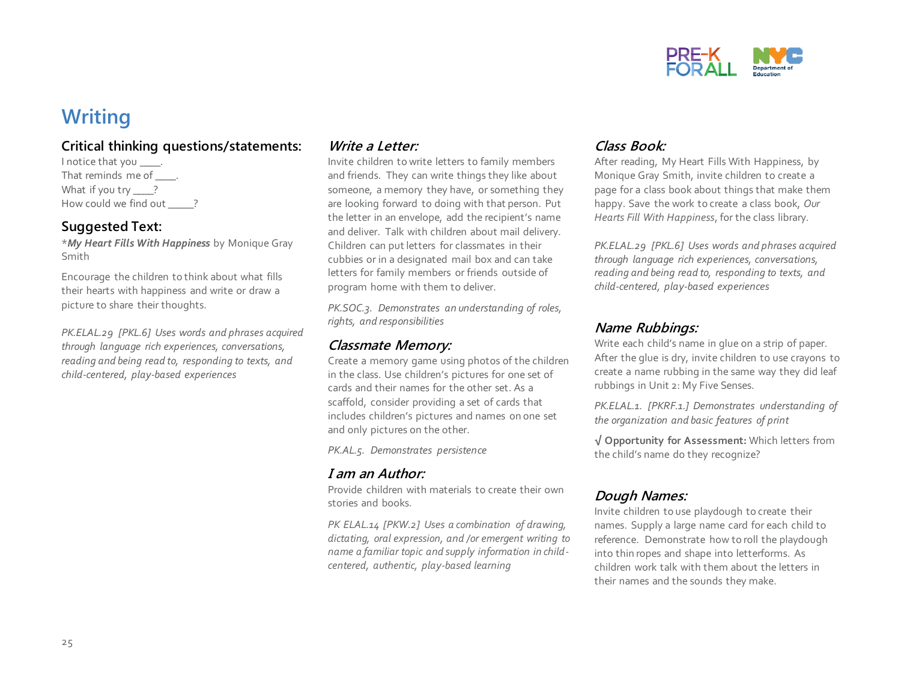# Writing

### Critical thinking questions/statements:

I notice that you \_\_\_\_.
That reminds me of \_\_\_\_.
What if you try \_\_\_\_?
How could we find out \_\_\_\_\_?

### Suggested Text:

****My Heart Fills With Happiness*** by Monique Gray Smith

Encourage the children to think about what fills their hearts with happiness and write or draw a picture to share their thoughts.

*PK.ELAL.29 [PKL.6] Uses words and phrases acquired through language rich experiences, conversations, reading and being read to, responding to texts, and child-centered, play-based experiences*

### *Write a Letter:*

Invite children to write letters to family members and friends. They can write things they like about someone, a memory they have, or something they are looking forward to doing with that person. Put the letter in an envelope, add the recipient's name and deliver. Talk with children about mail delivery. Children can put letters for classmates in their cubbies or in a designated mail box and can take letters for family members or friends outside of program home with them to deliver.

*PK.SOC.3. Demonstrates an understanding of roles, rights, and responsibilities*

### *Classmate Memory:*

Create a memory game using photos of the children in the class. Use children's pictures for one set of cards and their names for the other set. As a scaffold, consider providing a set of cards that includes children's pictures and names on one set and only pictures on the other.

*PK.AL.5. Demonstrates persistence*

### *I am an Author:*

Provide children with materials to create their own stories and books.

*PK ELAL.14 [PKW.2] Uses a combination of drawing, dictating, oral expression, and /or emergent writing to name a familiar topic and supply information in child-centered, authentic, play-based learning*

### *Class Book:*

After reading, My Heart Fills With Happiness, by Monique Gray Smith, invite children to create a page for a class book about things that make them happy. Save the work to create a class book, *Our Hearts Fill With Happiness*, for the class library.

*PK.ELAL.29 [PKL.6] Uses words and phrases acquired through language rich experiences, conversations, reading and being read to, responding to texts, and child-centered, play-based experiences*

### *Name Rubbings:*

Write each child's name in glue on a strip of paper. After the glue is dry, invite children to use crayons to create a name rubbing in the same way they did leaf rubbings in Unit 2: My Five Senses.

*PK.ELAL.1. [PKRF.1.] Demonstrates understanding of the organization and basic features of print*

√ **Opportunity for Assessment:** Which letters from the child's name do they recognize?

### *Dough Names:*

Invite children to use playdough to create their names. Supply a large name card for each child to reference. Demonstrate how to roll the playdough into thin ropes and shape into letterforms. As children work talk with them about the letters in their names and the sounds they make.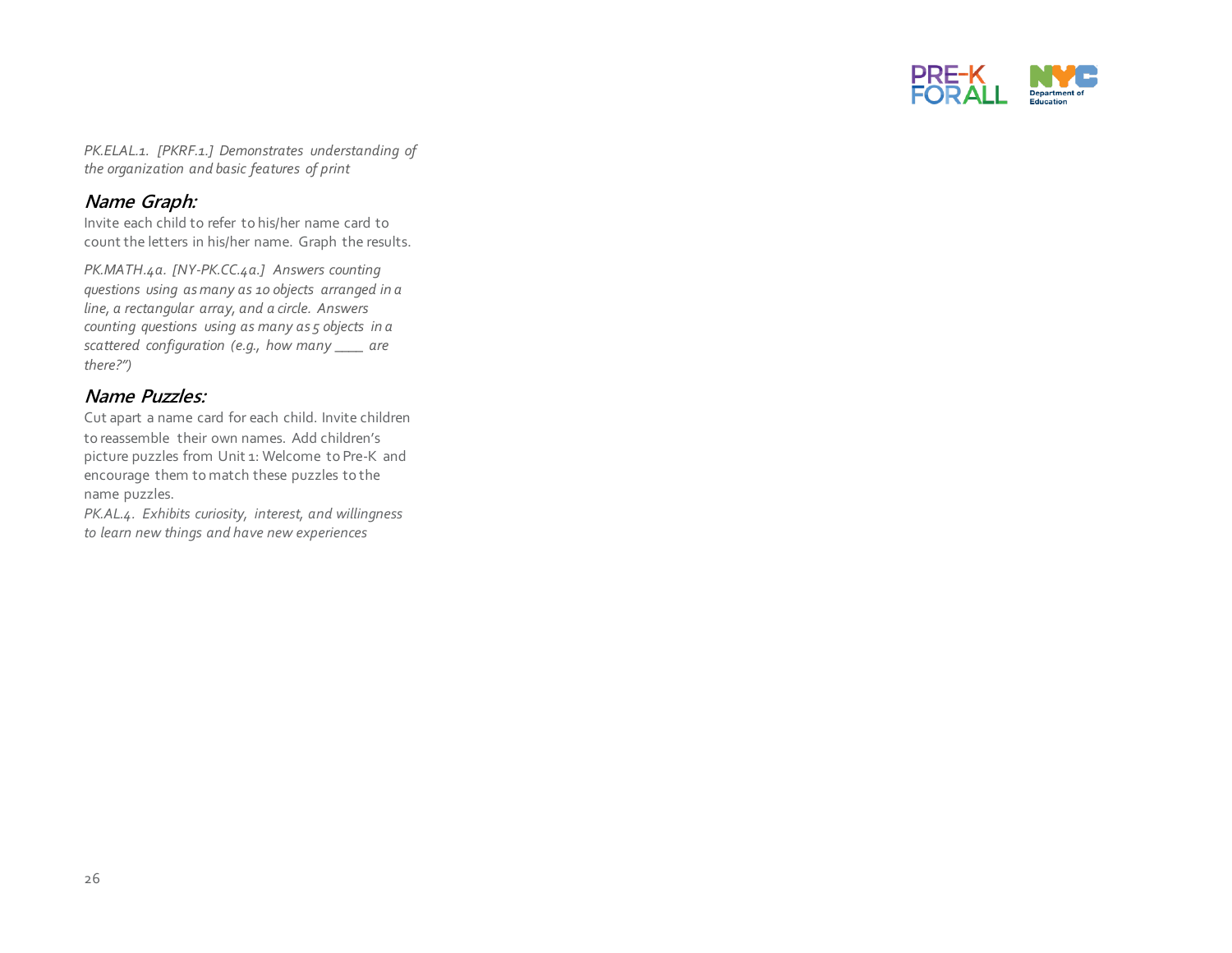*PK.ELAL.1. [PKRF.1.] Demonstrates understanding of the organization and basic features of print*

### Name Graph:

Invite each child to refer to his/her name card to count the letters in his/her name. Graph the results.

*PK.MATH.4a. [NY-PK.CC.4a.] Answers counting questions using as many as 10 objects arranged in a line, a rectangular array, and a circle. Answers counting questions using as many as 5 objects in a scattered configuration (e.g., how many ____ are there?")*

### Name Puzzles:

Cut apart a name card for each child. Invite children to reassemble their own names. Add children's picture puzzles from Unit 1: Welcome to Pre-K and encourage them to match these puzzles to the name puzzles.

*PK.AL.4. Exhibits curiosity, interest, and willingness to learn new things and have new experiences*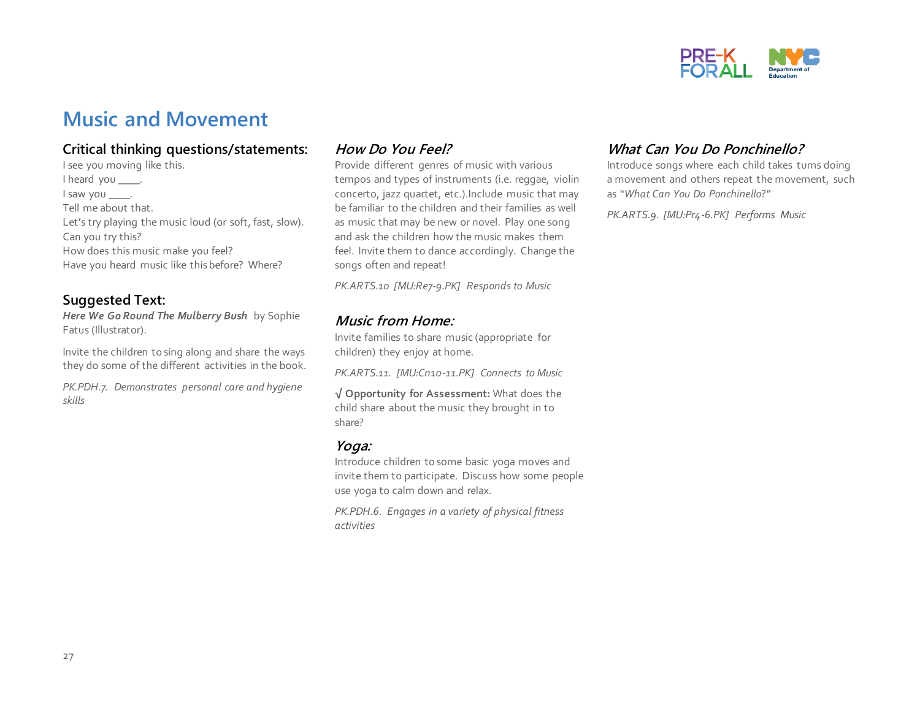# Music and Movement

## Critical thinking questions/statements:

I see you moving like this.
I heard you ____.
I saw you ____.
Tell me about that.
Let's try playing the music loud (or soft, fast, slow).
Can you try this?
How does this music make you feel?
Have you heard music like this before? Where?

## Suggested Text:

***Here We Go Round The Mulberry Bush*** by Sophie Fatus (Illustrator).

Invite the children to sing along and share the ways they do some of the different activities in the book.

*PK.PDH.7. Demonstrates personal care and hygiene skills*

## *How Do You Feel?*

Provide different genres of music with various tempos and types of instruments (i.e. reggae, violin concerto, jazz quartet, etc.).Include music that may be familiar to the children and their families as well as music that may be new or novel. Play one song and ask the children how the music makes them feel. Invite them to dance accordingly. Change the songs often and repeat!

*PK.ARTS.10 [MU:Re7-9.PK] Responds to Music*

## *Music from Home:*

Invite families to share music (appropriate for children) they enjoy at home.

*PK.ARTS.11. [MU:Cn10-11.PK] Connects to Music*

√ **Opportunity for Assessment:** What does the child share about the music they brought in to share?

## *Yoga:*

Introduce children to some basic yoga moves and invite them to participate. Discuss how some people use yoga to calm down and relax.

*PK.PDH.6. Engages in a variety of physical fitness activities*

## *What Can You Do Ponchinello?*

Introduce songs where each child takes turns doing a movement and others repeat the movement, such as "*What Can You Do Ponchinello*?"

*PK.ARTS.9. [MU:Pr4-6.PK] Performs Music*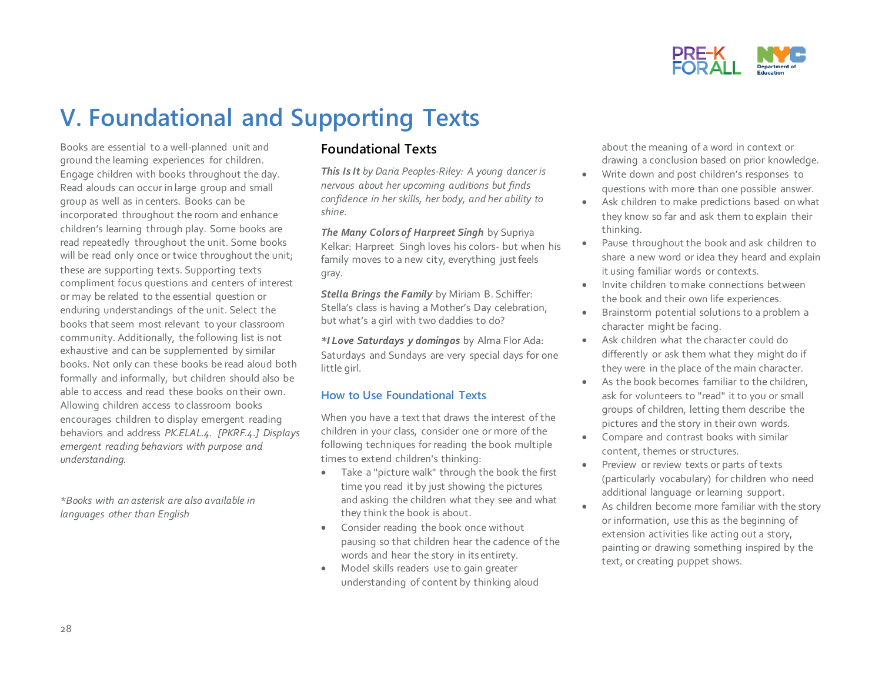# V. Foundational and Supporting Texts

Books are essential to a well-planned unit and ground the learning experiences for children. Engage children with books throughout the day. Read alouds can occur in large group and small group as well as in centers. Books can be incorporated throughout the room and enhance children's learning through play. Some books are read repeatedly throughout the unit. Some books will be read only once or twice throughout the unit; these are supporting texts. Supporting texts compliment focus questions and centers of interest or may be related to the essential question or enduring understandings of the unit. Select the books that seem most relevant to your classroom community. Additionally, the following list is not exhaustive and can be supplemented by similar books. Not only can these books be read aloud both formally and informally, but children should also be able to access and read these books on their own. Allowing children access to classroom books encourages children to display emergent reading behaviors and address *PK.ELAL.4. [PKRF.4.] Displays emergent reading behaviors with purpose and understanding.*

*\*Books with an asterisk are also available in languages other than English*

## Foundational Texts

***This Is It*** *by Daria Peoples-Riley: A young dancer is nervous about her upcoming auditions but finds confidence in her skills, her body, and her ability to shine.*

***The Many Colors of Harpreet Singh*** by Supriya Kelkar: Harpreet Singh loves his colors- but when his family moves to a new city, everything just feels gray.

***Stella Brings the Family*** by Miriam B. Schiffer: Stella's class is having a Mother's Day celebration, but what's a girl with two daddies to do?

***\*I Love Saturdays y domingos*** by Alma Flor Ada: Saturdays and Sundays are very special days for one little girl.

### How to Use Foundational Texts

When you have a text that draws the interest of the children in your class, consider one or more of the following techniques for reading the book multiple times to extend children's thinking:

- Take a "picture walk" through the book the first time you read it by just showing the pictures and asking the children what they see and what they think the book is about.
- Consider reading the book once without pausing so that children hear the cadence of the words and hear the story in its entirety.
- Model skills readers use to gain greater understanding of content by thinking aloud about the meaning of a word in context or drawing a conclusion based on prior knowledge.
- Write down and post children's responses to questions with more than one possible answer.
- Ask children to make predictions based on what they know so far and ask them to explain their thinking.
- Pause throughout the book and ask children to share a new word or idea they heard and explain it using familiar words or contexts.
- Invite children to make connections between the book and their own life experiences.
- Brainstorm potential solutions to a problem a character might be facing.
- Ask children what the character could do differently or ask them what they might do if they were in the place of the main character.
- As the book becomes familiar to the children, ask for volunteers to "read" it to you or small groups of children, letting them describe the pictures and the story in their own words.
- Compare and contrast books with similar content, themes or structures.
- Preview or review texts or parts of texts (particularly vocabulary) for children who need additional language or learning support.
- As children become more familiar with the story or information, use this as the beginning of extension activities like acting out a story, painting or drawing something inspired by the text, or creating puppet shows.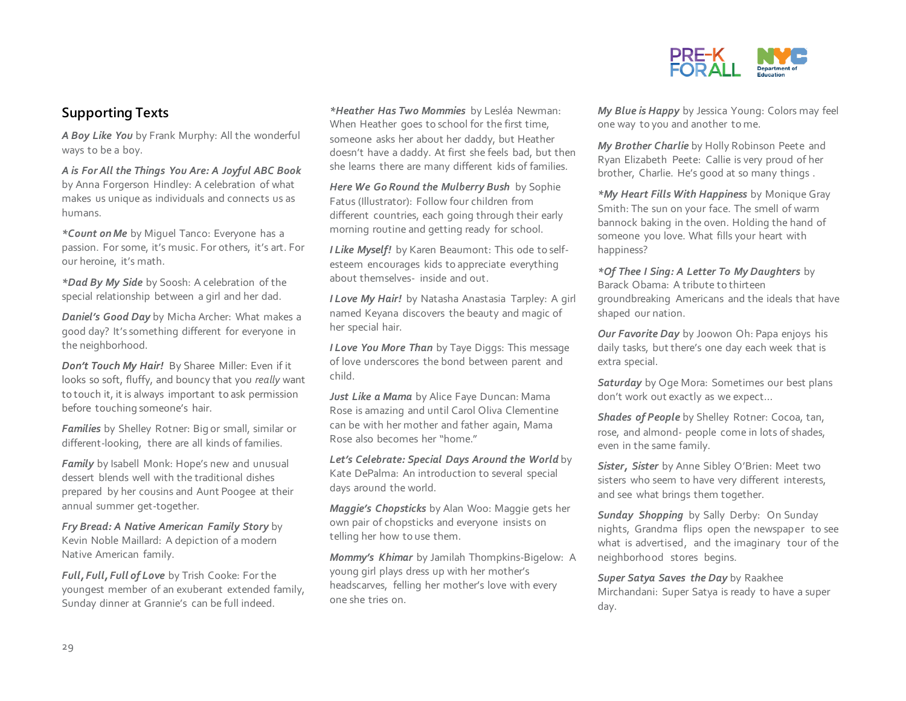## Supporting Texts

***A Boy Like You*** by Frank Murphy: All the wonderful ways to be a boy.

***A is For All the Things You Are: A Joyful ABC Book*** by Anna Forgerson Hindley: A celebration of what makes us unique as individuals and connects us as humans.

***\*Count on Me*** by Miguel Tanco: Everyone has a passion. For some, it's music. For others, it's art. For our heroine, it's math.

***\*Dad By My Side*** by Soosh: A celebration of the special relationship between a girl and her dad.

***Daniel's Good Day*** by Micha Archer: What makes a good day? It's something different for everyone in the neighborhood.

***Don't Touch My Hair!*** By Sharee Miller: Even if it looks so soft, fluffy, and bouncy that you *really* want to touch it, it is always important to ask permission before touching someone's hair.

***Families*** by Shelley Rotner: Big or small, similar or different-looking, there are all kinds of families.

***Family*** by Isabell Monk: Hope's new and unusual dessert blends well with the traditional dishes prepared by her cousins and Aunt Poogee at their annual summer get-together.

***Fry Bread: A Native American Family Story*** by Kevin Noble Maillard: A depiction of a modern Native American family.

***Full, Full, Full of Love*** by Trish Cooke: For the youngest member of an exuberant extended family, Sunday dinner at Grannie's can be full indeed.

***\*Heather Has Two Mommies*** by Lesléa Newman: When Heather goes to school for the first time, someone asks her about her daddy, but Heather doesn't have a daddy. At first she feels bad, but then she learns there are many different kids of families.

***Here We Go Round the Mulberry Bush*** by Sophie Fatus (Illustrator): Follow four children from different countries, each going through their early morning routine and getting ready for school.

***I Like Myself!*** by Karen Beaumont: This ode to self-esteem encourages kids to appreciate everything about themselves- inside and out.

***I Love My Hair!*** by Natasha Anastasia Tarpley: A girl named Keyana discovers the beauty and magic of her special hair.

***I Love You More Than*** by Taye Diggs: This message of love underscores the bond between parent and child.

***Just Like a Mama*** by Alice Faye Duncan: Mama Rose is amazing and until Carol Oliva Clementine can be with her mother and father again, Mama Rose also becomes her "home."

***Let's Celebrate: Special Days Around the World*** by Kate DePalma: An introduction to several special days around the world.

***Maggie's Chopsticks*** by Alan Woo: Maggie gets her own pair of chopsticks and everyone insists on telling her how to use them.

***Mommy's Khimar*** by Jamilah Thompkins-Bigelow: A young girl plays dress up with her mother's headscarves, felling her mother's love with every one she tries on.

***My Blue is Happy*** by Jessica Young: Colors may feel one way to you and another to me.

***My Brother Charlie*** by Holly Robinson Peete and Ryan Elizabeth Peete: Callie is very proud of her brother, Charlie. He's good at so many things .

***\*My Heart Fills With Happiness*** by Monique Gray Smith: The sun on your face. The smell of warm bannock baking in the oven. Holding the hand of someone you love. What fills your heart with happiness?

***\*Of Thee I Sing: A Letter To My Daughters*** by Barack Obama: A tribute to thirteen groundbreaking Americans and the ideals that have shaped our nation.

***Our Favorite Day*** by Joowon Oh: Papa enjoys his daily tasks, but there's one day each week that is extra special.

***Saturday*** by Oge Mora: Sometimes our best plans don't work out exactly as we expect…

***Shades of People*** by Shelley Rotner: Cocoa, tan, rose, and almond- people come in lots of shades, even in the same family.

***Sister, Sister*** by Anne Sibley O'Brien: Meet two sisters who seem to have very different interests, and see what brings them together.

***Sunday Shopping*** by Sally Derby: On Sunday nights, Grandma flips open the newspaper to see what is advertised, and the imaginary tour of the neighborhood stores begins.

***Super Satya Saves the Day*** by Raakhee Mirchandani: Super Satya is ready to have a super day.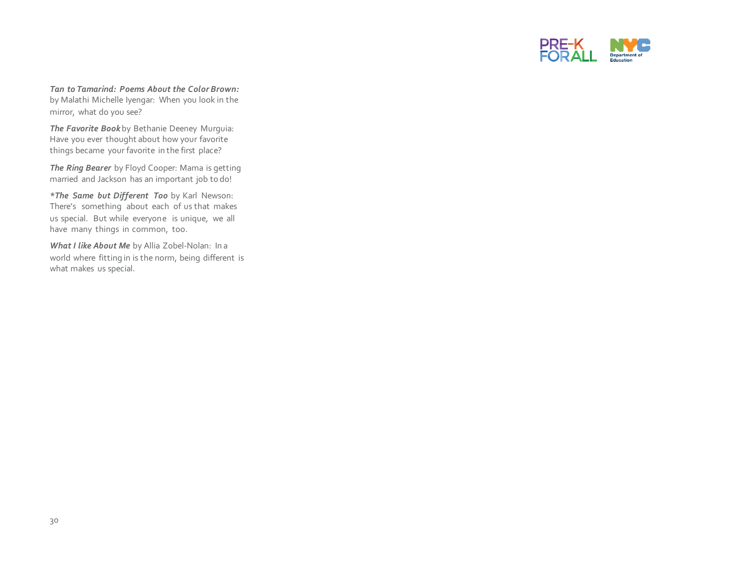***Tan to Tamarind: Poems About the Color Brown:*** by Malathi Michelle Iyengar: When you look in the mirror, what do you see?

***The Favorite Book*** by Bethanie Deeney Murguia: Have you ever thought about how your favorite things became your favorite in the first place?

***The Ring Bearer*** by Floyd Cooper: Mama is getting married and Jackson has an important job to do!

***\*The Same but Different Too*** by Karl Newson: There's something about each of us that makes us special. But while everyone is unique, we all have many things in common, too.

***What I like About Me*** by Allia Zobel-Nolan: In a world where fitting in is the norm, being different is what makes us special.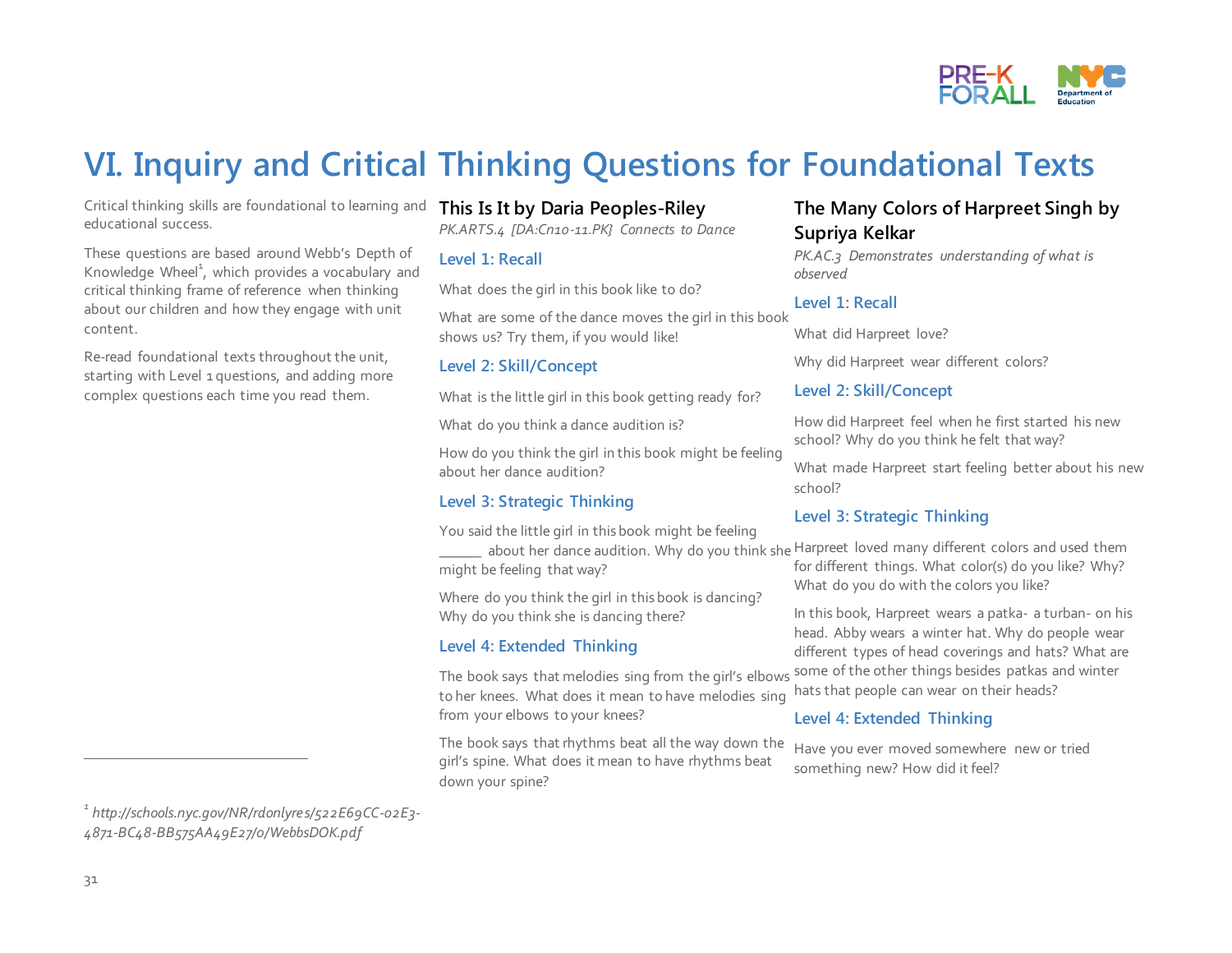# VI. Inquiry and Critical Thinking Questions for Foundational Texts

Critical thinking skills are foundational to learning and educational success.

These questions are based around Webb's Depth of Knowledge Wheel[1], which provides a vocabulary and critical thinking frame of reference when thinking about our children and how they engage with unit content.

Re-read foundational texts throughout the unit, starting with Level 1 questions, and adding more complex questions each time you read them.

## This Is It by Daria Peoples-Riley

*PK.ARTS.4 [DA:Cn10-11.PK} Connects to Dance*

### Level 1: Recall

What does the girl in this book like to do?

What are some of the dance moves the girl in this book shows us? Try them, if you would like!

### Level 2: Skill/Concept

What is the little girl in this book getting ready for?

What do you think a dance audition is?

How do you think the girl in this book might be feeling about her dance audition?

### Level 3: Strategic Thinking

You said the little girl in this book might be feeling ______ about her dance audition. Why do you think she might be feeling that way?

Where do you think the girl in this book is dancing? Why do you think she is dancing there?

### Level 4: Extended Thinking

The book says that melodies sing from the girl's elbows to her knees. What does it mean to have melodies sing from your elbows to your knees?

The book says that rhythms beat all the way down the girl's spine. What does it mean to have rhythms beat down your spine?

## The Many Colors of Harpreet Singh by Supriya Kelkar

*PK.AC.3 Demonstrates understanding of what is observed*

### Level 1: Recall

What did Harpreet love?

Why did Harpreet wear different colors?

### Level 2: Skill/Concept

How did Harpreet feel when he first started his new school? Why do you think he felt that way?

What made Harpreet start feeling better about his new school?

### Level 3: Strategic Thinking

Harpreet loved many different colors and used them for different things. What color(s) do you like? Why? What do you do with the colors you like?

In this book, Harpreet wears a patka- a turban- on his head. Abby wears a winter hat. Why do people wear different types of head coverings and hats? What are some of the other things besides patkas and winter hats that people can wear on their heads?

### Level 4: Extended Thinking

Have you ever moved somewhere new or tried something new? How did it feel?

---

[1] *http://schools.nyc.gov/NR/rdonlyres/522E69CC-02E3-4871-BC48-BB575AA49E27/0/WebbsDOK.pdf*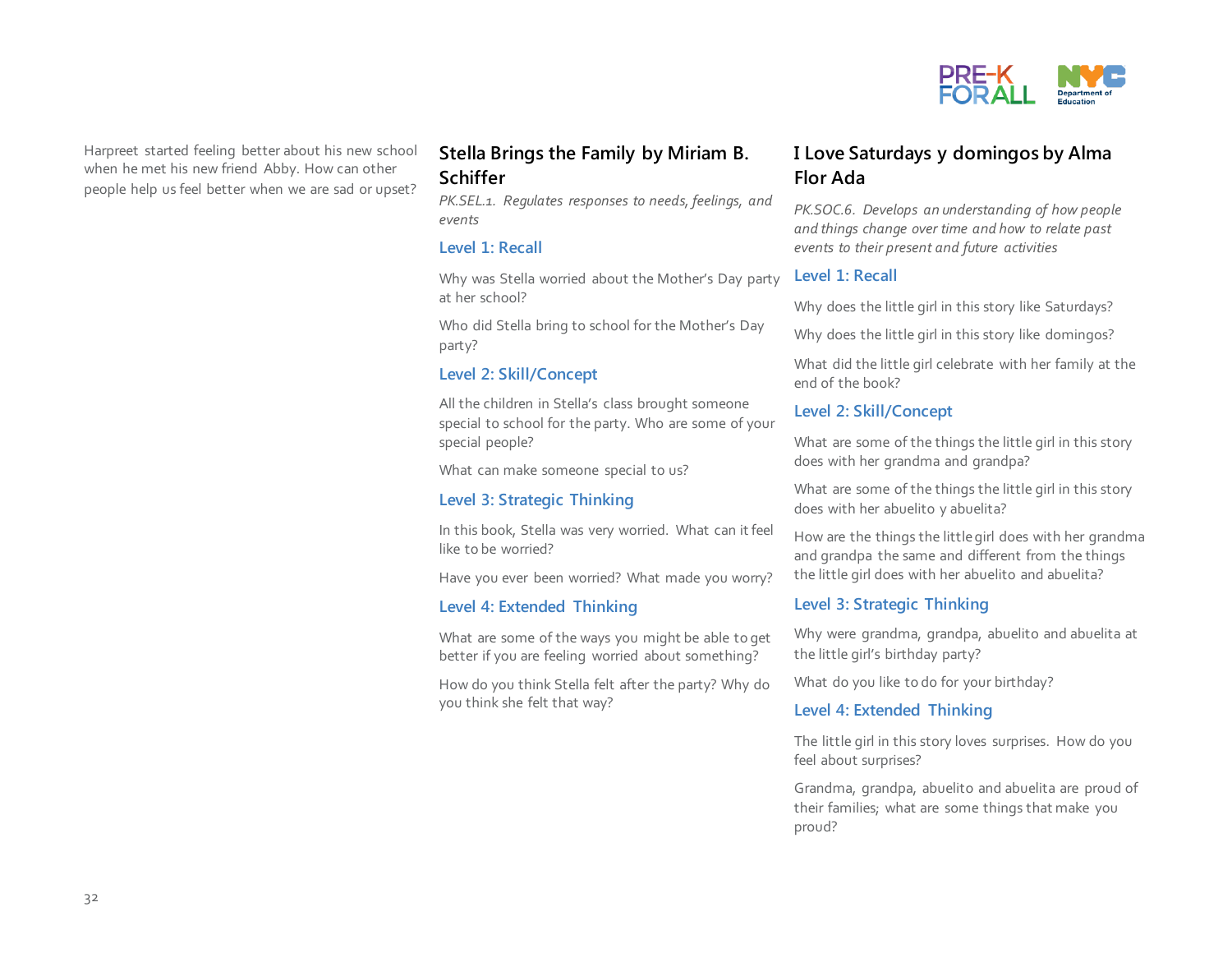Harpreet started feeling better about his new school when he met his new friend Abby. How can other people help us feel better when we are sad or upset?

## Stella Brings the Family by Miriam B. Schiffer

*PK.SEL.1. Regulates responses to needs, feelings, and events*

### Level 1: Recall

Why was Stella worried about the Mother's Day party at her school?

Who did Stella bring to school for the Mother's Day party?

### Level 2: Skill/Concept

All the children in Stella's class brought someone special to school for the party. Who are some of your special people?

What can make someone special to us?

### Level 3: Strategic Thinking

In this book, Stella was very worried. What can it feel like to be worried?

Have you ever been worried? What made you worry?

### Level 4: Extended Thinking

What are some of the ways you might be able to get better if you are feeling worried about something?

How do you think Stella felt after the party? Why do you think she felt that way?

## I Love Saturdays y domingos by Alma Flor Ada

*PK.SOC.6. Develops an understanding of how people and things change over time and how to relate past events to their present and future activities*

### Level 1: Recall

Why does the little girl in this story like Saturdays?

Why does the little girl in this story like domingos?

What did the little girl celebrate with her family at the end of the book?

### Level 2: Skill/Concept

What are some of the things the little girl in this story does with her grandma and grandpa?

What are some of the things the little girl in this story does with her abuelito y abuelita?

How are the things the little girl does with her grandma and grandpa the same and different from the things the little girl does with her abuelito and abuelita?

### Level 3: Strategic Thinking

Why were grandma, grandpa, abuelito and abuelita at the little girl's birthday party?

What do you like to do for your birthday?

### Level 4: Extended Thinking

The little girl in this story loves surprises. How do you feel about surprises?

Grandma, grandpa, abuelito and abuelita are proud of their families; what are some things that make you proud?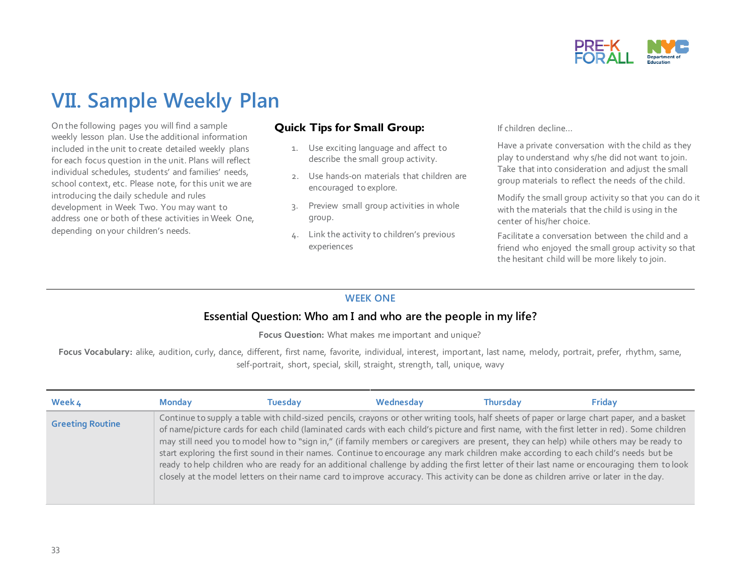# VII. Sample Weekly Plan

On the following pages you will find a sample weekly lesson plan. Use the additional information included in the unit to create detailed weekly plans for each focus question in the unit. Plans will reflect individual schedules, students' and families' needs, school context, etc. Please note, for this unit we are introducing the daily schedule and rules development in Week Two. You may want to address one or both of these activities in Week One, depending on your children's needs.

### Quick Tips for Small Group:

1. Use exciting language and affect to describe the small group activity.
2. Use hands-on materials that children are encouraged to explore.
3. Preview small group activities in whole group.
4. Link the activity to children's previous experiences

If children decline…

Have a private conversation with the child as they play to understand why s/he did not want to join. Take that into consideration and adjust the small group materials to reflect the needs of the child.

Modify the small group activity so that you can do it with the materials that the child is using in the center of his/her choice.

Facilitate a conversation between the child and a friend who enjoyed the small group activity so that the hesitant child will be more likely to join.

## WEEK ONE

### Essential Question: Who am I and who are the people in my life?

**Focus Question:** What makes me important and unique?

**Focus Vocabulary:** alike, audition, curly, dance, different, first name, favorite, individual, interest, important, last name, melody, portrait, prefer, rhythm, same, self-portrait, short, special, skill, straight, strength, tall, unique, wavy

| Week 4 | Monday | Tuesday | Wednesday | Thursday | Friday |
|---|---|---|---|---|---|
| **Greeting Routine** | Continue to supply a table with child-sized pencils, crayons or other writing tools, half sheets of paper or large chart paper, and a basket of name/picture cards for each child (laminated cards with each child's picture and first name, with the first letter in red). Some children may still need you to model how to "sign in," (if family members or caregivers are present, they can help) while others may be ready to start exploring the first sound in their names. Continue to encourage any mark children make according to each child's needs but be ready to help children who are ready for an additional challenge by adding the first letter of their last name or encouraging them to look closely at the model letters on their name card to improve accuracy. This activity can be done as children arrive or later in the day. | | | | |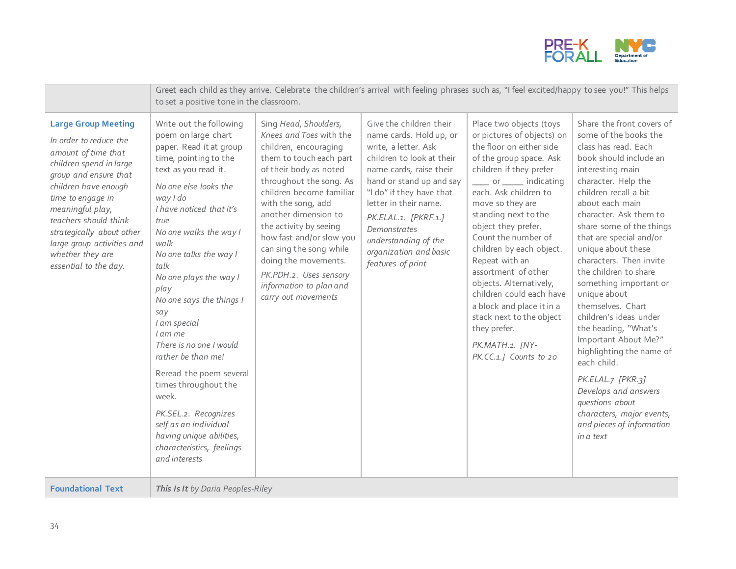| | | | | | |
|---|---|---|---|---|---|
| | Greet each child as they arrive. Celebrate the children's arrival with feeling phrases such as, "I feel excited/happy to see you!" This helps to set a positive tone in the classroom. | | | | |
| **Large Group Meeting**<br><br>*In order to reduce the amount of time that children spend in large group and ensure that children have enough time to engage in meaningful play, teachers should think strategically about other large group activities and whether they are essential to the day.* | Write out the following poem on large chart paper. Read it at group time, pointing to the text as you read it.<br><br>*No one else looks the way I do*<br>*I have noticed that it's true*<br>*No one walks the way I walk*<br>*No one talks the way I talk*<br>*No one plays the way I play*<br>*No one says the things I say*<br>*I am special*<br>*I am me*<br>*There is no one I would rather be than me!*<br><br>Reread the poem several times throughout the week.<br><br>*PK.SEL.2. Recognizes self as an individual having unique abilities, characteristics, feelings and interests* | Sing *Head, Shoulders, Knees and Toes* with the children, encouraging them to touch each part of their body as noted throughout the song. As children become familiar with the song, add another dimension to the activity by seeing how fast and/or slow you can sing the song while doing the movements.<br><br>*PK.PDH.2. Uses sensory information to plan and carry out movements* | Give the children their name cards. Hold up, or write, a letter. Ask children to look at their name cards, raise their hand or stand up and say "I do" if they have that letter in their name.<br><br>*PK.ELAL.1. [PKRF.1.] Demonstrates understanding of the organization and basic features of print* | Place two objects (toys or pictures of objects) on the floor on either side of the group space. Ask children if they prefer ____ or _____ indicating each. Ask children to move so they are standing next to the object they prefer. Count the number of children by each object. Repeat with an assortment of other objects. Alternatively, children could each have a block and place it in a stack next to the object they prefer.<br><br>*PK.MATH.1. [NY-PK.CC.1.] Counts to 20* | Share the front covers of some of the books the class has read. Each book should include an interesting main character. Help the children recall a bit about each main character. Ask them to share some of the things that are special and/or unique about these characters. Then invite the children to share something important or unique about themselves. Chart children's ideas under the heading, "What's Important About Me?" highlighting the name of each child.<br><br>*PK.ELAL.7 [PKR.3] Develops and answers questions about characters, major events, and pieces of information in a text* |
| **Foundational Text** | ***This Is It*** *by Daria Peoples-Riley* | | | | |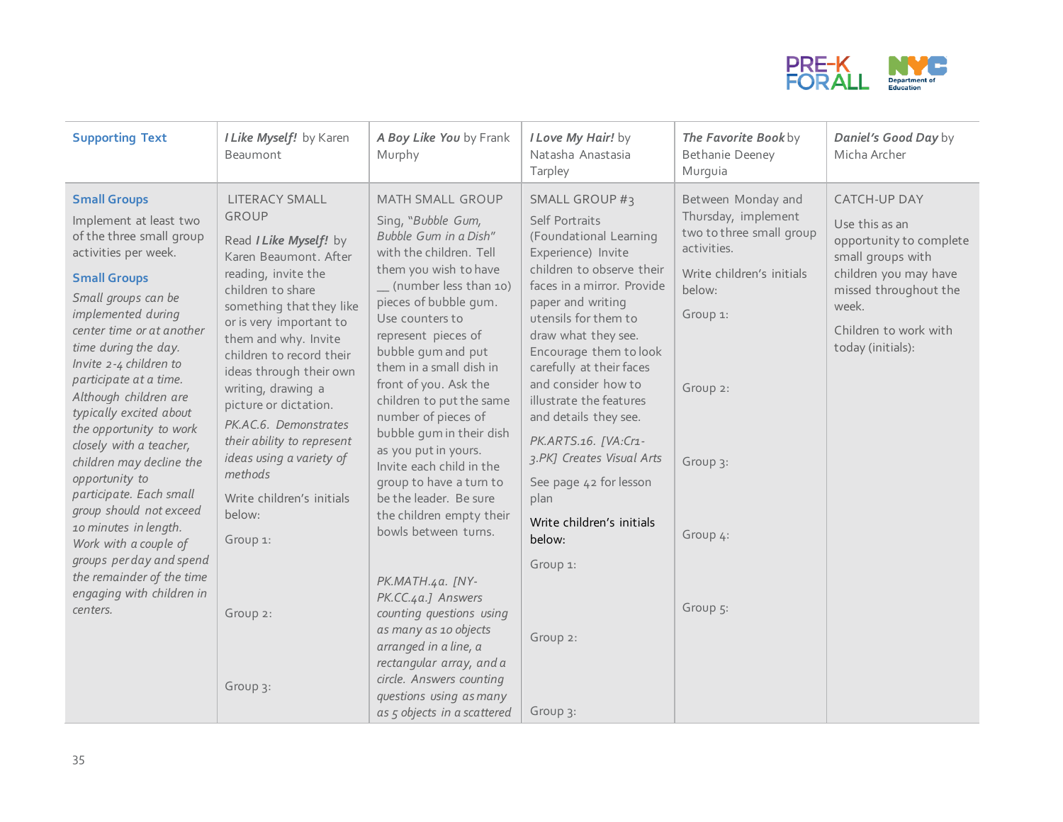| Supporting Text | *I Like Myself!* by Karen Beaumont | *A Boy Like You* by Frank Murphy | *I Love My Hair!* by Natasha Anastasia Tarpley | *The Favorite Book* by Bethanie Deeney Murguia | *Daniel's Good Day* by Micha Archer |
|---|---|---|---|---|---|
| **Small Groups**<br>Implement at least two of the three small group activities per week.<br>**Small Groups**<br>*Small groups can be implemented during center time or at another time during the day. Invite 2-4 children to participate at a time. Although children are typically excited about the opportunity to work closely with a teacher, children may decline the opportunity to participate. Each small group should not exceed 10 minutes in length. Work with a couple of groups per day and spend the remainder of the time engaging with children in centers.* | LITERACY SMALL GROUP<br>Read ***I Like Myself!*** by Karen Beaumont. After reading, invite the children to share something that they like or is very important to them and why. Invite children to record their ideas through their own writing, drawing a picture or dictation.<br>*PK.AC.6. Demonstrates their ability to represent ideas using a variety of methods*<br>Write children's initials below:<br>Group 1:<br><br>Group 2:<br><br>Group 3: | MATH SMALL GROUP<br>Sing, "*Bubble Gum, Bubble Gum in a Dish*" with the children. Tell them you wish to have __ (number less than 10) pieces of bubble gum. Use counters to represent pieces of bubble gum and put them in a small dish in front of you. Ask the children to put the same number of pieces of bubble gum in their dish as you put in yours. Invite each child in the group to have a turn to be the leader. Be sure the children empty their bowls between turns.<br><br>*PK.MATH.4a. [NY-PK.CC.4a.] Answers counting questions using as many as 10 objects arranged in a line, a rectangular array, and a circle. Answers counting questions using as many as 5 objects in a scattered* | SMALL GROUP #3<br>Self Portraits (Foundational Learning Experience) Invite children to observe their faces in a mirror. Provide paper and writing utensils for them to draw what they see. Encourage them to look carefully at their faces and consider how to illustrate the features and details they see.<br>*PK.ARTS.16. [VA:Cr1-3.PK] Creates Visual Arts*<br>See page 42 for lesson plan<br>Write children's initials below:<br>Group 1:<br><br>Group 2:<br><br>Group 3: | Between Monday and Thursday, implement two to three small group activities.<br>Write children's initials below:<br>Group 1:<br><br>Group 2:<br><br>Group 3:<br><br>Group 4:<br><br>Group 5: | CATCH-UP DAY<br>Use this as an opportunity to complete small groups with children you may have missed throughout the week.<br>Children to work with today (initials): |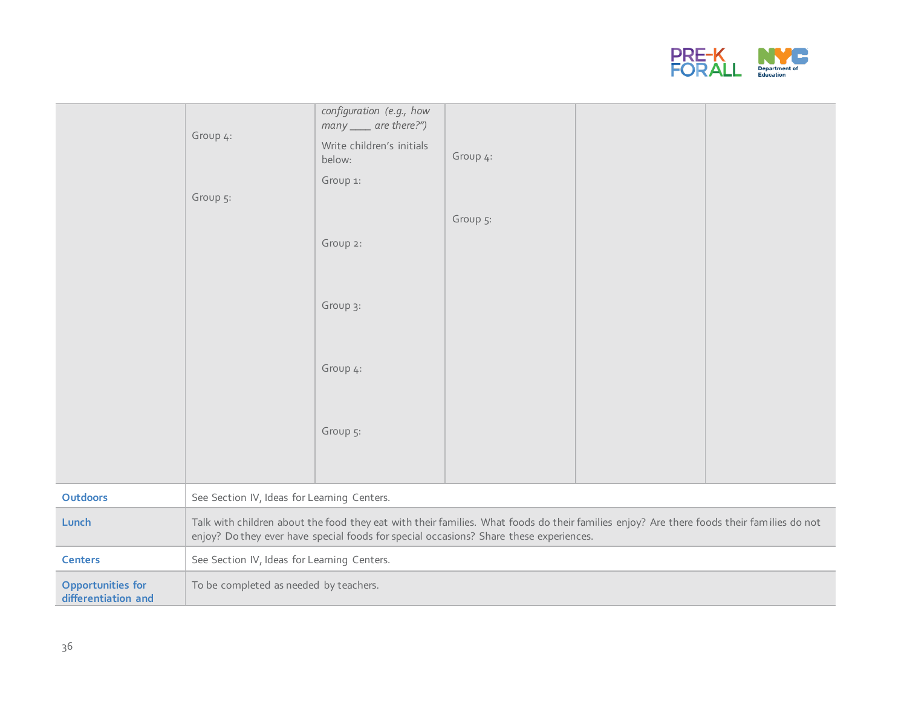| | | | | | |
|---|---|---|---|---|---|
| | Group 4:<br><br>Group 5: | *configuration (e.g., how many ____ are there?")*<br>Write children's initials below:<br>Group 1:<br><br>Group 2:<br><br>Group 3:<br><br>Group 4:<br><br>Group 5: | Group 4:<br><br>Group 5: | | |
| **Outdoors** | See Section IV, Ideas for Learning Centers. | | | | |
| **Lunch** | Talk with children about the food they eat with their families. What foods do their families enjoy? Are there foods their families do not enjoy? Do they ever have special foods for special occasions? Share these experiences. | | | | |
| **Centers** | See Section IV, Ideas for Learning Centers. | | | | |
| **Opportunities for differentiation and** | To be completed as needed by teachers. | | | | |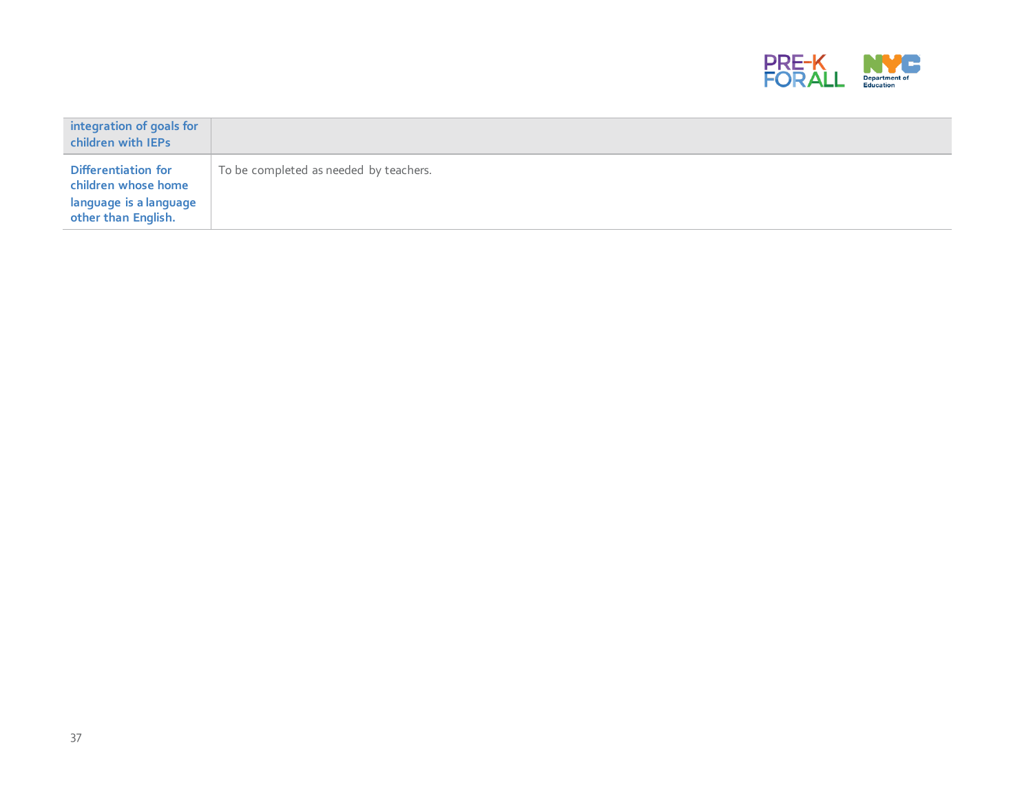| integration of goals for children with IEPs | |
| --- | --- |
| **Differentiation for children whose home language is a language other than English.** | To be completed as needed by teachers. |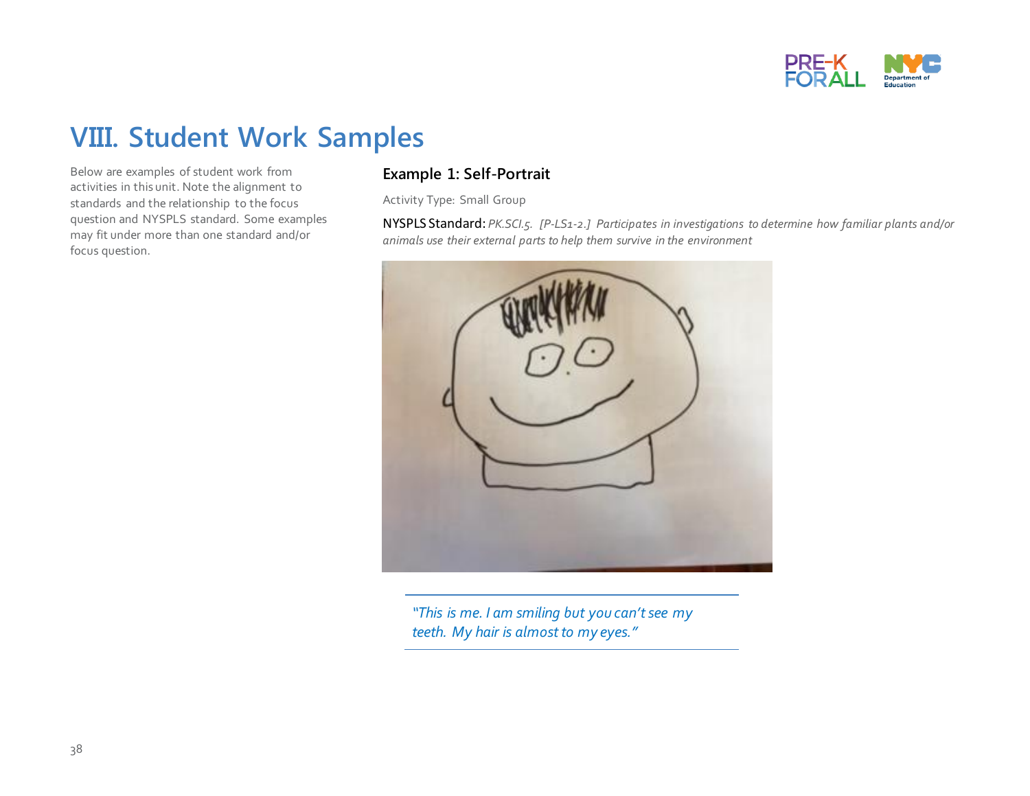# VIII. Student Work Samples

Below are examples of student work from activities in this unit. Note the alignment to standards and the relationship to the focus question and NYSPLS standard. Some examples may fit under more than one standard and/or focus question.

## Example 1: Self-Portrait

Activity Type: Small Group

NYSPLS Standard: *PK.SCI.5. [P-LS1-2.] Participates in investigations to determine how familiar plants and/or animals use their external parts to help them survive in the environment*

*"This is me. I am smiling but you can't see my teeth. My hair is almost to my eyes."*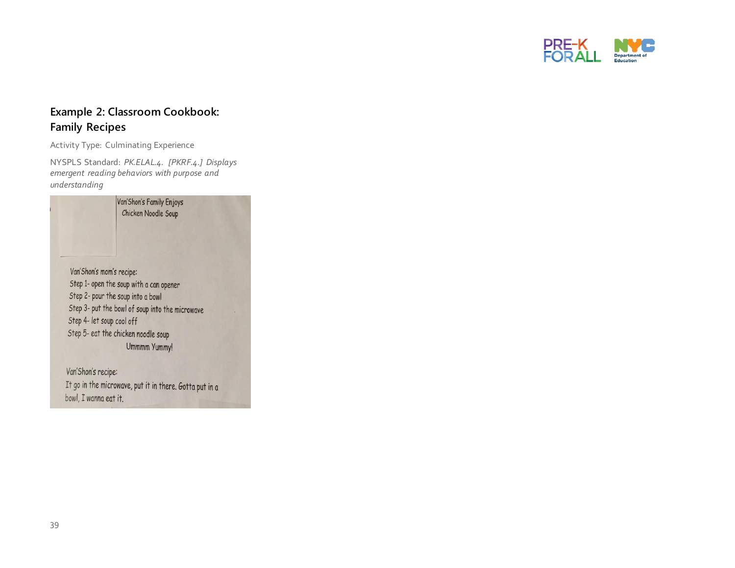## Example 2: Classroom Cookbook: Family Recipes

Activity Type: Culminating Experience

NYSPLS Standard: *PK.ELAL.4. [PKRF.4.] Displays emergent reading behaviors with purpose and understanding*

Van'Shon's Family Enjoys Chicken Noodle Soup

Van'Shon's mom's recipe:

Step 1- open the soup with a can opener

Step 2- pour the soup into a bowl

Step 3- put the bowl of soup into the microwave

Step 4- let soup cool off

Step 5- eat the chicken noodle soup

Ummmm Yummy!

Van'Shon's recipe:

It go in the microwave, put it in there. Gotta put in a bowl, I wanna eat it.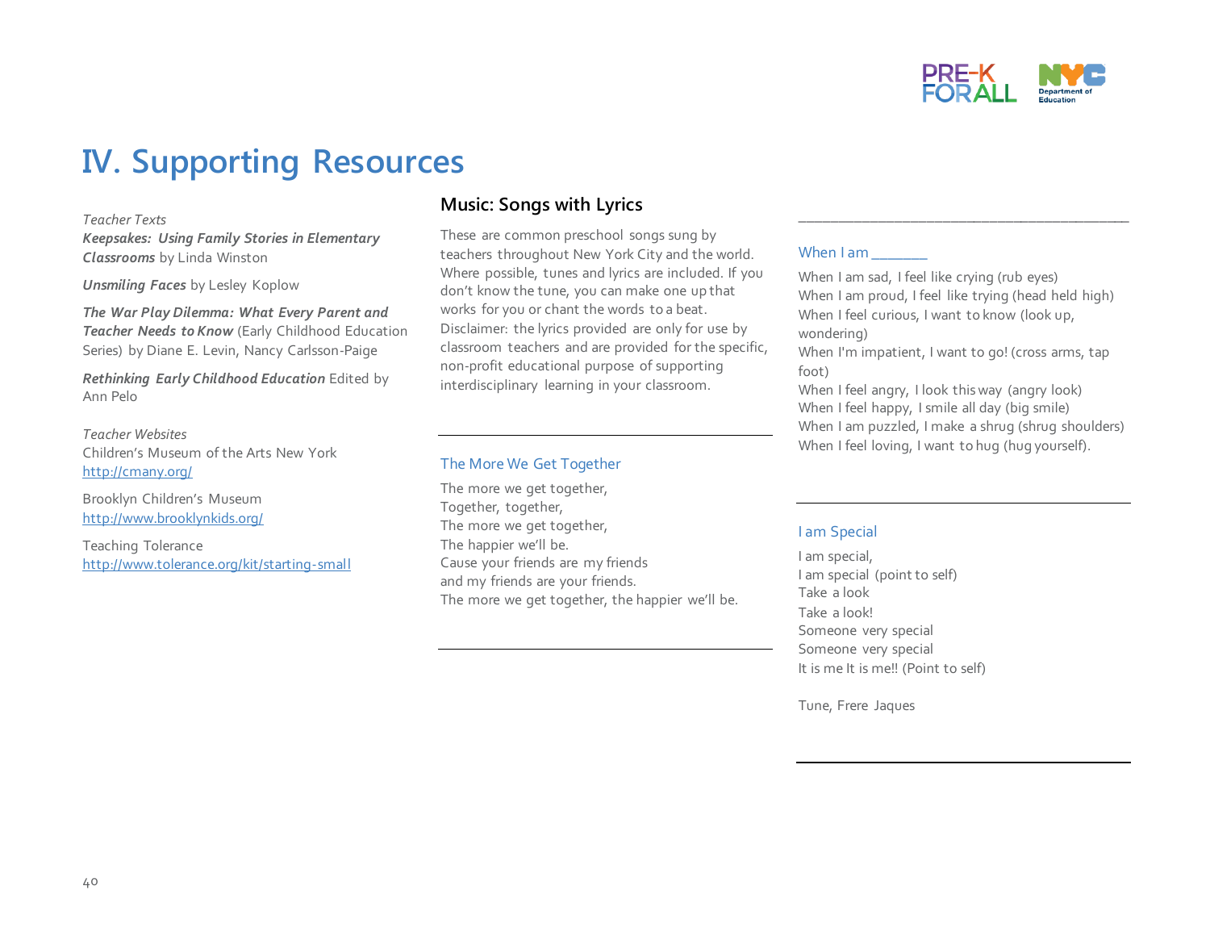# IV. Supporting Resources

*Teacher Texts*

***Keepsakes: Using Family Stories in Elementary Classrooms*** by Linda Winston

***Unsmiling Faces*** by Lesley Koplow

***The War Play Dilemma: What Every Parent and Teacher Needs to Know*** (Early Childhood Education Series) by Diane E. Levin, Nancy Carlsson-Paige

***Rethinking Early Childhood Education*** Edited by Ann Pelo

*Teacher Websites*

Children's Museum of the Arts New York
http://cmany.org/

Brooklyn Children's Museum
http://www.brooklynkids.org/

Teaching Tolerance
http://www.tolerance.org/kit/starting-small

## Music: Songs with Lyrics

These are common preschool songs sung by teachers throughout New York City and the world. Where possible, tunes and lyrics are included. If you don't know the tune, you can make one up that works for you or chant the words to a beat. Disclaimer: the lyrics provided are only for use by classroom teachers and are provided for the specific, non-profit educational purpose of supporting interdisciplinary learning in your classroom.

---

### The More We Get Together

The more we get together,
Together, together,
The more we get together,
The happier we'll be.
Cause your friends are my friends
and my friends are your friends.
The more we get together, the happier we'll be.

---

### When I am _______

When I am sad, I feel like crying (rub eyes)
When I am proud, I feel like trying (head held high)
When I feel curious, I want to know (look up, wondering)
When I'm impatient, I want to go! (cross arms, tap foot)
When I feel angry, I look this way (angry look)
When I feel happy, I smile all day (big smile)
When I am puzzled, I make a shrug (shrug shoulders)
When I feel loving, I want to hug (hug yourself).

---

### I am Special

I am special,
I am special (point to self)
Take a look
Take a look!
Someone very special
Someone very special
It is me It is me!! (Point to self)

Tune, Frere Jaques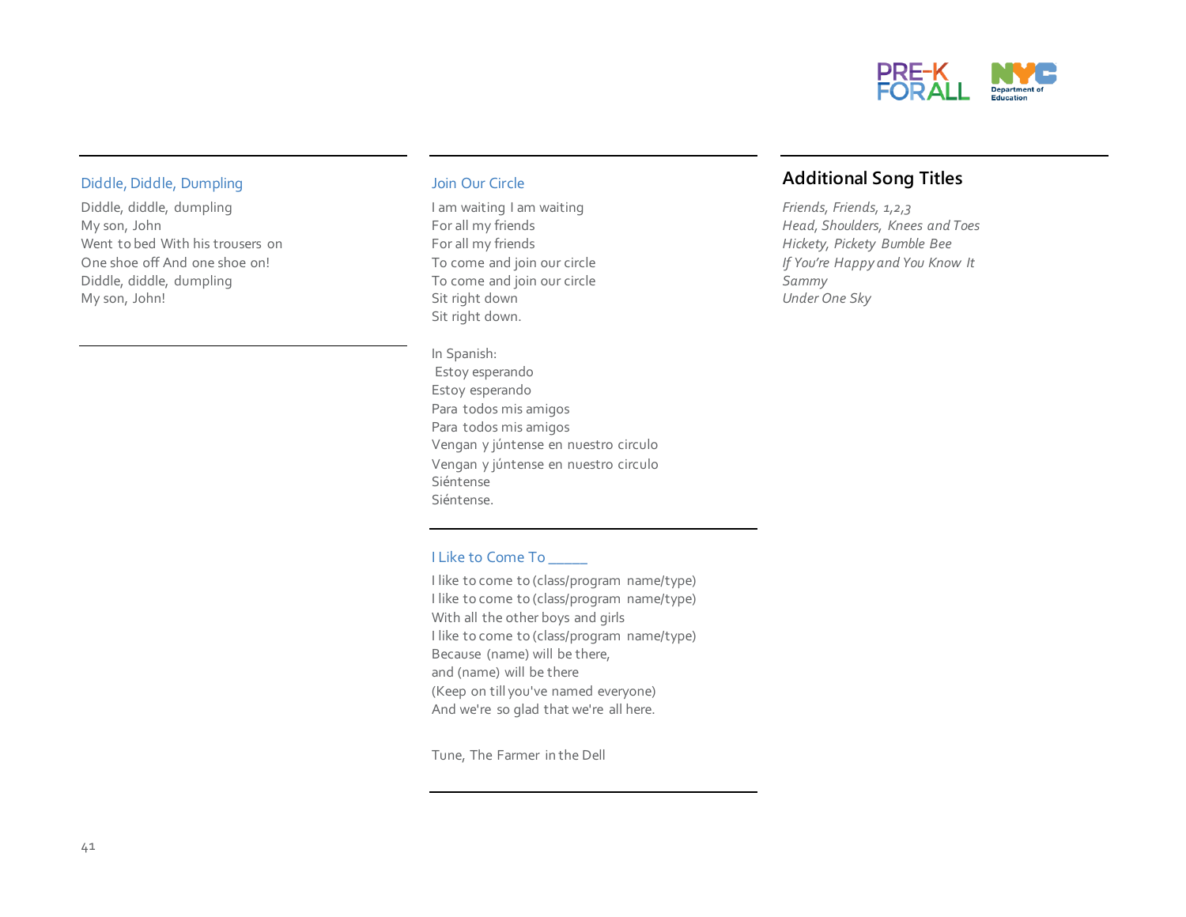### Diddle, Diddle, Dumpling

Diddle, diddle, dumpling
My son, John
Went to bed With his trousers on
One shoe off And one shoe on!
Diddle, diddle, dumpling
My son, John!

### Join Our Circle

I am waiting I am waiting
For all my friends
For all my friends
To come and join our circle
To come and join our circle
Sit right down
Sit right down.

In Spanish:
Estoy esperando
Estoy esperando
Para todos mis amigos
Para todos mis amigos
Vengan y júntense en nuestro circulo
Vengan y júntense en nuestro circulo
Siéntense
Siéntense.

### I Like to Come To _____

I like to come to (class/program name/type)
I like to come to (class/program name/type)
With all the other boys and girls
I like to come to (class/program name/type)
Because (name) will be there,
and (name) will be there
(Keep on till you've named everyone)
And we're so glad that we're all here.

Tune, The Farmer in the Dell

## Additional Song Titles

*Friends, Friends, 1,2,3*
*Head, Shoulders, Knees and Toes*
*Hickety, Pickety Bumble Bee*
*If You're Happy and You Know It*
*Sammy*
*Under One Sky*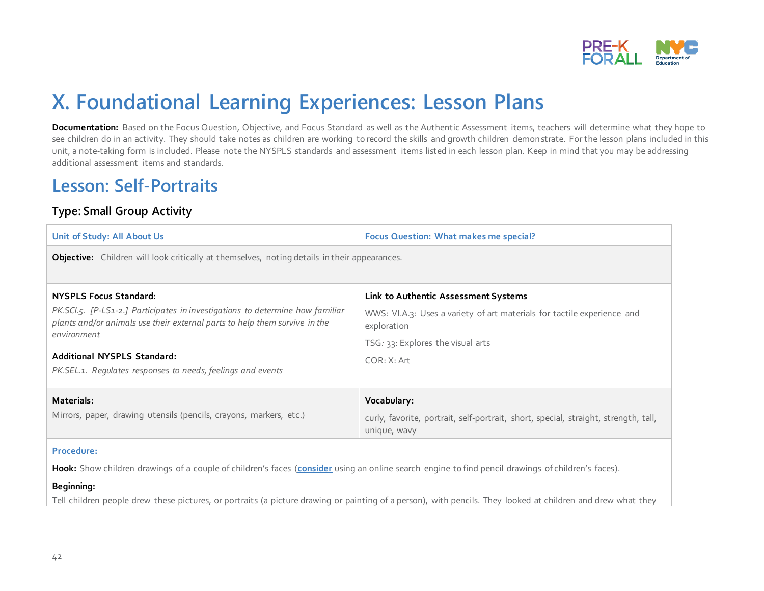# X. Foundational Learning Experiences: Lesson Plans

**Documentation:** Based on the Focus Question, Objective, and Focus Standard as well as the Authentic Assessment items, teachers will determine what they hope to see children do in an activity. They should take notes as children are working to record the skills and growth children demonstrate. For the lesson plans included in this unit, a note-taking form is included. Please note the NYSPLS standards and assessment items listed in each lesson plan. Keep in mind that you may be addressing additional assessment items and standards.

## Lesson: Self-Portraits

### Type: Small Group Activity

| Unit of Study: All About Us | Focus Question: What makes me special? |
|---|---|
| **Objective:** Children will look critically at themselves, noting details in their appearances. | |
| **NYSPLS Focus Standard:**<br>*PK.SCI.5. [P-LS1-2.] Participates in investigations to determine how familiar plants and/or animals use their external parts to help them survive in the environment*<br><br>**Additional NYSPLS Standard:**<br>*PK.SEL.1. Regulates responses to needs, feelings and events* | **Link to Authentic Assessment Systems**<br>WWS: VI.A.3: Uses a variety of art materials for tactile experience and exploration<br>TSG: 33: Explores the visual arts<br>COR: X: Art |
| **Materials:**<br>Mirrors, paper, drawing utensils (pencils, crayons, markers, etc.) | **Vocabulary:**<br>curly, favorite, portrait, self-portrait, short, special, straight, strength, tall, unique, wavy |

**Procedure:**

**Hook:** Show children drawings of a couple of children's faces (**consider** using an online search engine to find pencil drawings of children's faces).

**Beginning:**

Tell children people drew these pictures, or portraits (a picture drawing or painting of a person), with pencils. They looked at children and drew what they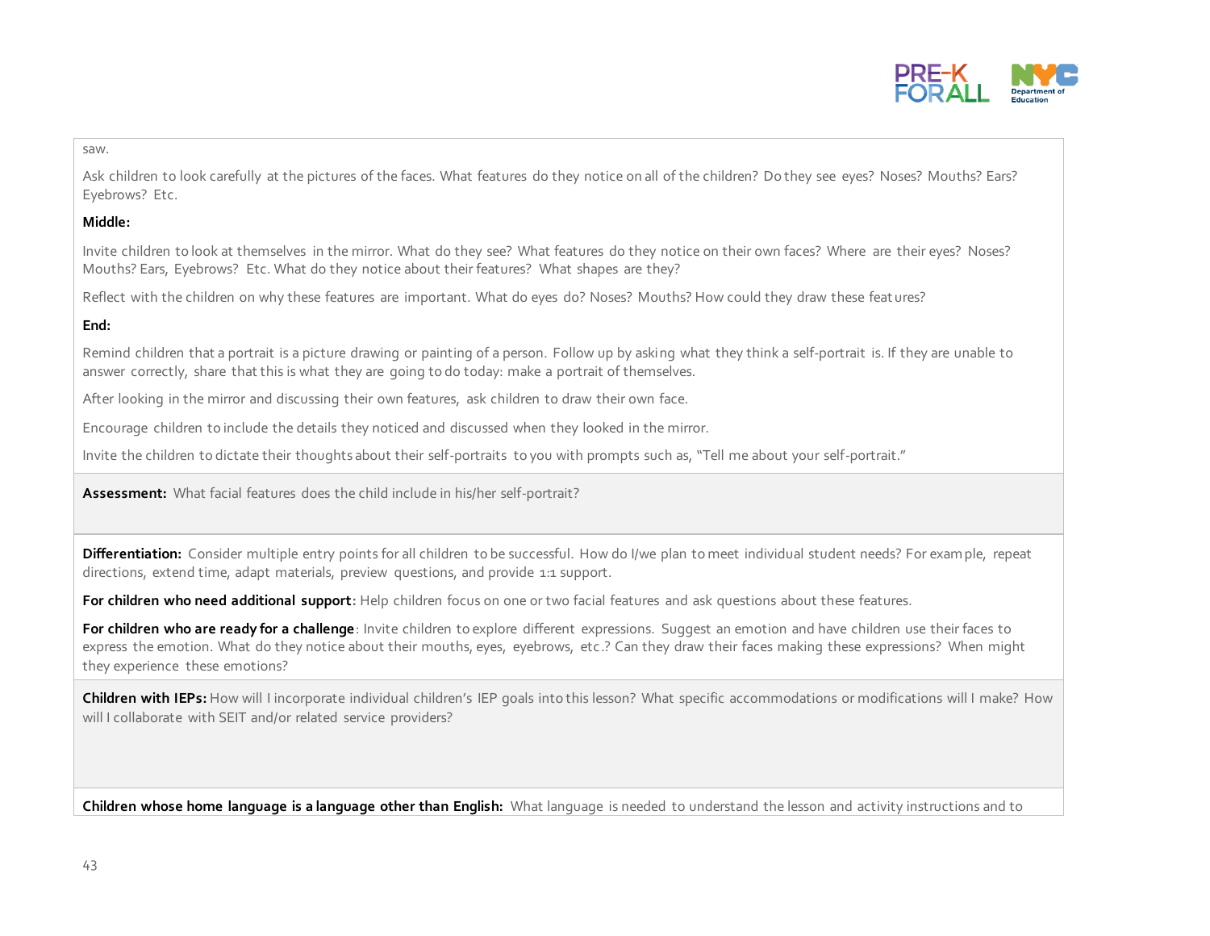saw.

Ask children to look carefully at the pictures of the faces. What features do they notice on all of the children? Do they see eyes? Noses? Mouths? Ears? Eyebrows? Etc.

**Middle:**

Invite children to look at themselves in the mirror. What do they see? What features do they notice on their own faces? Where are their eyes? Noses? Mouths? Ears, Eyebrows? Etc. What do they notice about their features? What shapes are they?

Reflect with the children on why these features are important. What do eyes do? Noses? Mouths? How could they draw these features?

**End:**

Remind children that a portrait is a picture drawing or painting of a person. Follow up by asking what they think a self-portrait is. If they are unable to answer correctly, share that this is what they are going to do today: make a portrait of themselves.

After looking in the mirror and discussing their own features, ask children to draw their own face.

Encourage children to include the details they noticed and discussed when they looked in the mirror.

Invite the children to dictate their thoughts about their self-portraits to you with prompts such as, "Tell me about your self-portrait."

**Assessment:** What facial features does the child include in his/her self-portrait?

**Differentiation:** Consider multiple entry points for all children to be successful. How do I/we plan to meet individual student needs? For example, repeat directions, extend time, adapt materials, preview questions, and provide 1:1 support.

**For children who need additional support:** Help children focus on one or two facial features and ask questions about these features.

**For children who are ready for a challenge**: Invite children to explore different expressions. Suggest an emotion and have children use their faces to express the emotion. What do they notice about their mouths, eyes, eyebrows, etc.? Can they draw their faces making these expressions? When might they experience these emotions?

**Children with IEPs:** How will I incorporate individual children's IEP goals into this lesson? What specific accommodations or modifications will I make? How will I collaborate with SEIT and/or related service providers?

**Children whose home language is a language other than English:** What language is needed to understand the lesson and activity instructions and to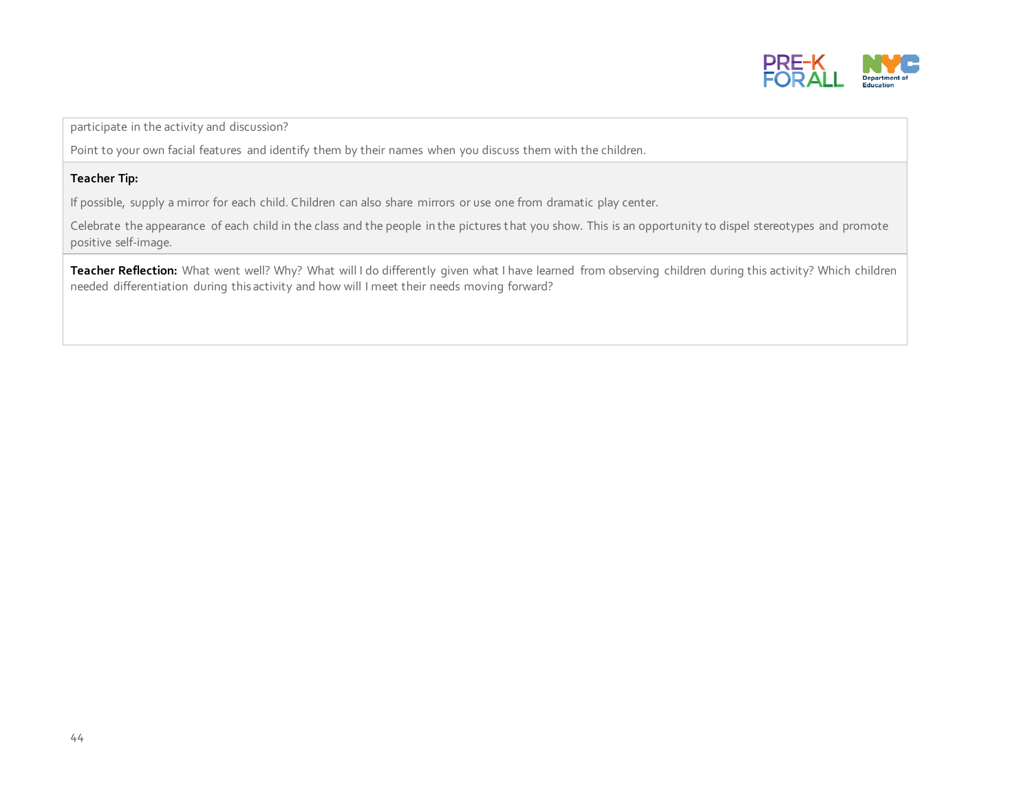participate in the activity and discussion?

Point to your own facial features and identify them by their names when you discuss them with the children.

**Teacher Tip:**

If possible, supply a mirror for each child. Children can also share mirrors or use one from dramatic play center.

Celebrate the appearance of each child in the class and the people in the pictures that you show. This is an opportunity to dispel stereotypes and promote positive self-image.

**Teacher Reflection:** What went well? Why? What will I do differently given what I have learned from observing children during this activity? Which children needed differentiation during this activity and how will I meet their needs moving forward?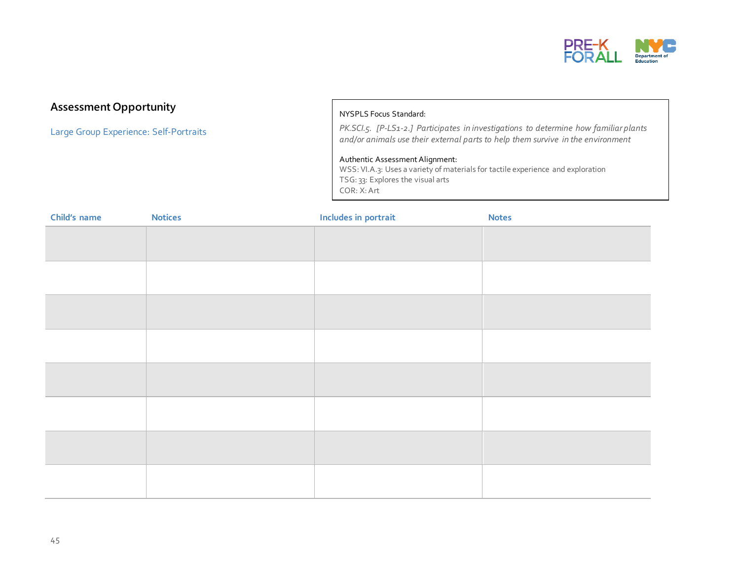## Assessment Opportunity

Large Group Experience: Self-Portraits

NYSPLS Focus Standard:

*PK.SCI.5. [P-LS1-2.] Participates in investigations to determine how familiar plants and/or animals use their external parts to help them survive in the environment*

Authentic Assessment Alignment:
WSS: VI.A.3: Uses a variety of materials for tactile experience and exploration
TSG: 33: Explores the visual arts
COR: X: Art

| Child's name | Notices | Includes in portrait | Notes |
|---|---|---|---|
| | | | |
| | | | |
| | | | |
| | | | |
| | | | |
| | | | |
| | | | |
| | | | |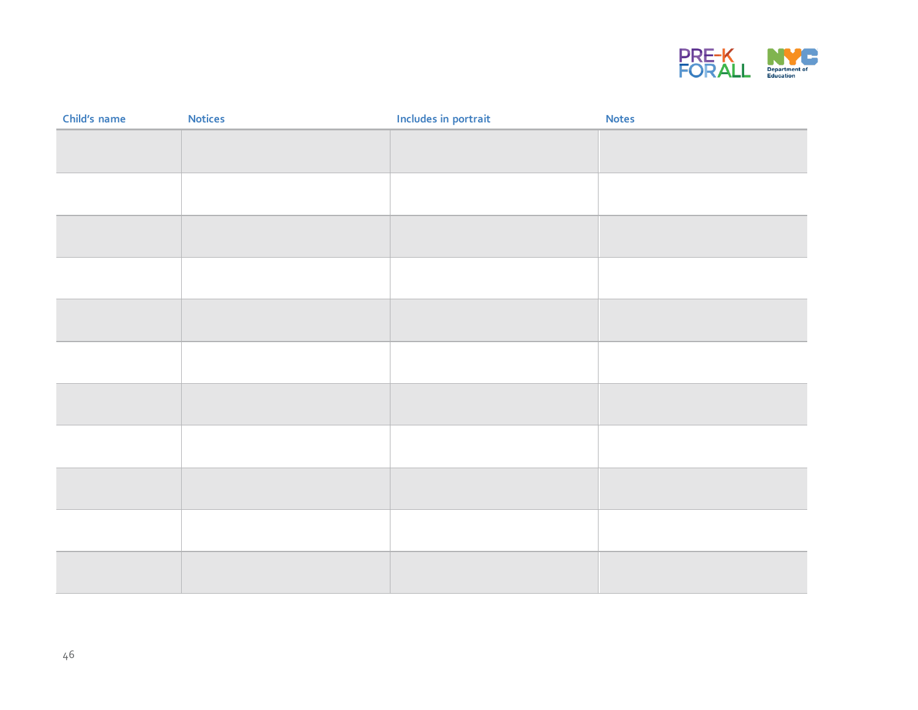| Child's name | Notices | Includes in portrait | Notes |
| --- | --- | --- | --- |
| | | | |
| | | | |
| | | | |
| | | | |
| | | | |
| | | | |
| | | | |
| | | | |
| | | | |
| | | | |
| | | | |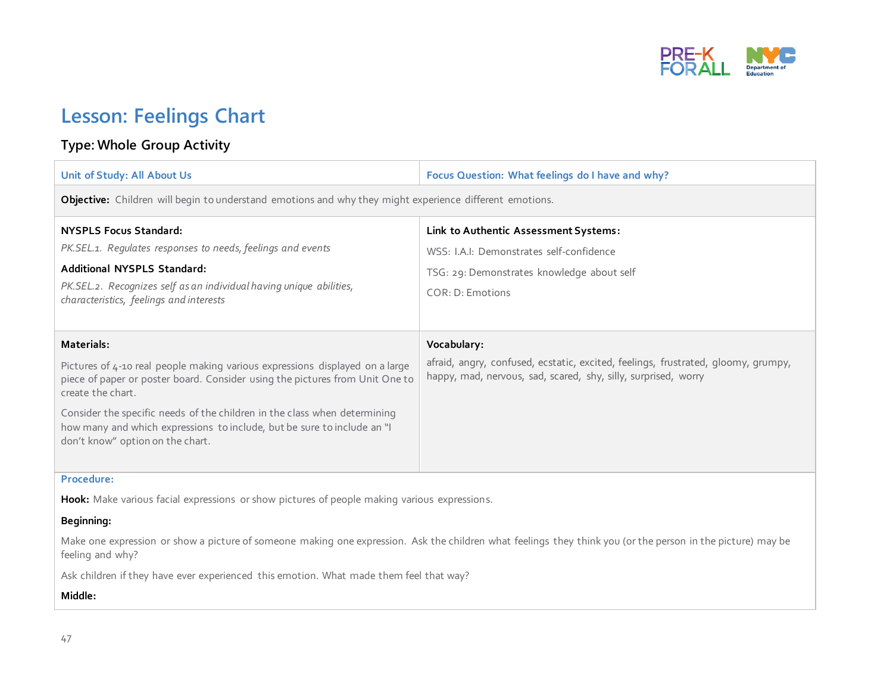# Lesson: Feelings Chart

**Type: Whole Group Activity**

| Unit of Study: All About Us | Focus Question: What feelings do I have and why? |
|---|---|
| **Objective:** Children will begin to understand emotions and why they might experience different emotions. | |
| **NYSPLS Focus Standard:**<br>*PK.SEL.1. Regulates responses to needs, feelings and events*<br>**Additional NYSPLS Standard:**<br>*PK.SEL.2. Recognizes self as an individual having unique abilities, characteristics, feelings and interests* | **Link to Authentic Assessment Systems:**<br>WSS: I.A.I: Demonstrates self-confidence<br>TSG: 29: Demonstrates knowledge about self<br>COR: D: Emotions |
| **Materials:**<br>Pictures of 4-10 real people making various expressions displayed on a large piece of paper or poster board. Consider using the pictures from Unit One to create the chart.<br>Consider the specific needs of the children in the class when determining how many and which expressions to include, but be sure to include an "I don't know" option on the chart. | **Vocabulary:**<br>afraid, angry, confused, ecstatic, excited, feelings, frustrated, gloomy, grumpy, happy, mad, nervous, sad, scared, shy, silly, surprised, worry |

**Procedure:**

**Hook:** Make various facial expressions or show pictures of people making various expressions.

**Beginning:**

Make one expression or show a picture of someone making one expression. Ask the children what feelings they think you (or the person in the picture) may be feeling and why?

Ask children if they have ever experienced this emotion. What made them feel that way?

**Middle:**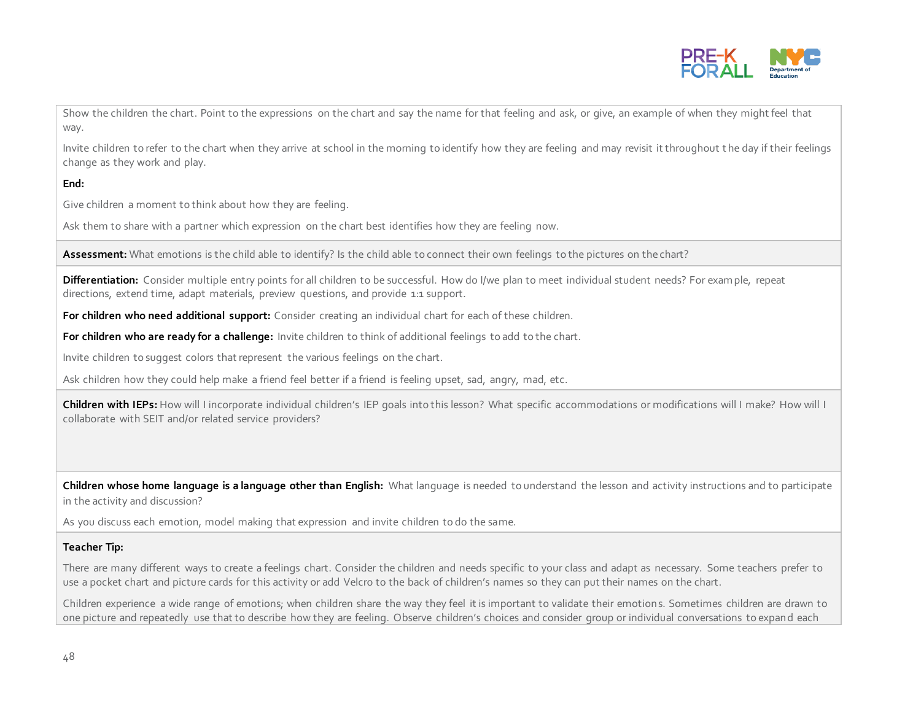Show the children the chart. Point to the expressions on the chart and say the name for that feeling and ask, or give, an example of when they might feel that way.

Invite children to refer to the chart when they arrive at school in the morning to identify how they are feeling and may revisit it throughout the day if their feelings change as they work and play.

**End:**

Give children a moment to think about how they are feeling.

Ask them to share with a partner which expression on the chart best identifies how they are feeling now.

**Assessment:** What emotions is the child able to identify? Is the child able to connect their own feelings to the pictures on the chart?

**Differentiation:** Consider multiple entry points for all children to be successful. How do I/we plan to meet individual student needs? For example, repeat directions, extend time, adapt materials, preview questions, and provide 1:1 support.

**For children who need additional support:** Consider creating an individual chart for each of these children.

**For children who are ready for a challenge:** Invite children to think of additional feelings to add to the chart.

Invite children to suggest colors that represent the various feelings on the chart.

Ask children how they could help make a friend feel better if a friend is feeling upset, sad, angry, mad, etc.

**Children with IEPs:** How will I incorporate individual children's IEP goals into this lesson? What specific accommodations or modifications will I make? How will I collaborate with SEIT and/or related service providers?

**Children whose home language is a language other than English:** What language is needed to understand the lesson and activity instructions and to participate in the activity and discussion?

As you discuss each emotion, model making that expression and invite children to do the same.

**Teacher Tip:**

There are many different ways to create a feelings chart. Consider the children and needs specific to your class and adapt as necessary. Some teachers prefer to use a pocket chart and picture cards for this activity or add Velcro to the back of children's names so they can put their names on the chart.

Children experience a wide range of emotions; when children share the way they feel it is important to validate their emotions. Sometimes children are drawn to one picture and repeatedly use that to describe how they are feeling. Observe children's choices and consider group or individual conversations to expand each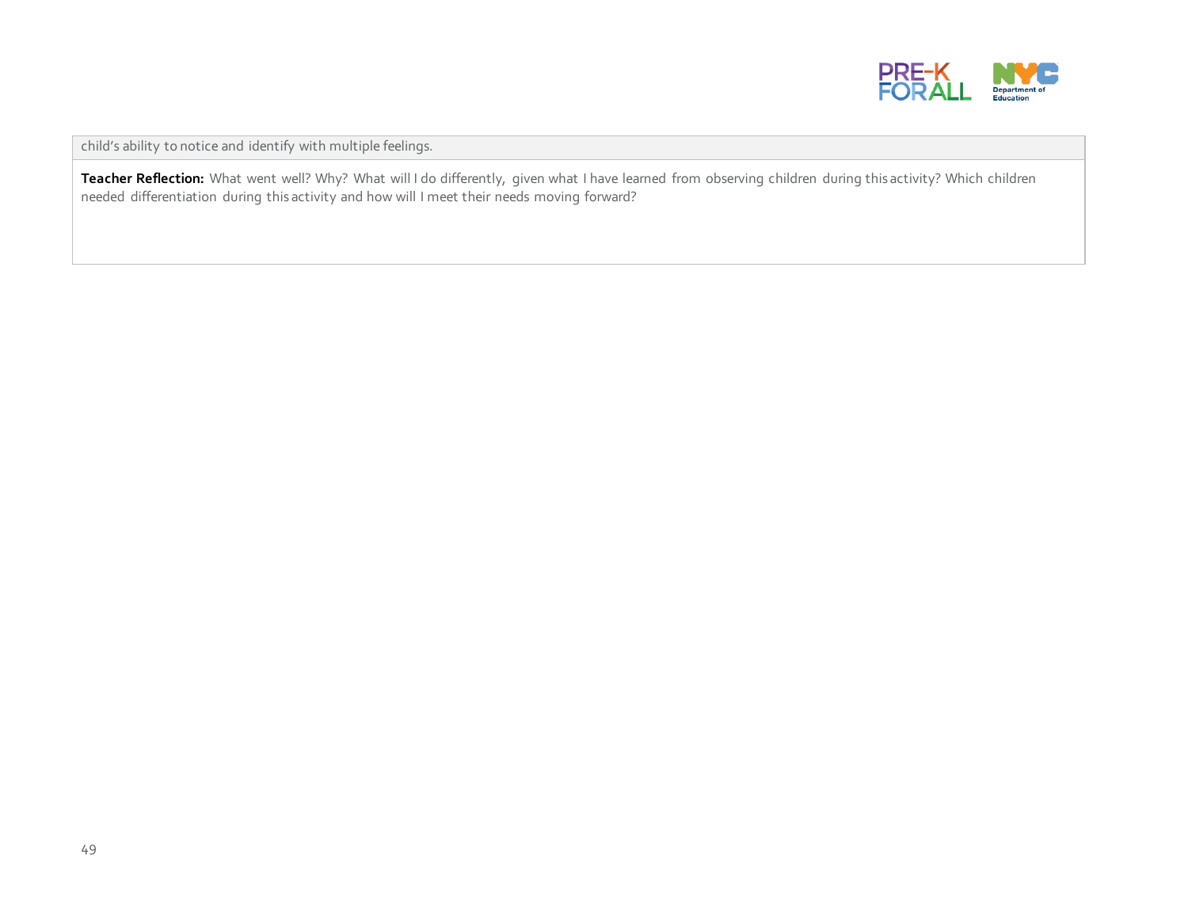child's ability to notice and identify with multiple feelings.

**Teacher Reflection:** What went well? Why? What will I do differently, given what I have learned from observing children during this activity? Which children needed differentiation during this activity and how will I meet their needs moving forward?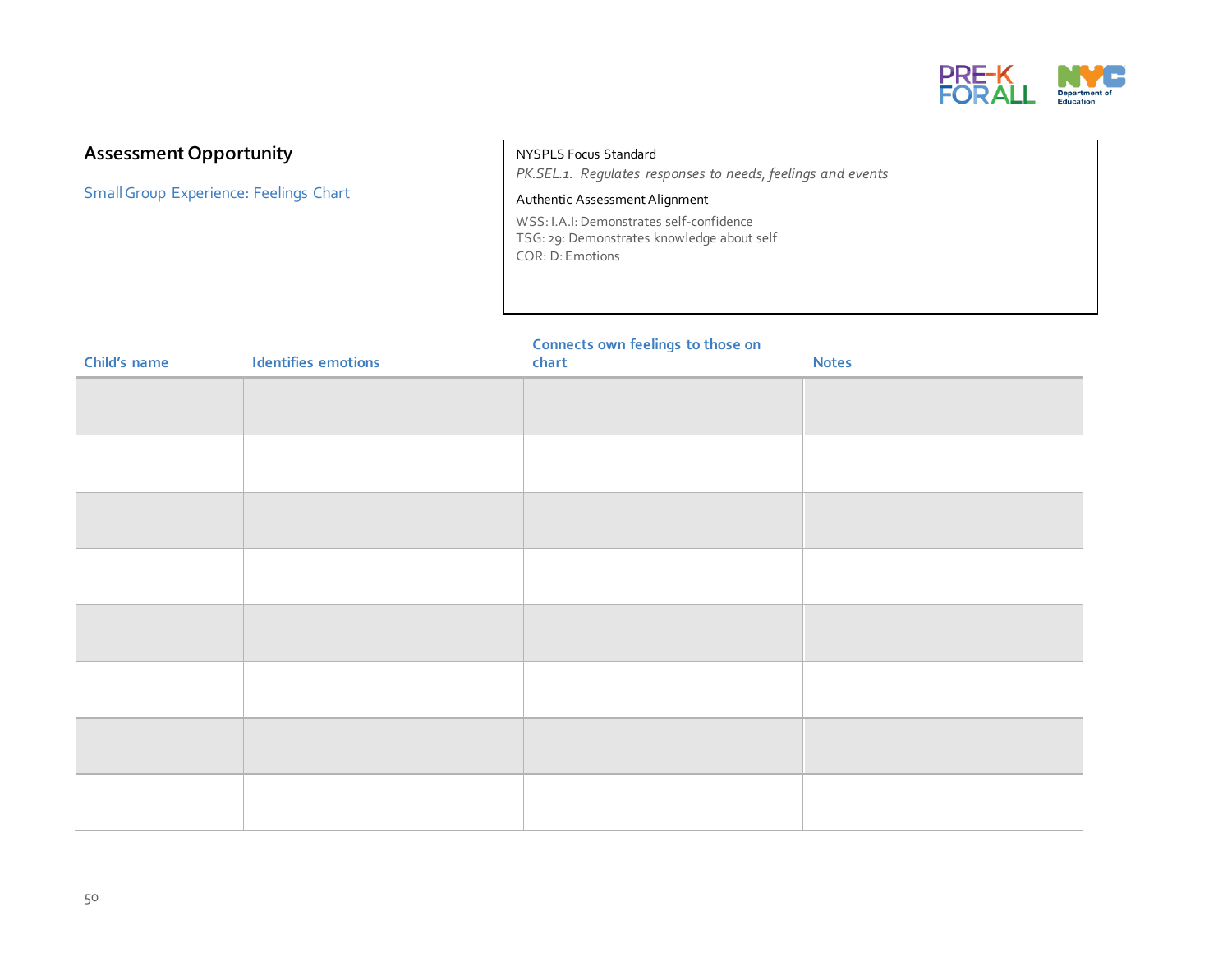## Assessment Opportunity

Small Group Experience: Feelings Chart

NYSPLS Focus Standard

*PK.SEL.1. Regulates responses to needs, feelings and events*

Authentic Assessment Alignment

WSS: I.A.I: Demonstrates self-confidence
TSG: 29: Demonstrates knowledge about self
COR: D: Emotions

| Child's name | Identifies emotions | Connects own feelings to those on chart | Notes |
|---|---|---|---|
| | | | |
| | | | |
| | | | |
| | | | |
| | | | |
| | | | |
| | | | |
| | | | |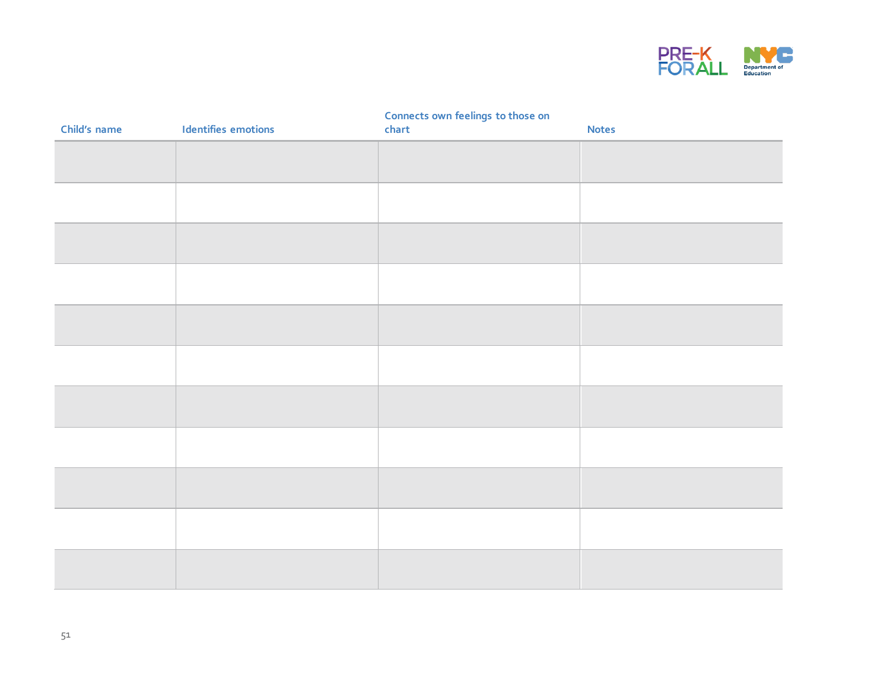| Child's name | Identifies emotions | Connects own feelings to those on chart | Notes |
|---|---|---|---|
| | | | |
| | | | |
| | | | |
| | | | |
| | | | |
| | | | |
| | | | |
| | | | |
| | | | |
| | | | |
| | | | |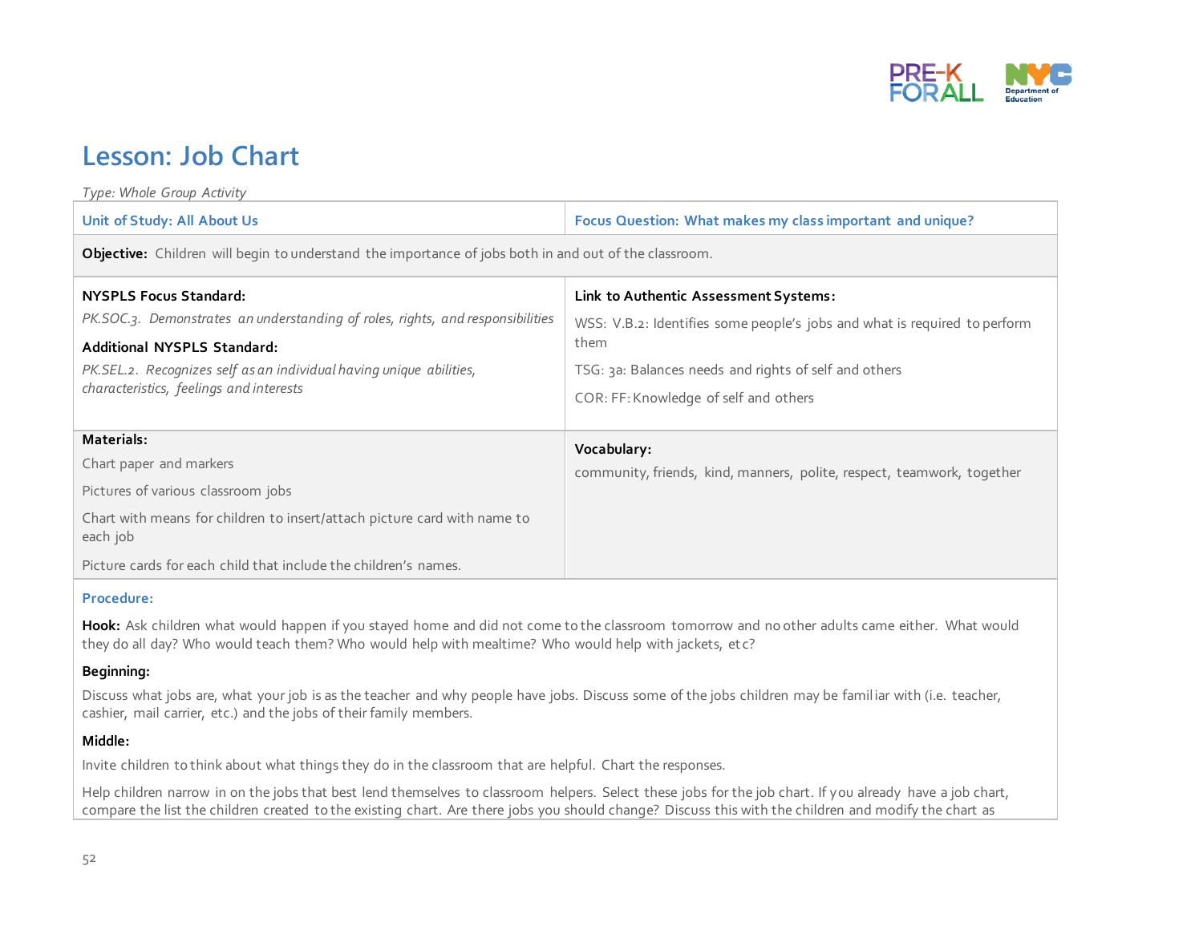# Lesson: Job Chart

*Type: Whole Group Activity*

| Unit of Study: All About Us | Focus Question: What makes my class important and unique? |
|---|---|
| **Objective:** Children will begin to understand the importance of jobs both in and out of the classroom. | |
| **NYSPLS Focus Standard:**<br>*PK.SOC.3. Demonstrates an understanding of roles, rights, and responsibilities*<br>**Additional NYSPLS Standard:**<br>*PK.SEL.2. Recognizes self as an individual having unique abilities, characteristics, feelings and interests* | **Link to Authentic Assessment Systems:**<br>WSS: V.B.2: Identifies some people's jobs and what is required to perform them<br>TSG: 3a: Balances needs and rights of self and others<br>COR: FF: Knowledge of self and others |
| **Materials:**<br>Chart paper and markers<br>Pictures of various classroom jobs<br>Chart with means for children to insert/attach picture card with name to each job<br>Picture cards for each child that include the children's names. | **Vocabulary:**<br>community, friends, kind, manners, polite, respect, teamwork, together |

**Procedure:**

**Hook:** Ask children what would happen if you stayed home and did not come to the classroom tomorrow and no other adults came either. What would they do all day? Who would teach them? Who would help with mealtime? Who would help with jackets, etc?

**Beginning:**

Discuss what jobs are, what your job is as the teacher and why people have jobs. Discuss some of the jobs children may be familiar with (i.e. teacher, cashier, mail carrier, etc.) and the jobs of their family members.

**Middle:**

Invite children to think about what things they do in the classroom that are helpful. Chart the responses.

Help children narrow in on the jobs that best lend themselves to classroom helpers. Select these jobs for the job chart. If you already have a job chart, compare the list the children created to the existing chart. Are there jobs you should change? Discuss this with the children and modify the chart as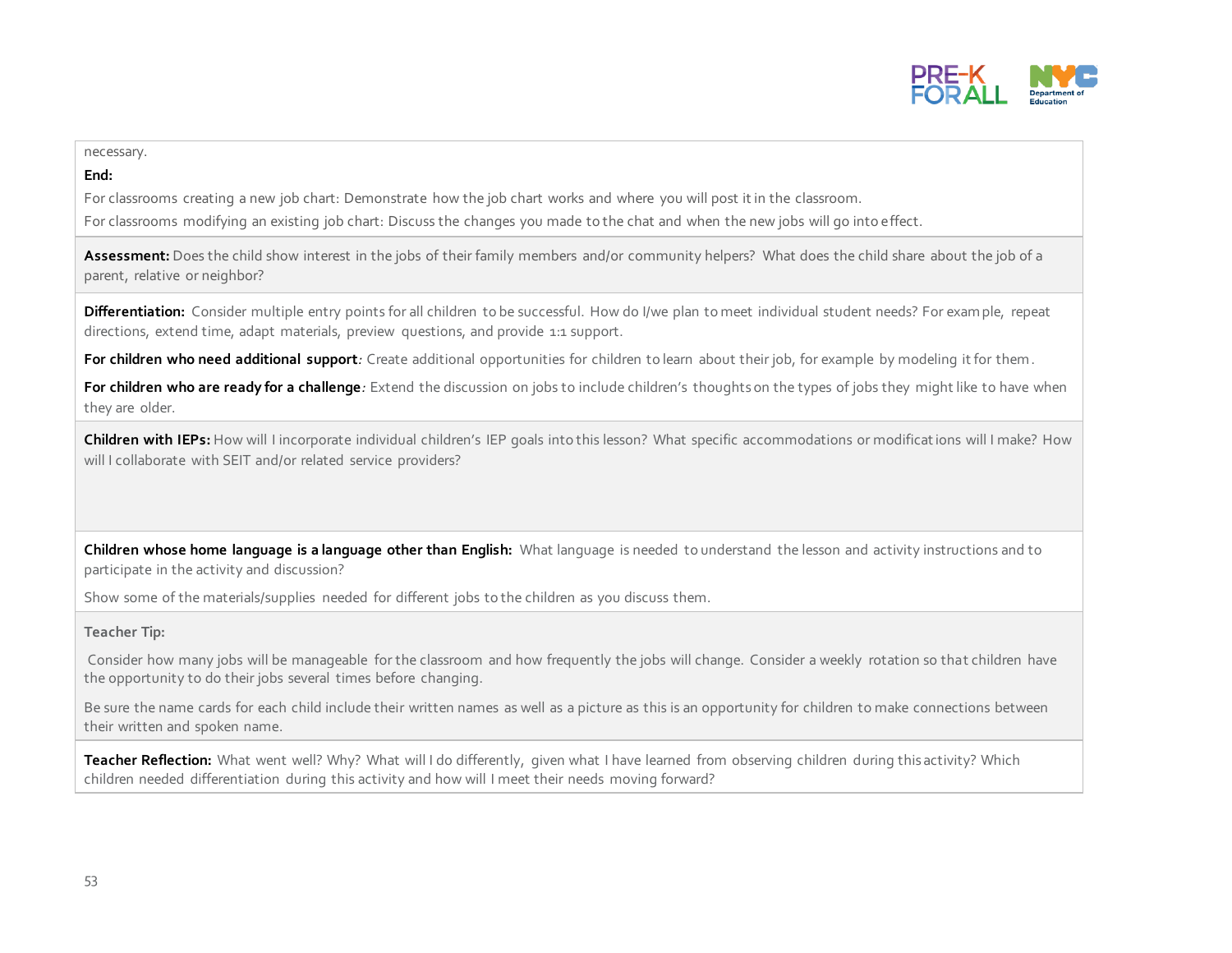necessary.

**End:**

For classrooms creating a new job chart: Demonstrate how the job chart works and where you will post it in the classroom.

For classrooms modifying an existing job chart: Discuss the changes you made to the chat and when the new jobs will go into effect.

**Assessment:** Does the child show interest in the jobs of their family members and/or community helpers? What does the child share about the job of a parent, relative or neighbor?

**Differentiation:** Consider multiple entry points for all children to be successful. How do I/we plan to meet individual student needs? For example, repeat directions, extend time, adapt materials, preview questions, and provide 1:1 support.

**For children who need additional support***:* Create additional opportunities for children to learn about their job, for example by modeling it for them.

**For children who are ready for a challenge***:* Extend the discussion on jobs to include children's thoughts on the types of jobs they might like to have when they are older.

**Children with IEPs:** How will I incorporate individual children's IEP goals into this lesson? What specific accommodations or modifications will I make? How will I collaborate with SEIT and/or related service providers?

**Children whose home language is a language other than English:** What language is needed to understand the lesson and activity instructions and to participate in the activity and discussion?

Show some of the materials/supplies needed for different jobs to the children as you discuss them.

**Teacher Tip:**

Consider how many jobs will be manageable for the classroom and how frequently the jobs will change. Consider a weekly rotation so that children have the opportunity to do their jobs several times before changing.

Be sure the name cards for each child include their written names as well as a picture as this is an opportunity for children to make connections between their written and spoken name.

**Teacher Reflection:** What went well? Why? What will I do differently, given what I have learned from observing children during this activity? Which children needed differentiation during this activity and how will I meet their needs moving forward?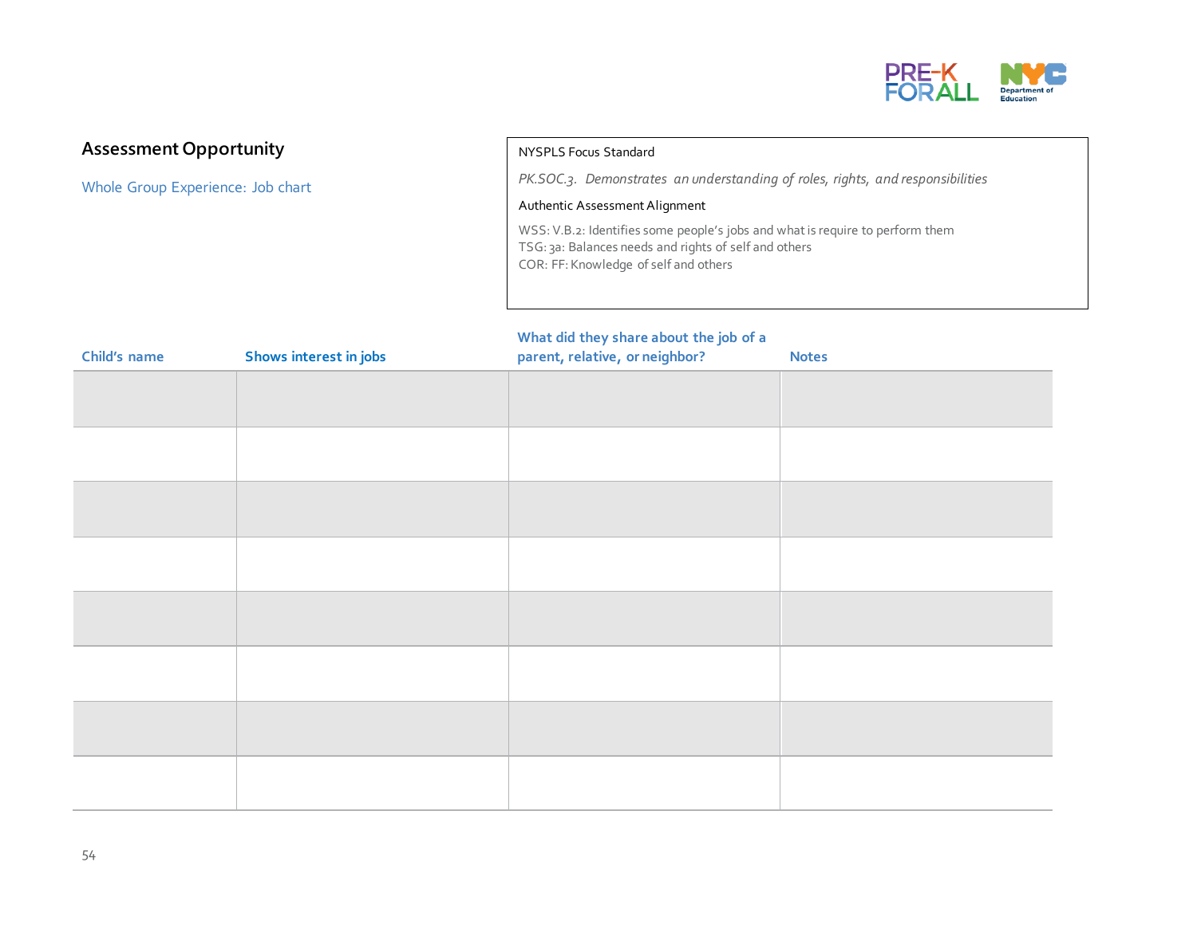## Assessment Opportunity

Whole Group Experience: Job chart

NYSPLS Focus Standard

*PK.SOC.3. Demonstrates an understanding of roles, rights, and responsibilities*

Authentic Assessment Alignment

WSS: V.B.2: Identifies some people's jobs and what is require to perform them
TSG: 3a: Balances needs and rights of self and others
COR: FF: Knowledge of self and others

| Child's name | Shows interest in jobs | What did they share about the job of a parent, relative, or neighbor? | Notes |
|---|---|---|---|
| | | | |
| | | | |
| | | | |
| | | | |
| | | | |
| | | | |
| | | | |
| | | | |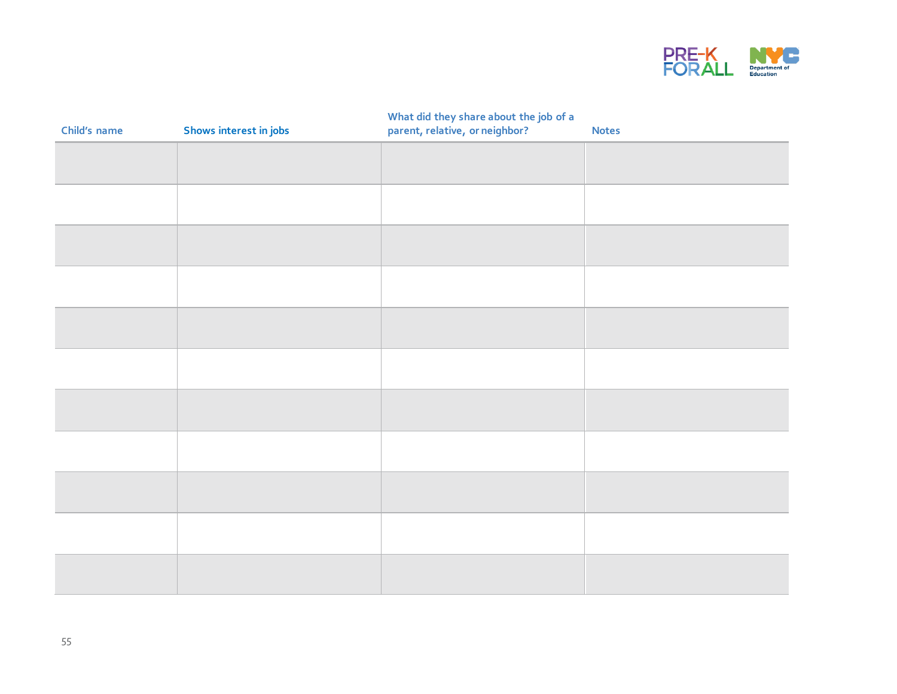| Child's name | Shows interest in jobs | What did they share about the job of a parent, relative, or neighbor? | Notes |
|---|---|---|---|
| | | | |
| | | | |
| | | | |
| | | | |
| | | | |
| | | | |
| | | | |
| | | | |
| | | | |
| | | | |
| | | | |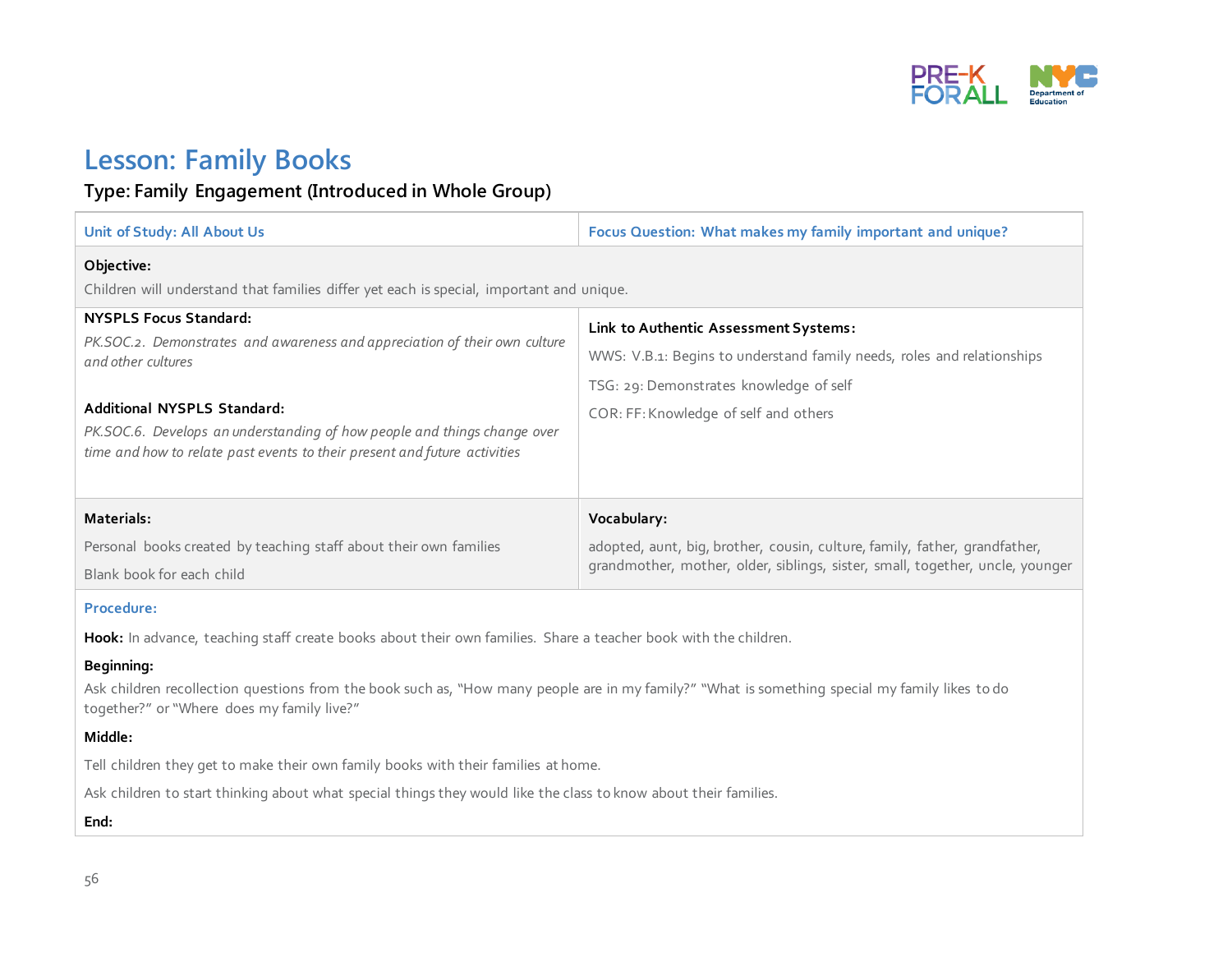# Lesson: Family Books

**Type: Family Engagement (Introduced in Whole Group)**

| Unit of Study: All About Us | Focus Question: What makes my family important and unique? |
|---|---|
| **Objective:**<br>Children will understand that families differ yet each is special, important and unique. | |
| **NYSPLS Focus Standard:**<br>*PK.SOC.2. Demonstrates and awareness and appreciation of their own culture and other cultures*<br><br>**Additional NYSPLS Standard:**<br>*PK.SOC.6. Develops an understanding of how people and things change over time and how to relate past events to their present and future activities* | **Link to Authentic Assessment Systems:**<br>WWS: V.B.1: Begins to understand family needs, roles and relationships<br>TSG: 29: Demonstrates knowledge of self<br>COR: FF: Knowledge of self and others |
| **Materials:**<br>Personal books created by teaching staff about their own families<br>Blank book for each child | **Vocabulary:**<br>adopted, aunt, big, brother, cousin, culture, family, father, grandfather, grandmother, mother, older, siblings, sister, small, together, uncle, younger |

**Procedure:**

**Hook:** In advance, teaching staff create books about their own families. Share a teacher book with the children.

**Beginning:**

Ask children recollection questions from the book such as, "How many people are in my family?" "What is something special my family likes to do together?" or "Where does my family live?"

**Middle:**

Tell children they get to make their own family books with their families at home.

Ask children to start thinking about what special things they would like the class to know about their families.

**End:**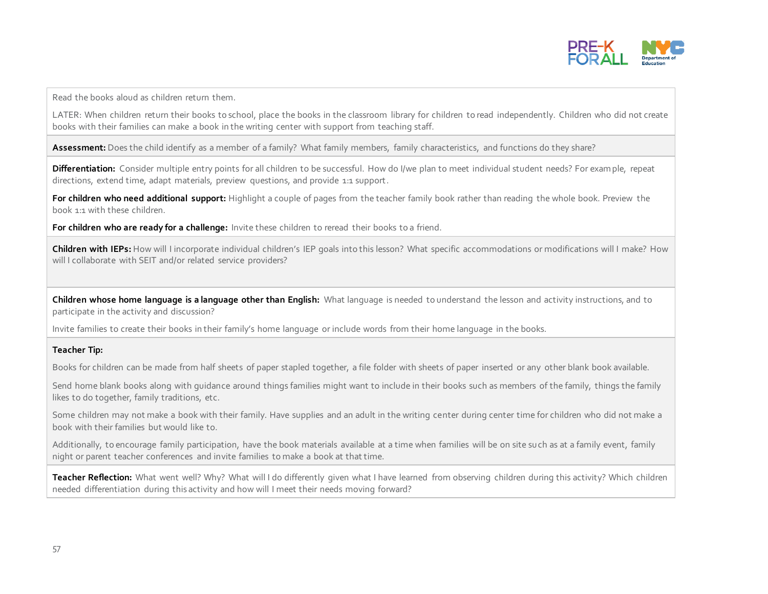Read the books aloud as children return them.

LATER: When children return their books to school, place the books in the classroom library for children to read independently. Children who did not create books with their families can make a book in the writing center with support from teaching staff.

**Assessment:** Does the child identify as a member of a family? What family members, family characteristics, and functions do they share?

**Differentiation:** Consider multiple entry points for all children to be successful. How do I/we plan to meet individual student needs? For example, repeat directions, extend time, adapt materials, preview questions, and provide 1:1 support.

**For children who need additional support:** Highlight a couple of pages from the teacher family book rather than reading the whole book. Preview the book 1:1 with these children.

**For children who are ready for a challenge:** Invite these children to reread their books to a friend.

**Children with IEPs:** How will I incorporate individual children's IEP goals into this lesson? What specific accommodations or modifications will I make? How will I collaborate with SEIT and/or related service providers?

**Children whose home language is a language other than English:** What language is needed to understand the lesson and activity instructions, and to participate in the activity and discussion?

Invite families to create their books in their family's home language or include words from their home language in the books.

**Teacher Tip:**

Books for children can be made from half sheets of paper stapled together, a file folder with sheets of paper inserted or any other blank book available.

Send home blank books along with guidance around things families might want to include in their books such as members of the family, things the family likes to do together, family traditions, etc.

Some children may not make a book with their family. Have supplies and an adult in the writing center during center time for children who did not make a book with their families but would like to.

Additionally, to encourage family participation, have the book materials available at a time when families will be on site such as at a family event, family night or parent teacher conferences and invite families to make a book at that time.

**Teacher Reflection:** What went well? Why? What will I do differently given what I have learned from observing children during this activity? Which children needed differentiation during this activity and how will I meet their needs moving forward?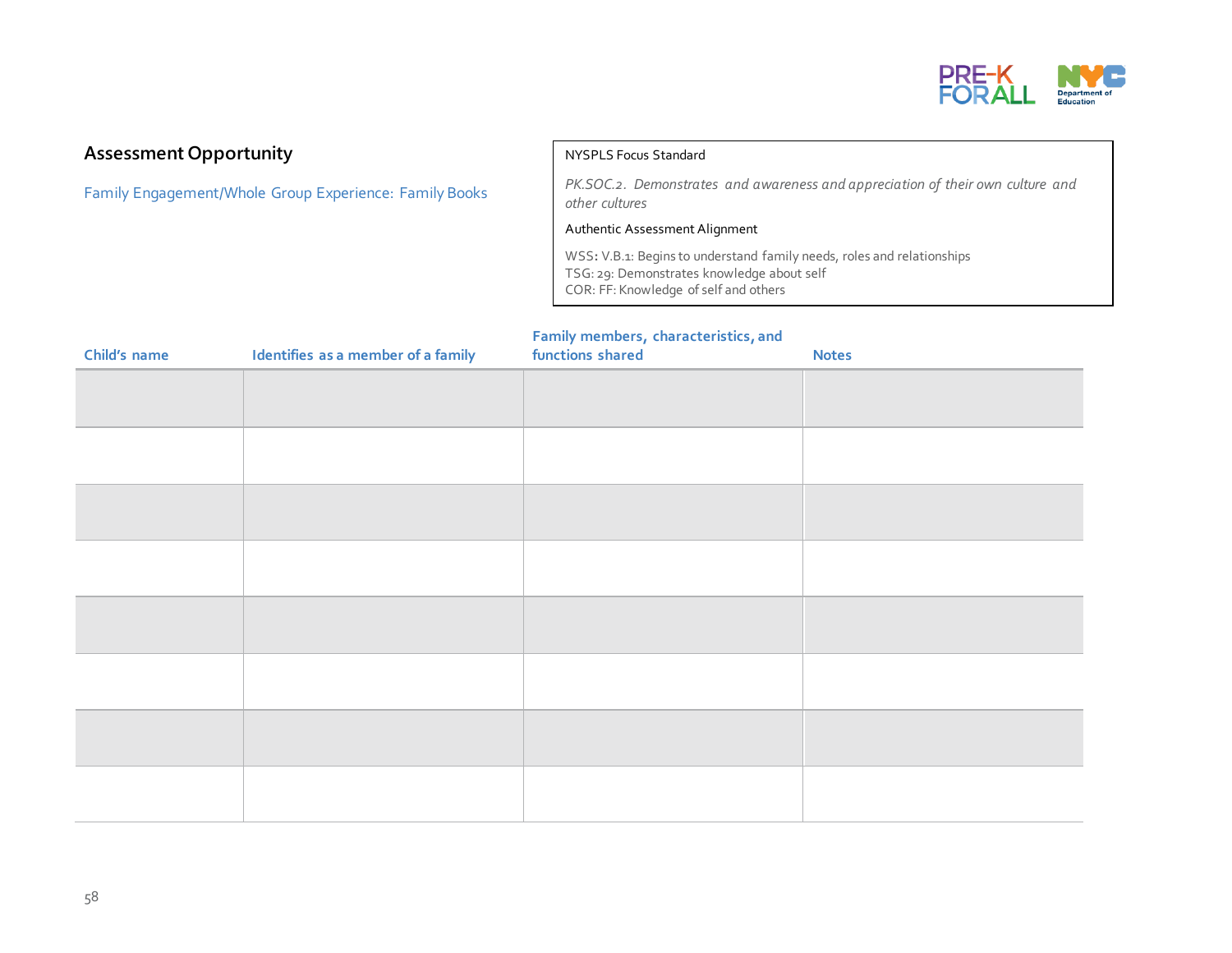## Assessment Opportunity

Family Engagement/Whole Group Experience: Family Books

NYSPLS Focus Standard

*PK.SOC.2. Demonstrates and awareness and appreciation of their own culture and other cultures*

Authentic Assessment Alignment

WSS: V.B.1: Begins to understand family needs, roles and relationships
TSG: 29: Demonstrates knowledge about self
COR: FF: Knowledge of self and others

| Child's name | Identifies as a member of a family | Family members, characteristics, and functions shared | Notes |
|---|---|---|---|
| | | | |
| | | | |
| | | | |
| | | | |
| | | | |
| | | | |
| | | | |
| | | | |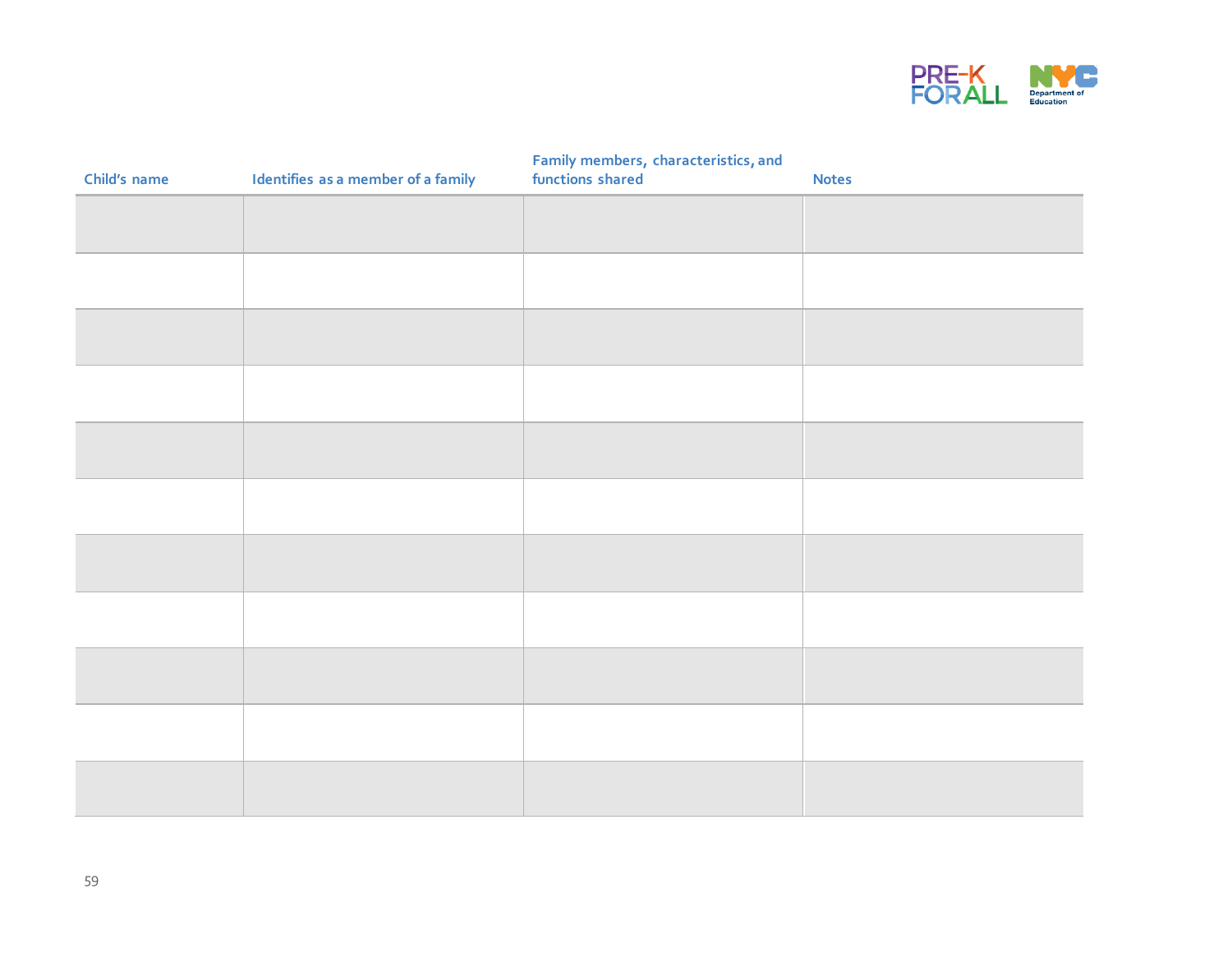| Child's name | Identifies as a member of a family | Family members, characteristics, and functions shared | Notes |
|---|---|---|---|
| | | | |
| | | | |
| | | | |
| | | | |
| | | | |
| | | | |
| | | | |
| | | | |
| | | | |
| | | | |
| | | | |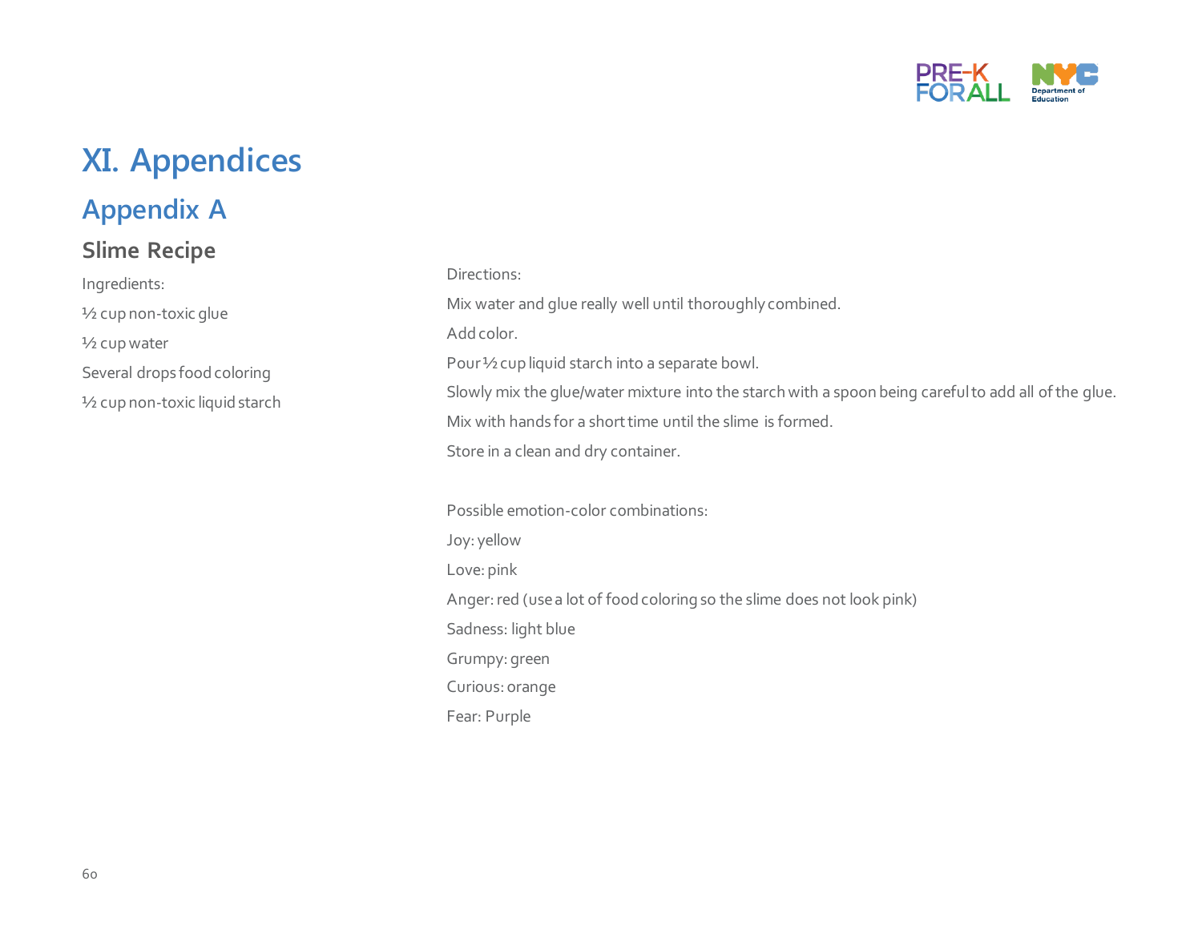# XI. Appendices

## Appendix A

### Slime Recipe

Ingredients:

½ cup non-toxic glue

½ cup water

Several drops food coloring

½ cup non-toxic liquid starch

Directions:

Mix water and glue really well until thoroughly combined.

Add color.

Pour ½ cup liquid starch into a separate bowl.

Slowly mix the glue/water mixture into the starch with a spoon being careful to add all of the glue.

Mix with hands for a short time until the slime is formed.

Store in a clean and dry container.

Possible emotion-color combinations:

Joy: yellow

Love: pink

Anger: red (use a lot of food coloring so the slime does not look pink)

Sadness: light blue

Grumpy: green

Curious: orange

Fear: Purple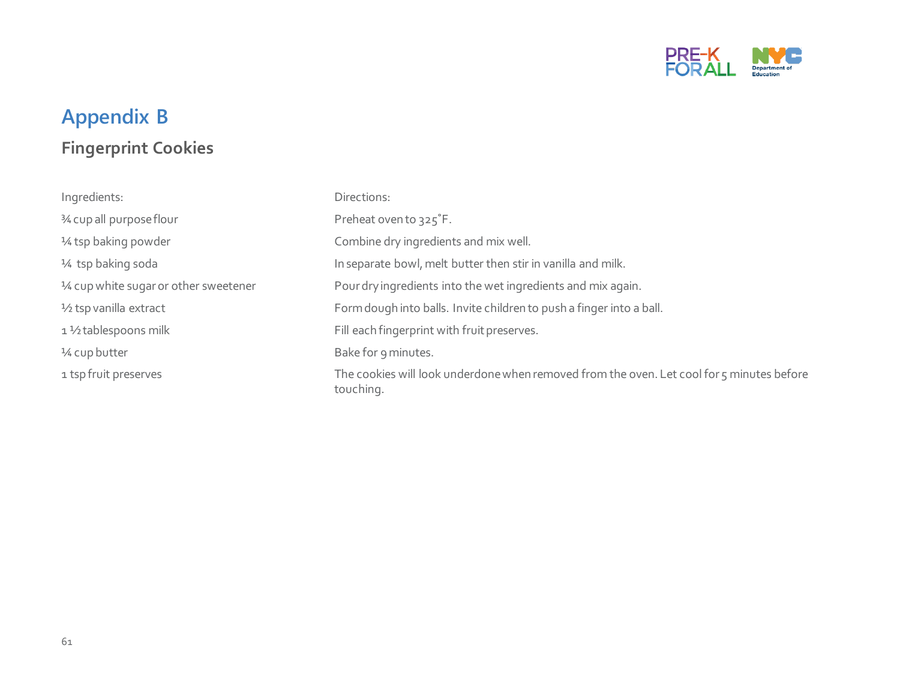# Appendix B

## Fingerprint Cookies

Ingredients:

¾ cup all purpose flour

¼ tsp baking powder

¼ tsp baking soda

¼ cup white sugar or other sweetener

½ tsp vanilla extract

1 ½ tablespoons milk

¼ cup butter

1 tsp fruit preserves

Directions:

Preheat oven to 325˚F.

Combine dry ingredients and mix well.

In separate bowl, melt butter then stir in vanilla and milk.

Pour dry ingredients into the wet ingredients and mix again.

Form dough into balls. Invite children to push a finger into a ball.

Fill each fingerprint with fruit preserves.

Bake for 9 minutes.

The cookies will look underdone when removed from the oven. Let cool for 5 minutes before touching.